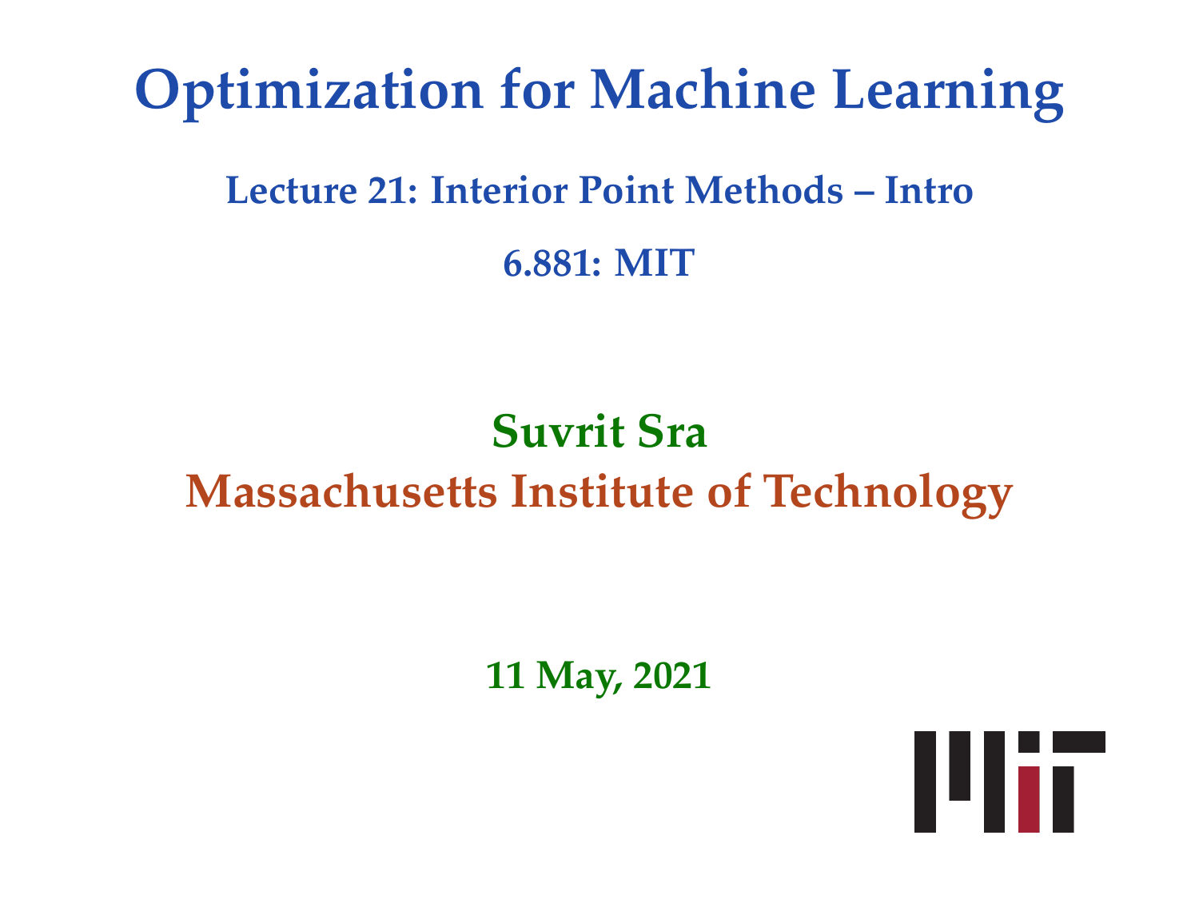# Optimization for Machine Learning

## Lecture 21: Interior Point Methods – Intro

## 6.881: MIT

**Suvrit Sra**

**Massachusetts Institute of Technology**

**11 May, 2021**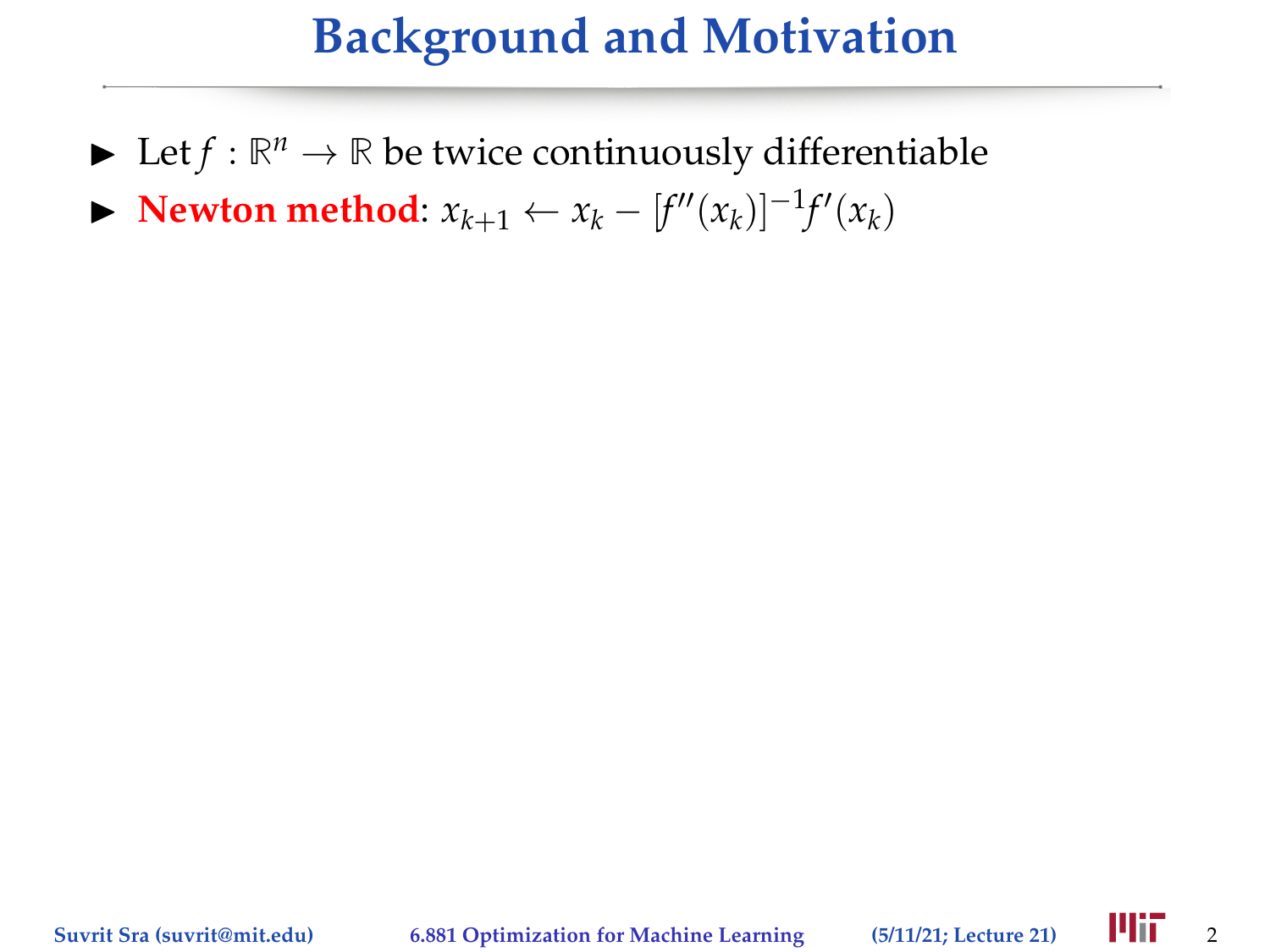# Background and Motivation

- Let $f : \mathbb{R}^n \to \mathbb{R}$ be twice continuously differentiable
- **Newton method**: $x_{k+1} \leftarrow x_k - [f''(x_k)]^{-1} f'(x_k)$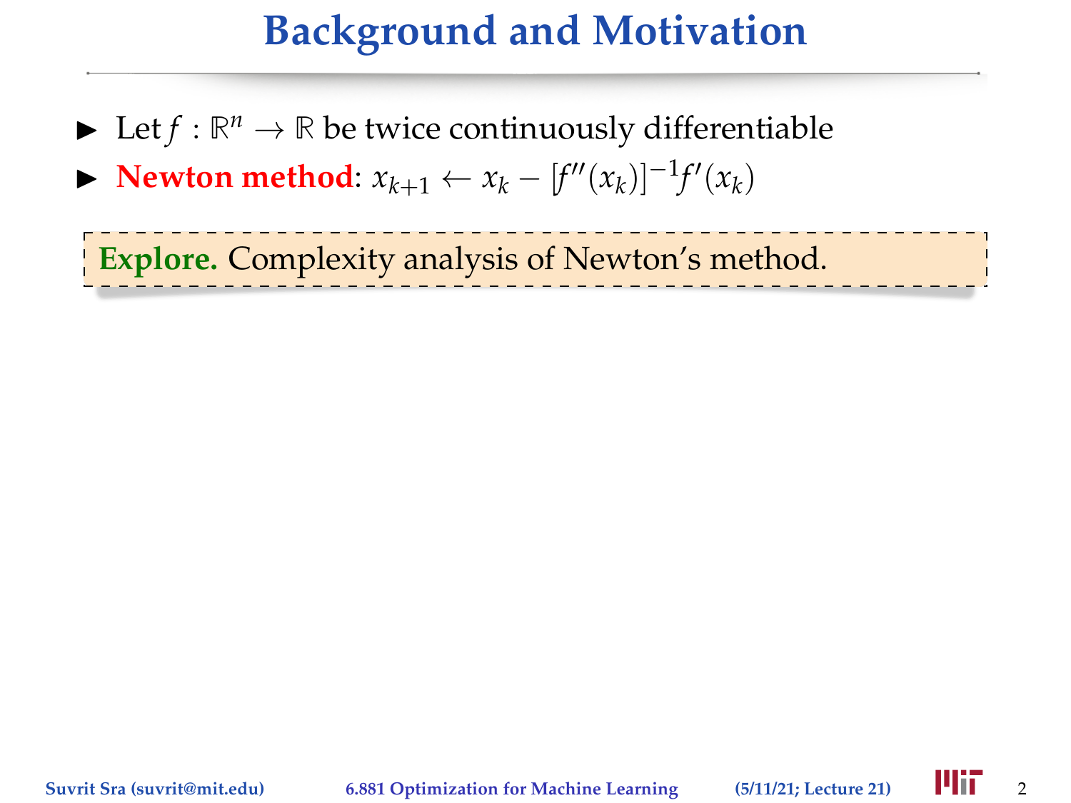# Background and Motivation

- Let $f : \mathbb{R}^n \to \mathbb{R}$ be twice continuously differentiable
- **Newton method**: $x_{k+1} \leftarrow x_k - [f''(x_k)]^{-1} f'(x_k)$

**Explore.** Complexity analysis of Newton's method.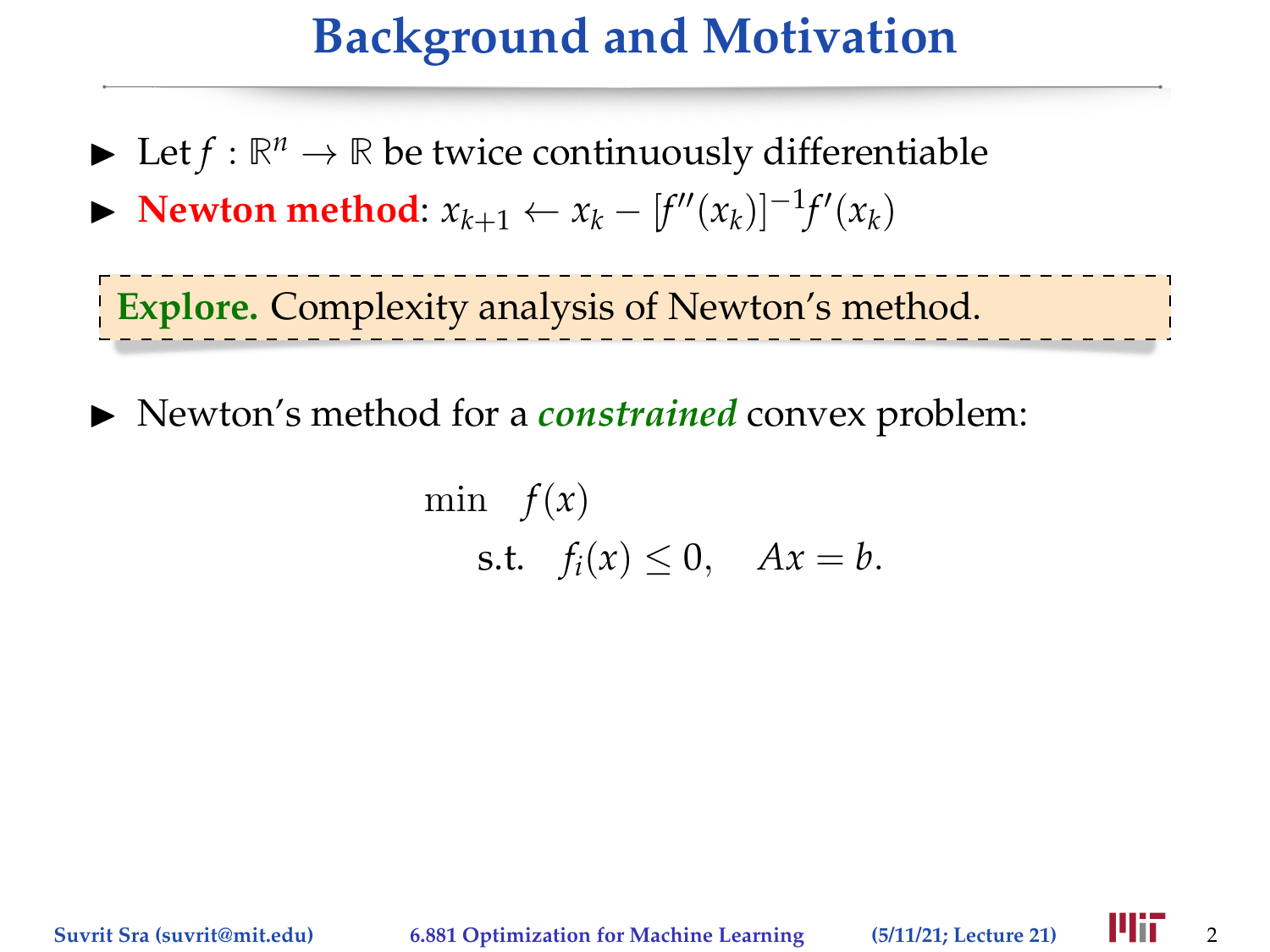# Background and Motivation

- Let $f : \mathbb{R}^n \to \mathbb{R}$ be twice continuously differentiable
- **Newton method**: $x_{k+1} \leftarrow x_k - [f''(x_k)]^{-1} f'(x_k)$

**Explore.** Complexity analysis of Newton's method.

- Newton's method for a ***constrained*** convex problem:

$$
\begin{aligned}
\min \quad & f(x) \\
\text{s.t.} \quad & f_i(x) \leq 0, \quad Ax = b.
\end{aligned}
$$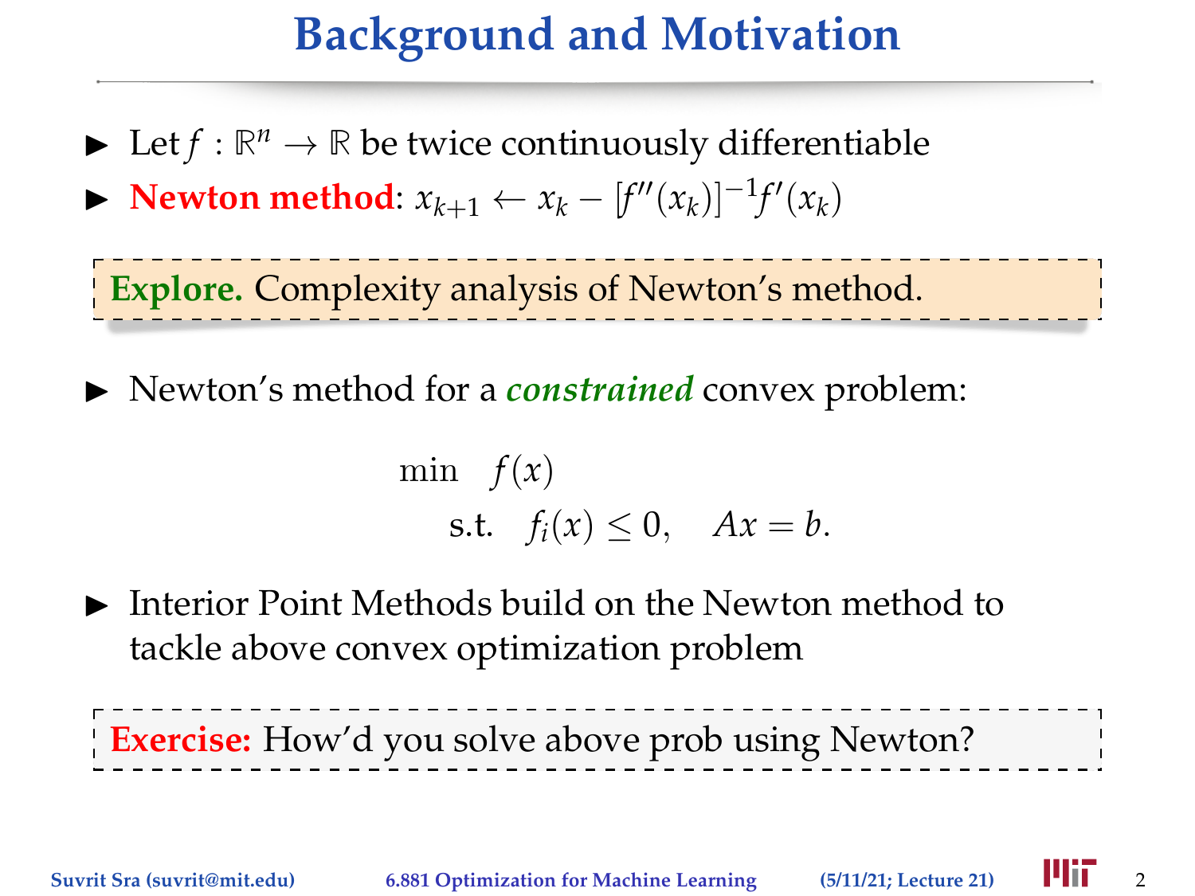# Background and Motivation

- Let $f : \mathbb{R}^n \to \mathbb{R}$ be twice continuously differentiable
- **Newton method**: $x_{k+1} \leftarrow x_k - [f''(x_k)]^{-1} f'(x_k)$

**Explore.** Complexity analysis of Newton's method.

- Newton's method for a ***constrained*** convex problem:

$$
\begin{aligned}
\min \quad & f(x) \\
\text{s.t.} \quad & f_i(x) \leq 0, \quad Ax = b.
\end{aligned}
$$

- Interior Point Methods build on the Newton method to tackle above convex optimization problem

**Exercise:** How'd you solve above prob using Newton?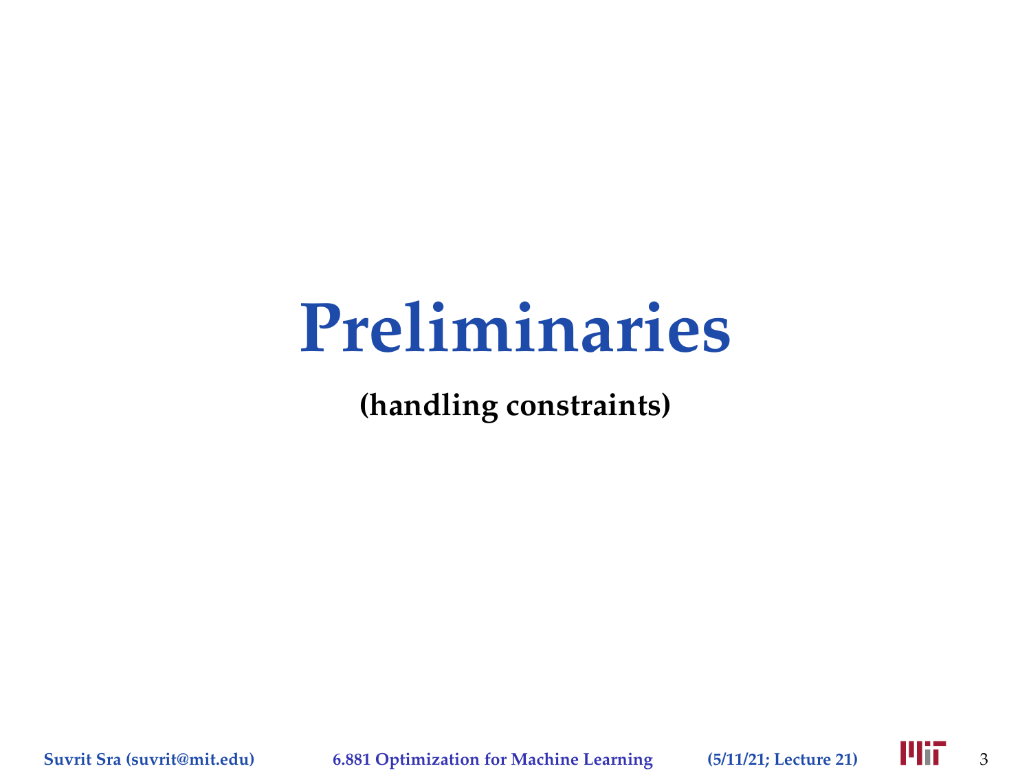# Preliminaries

**(handling constraints)**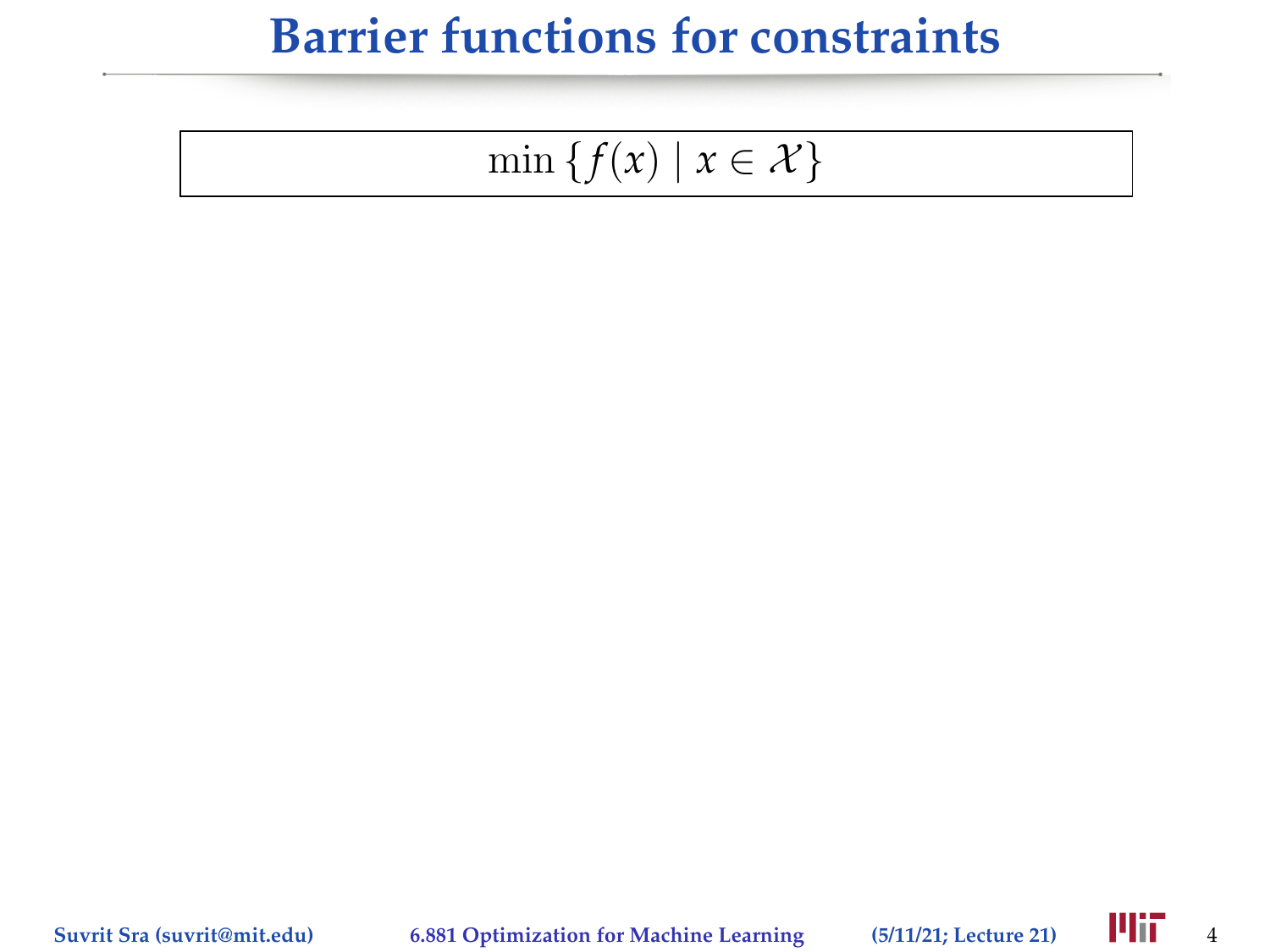# Barrier functions for constraints

$$\min \{f(x) \mid x \in \mathcal{X}\}$$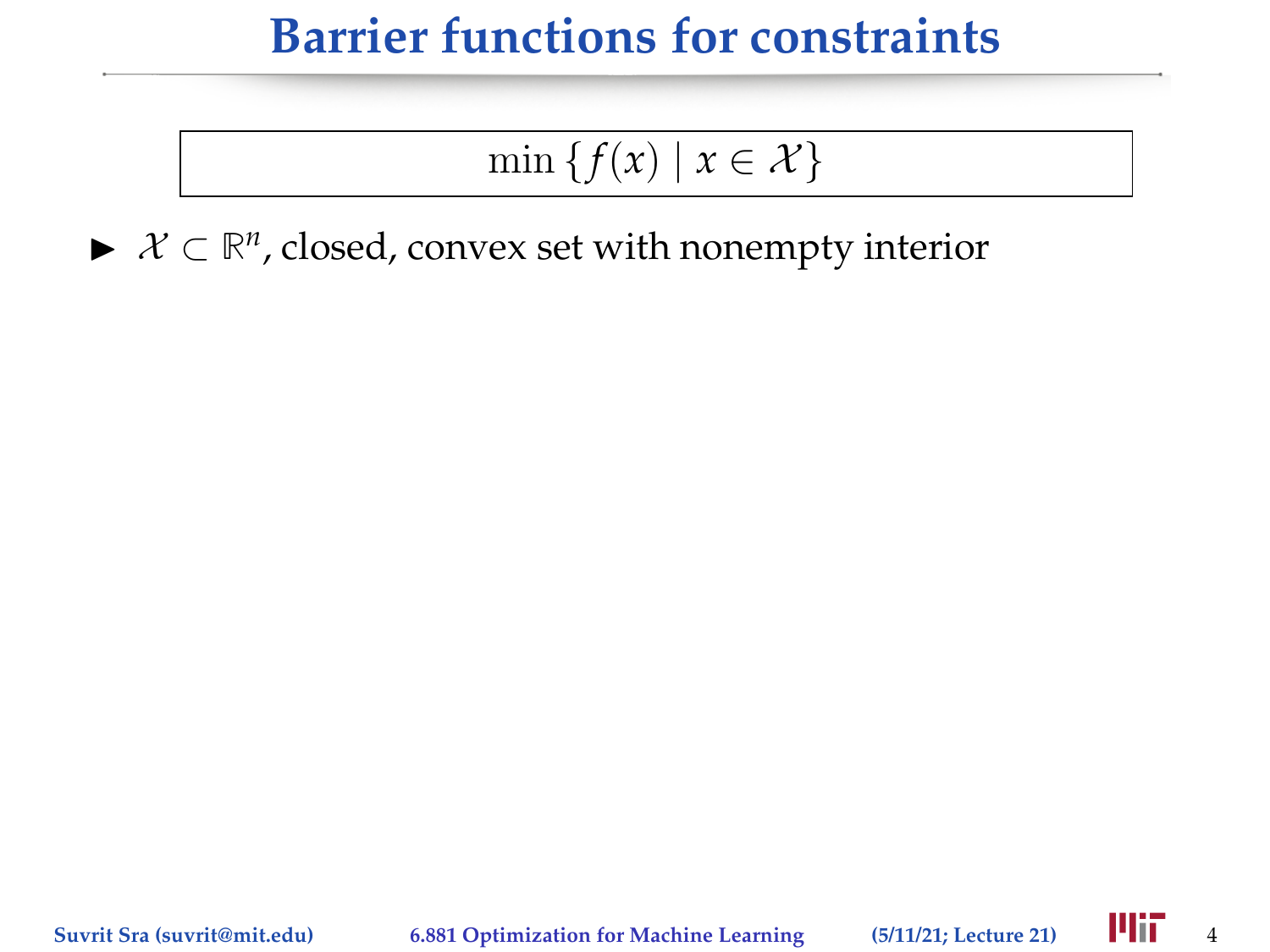# Barrier functions for constraints

$$\min \{f(x) \mid x \in \mathcal{X}\}$$

- $\mathcal{X} \subset \mathbb{R}^n$, closed, convex set with nonempty interior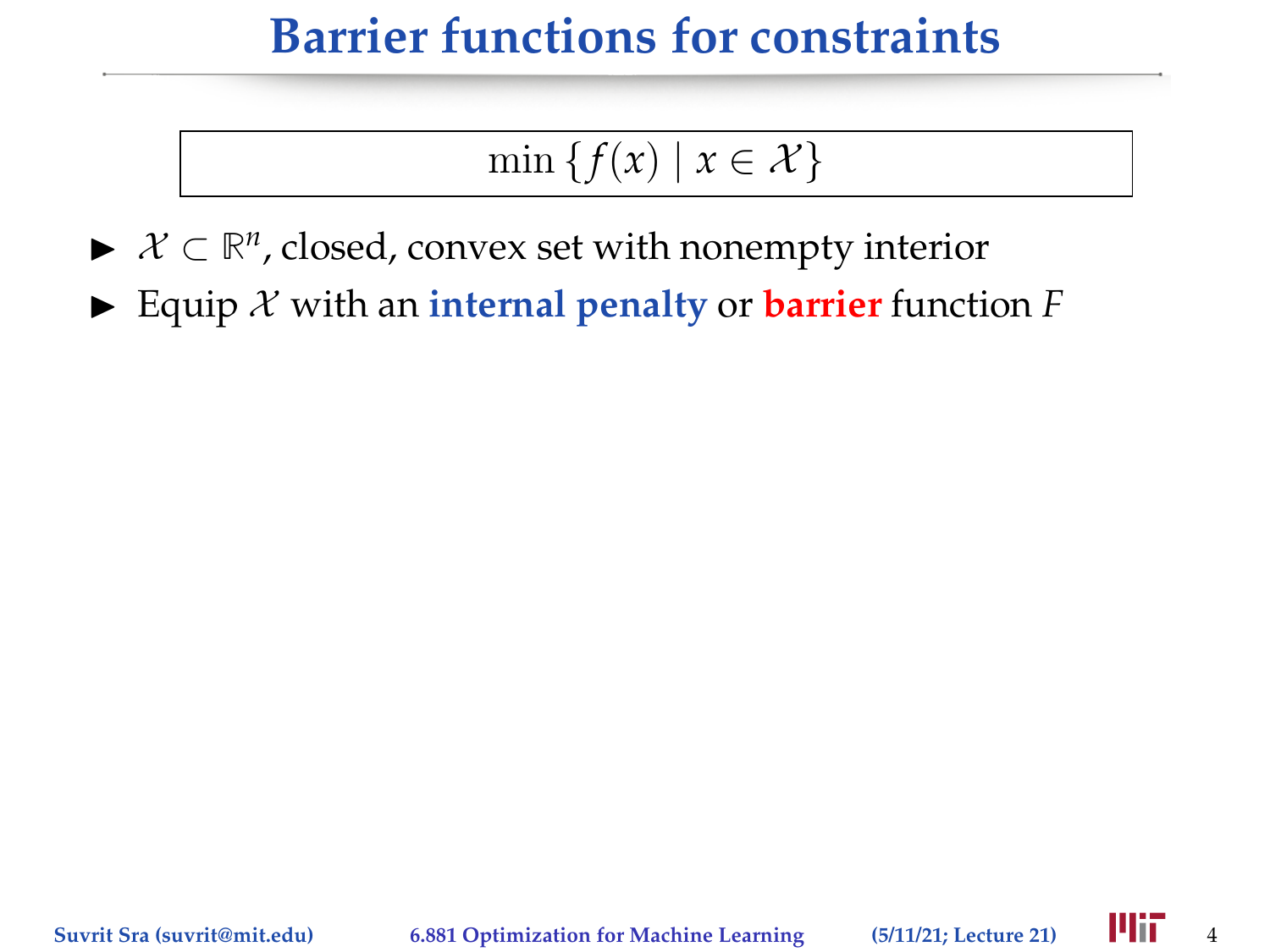# Barrier functions for constraints

$$\min \{ f(x) \mid x \in \mathcal{X} \}$$

- $\mathcal{X} \subset \mathbb{R}^n$, closed, convex set with nonempty interior
- Equip $\mathcal{X}$ with an **internal penalty** or **barrier** function $F$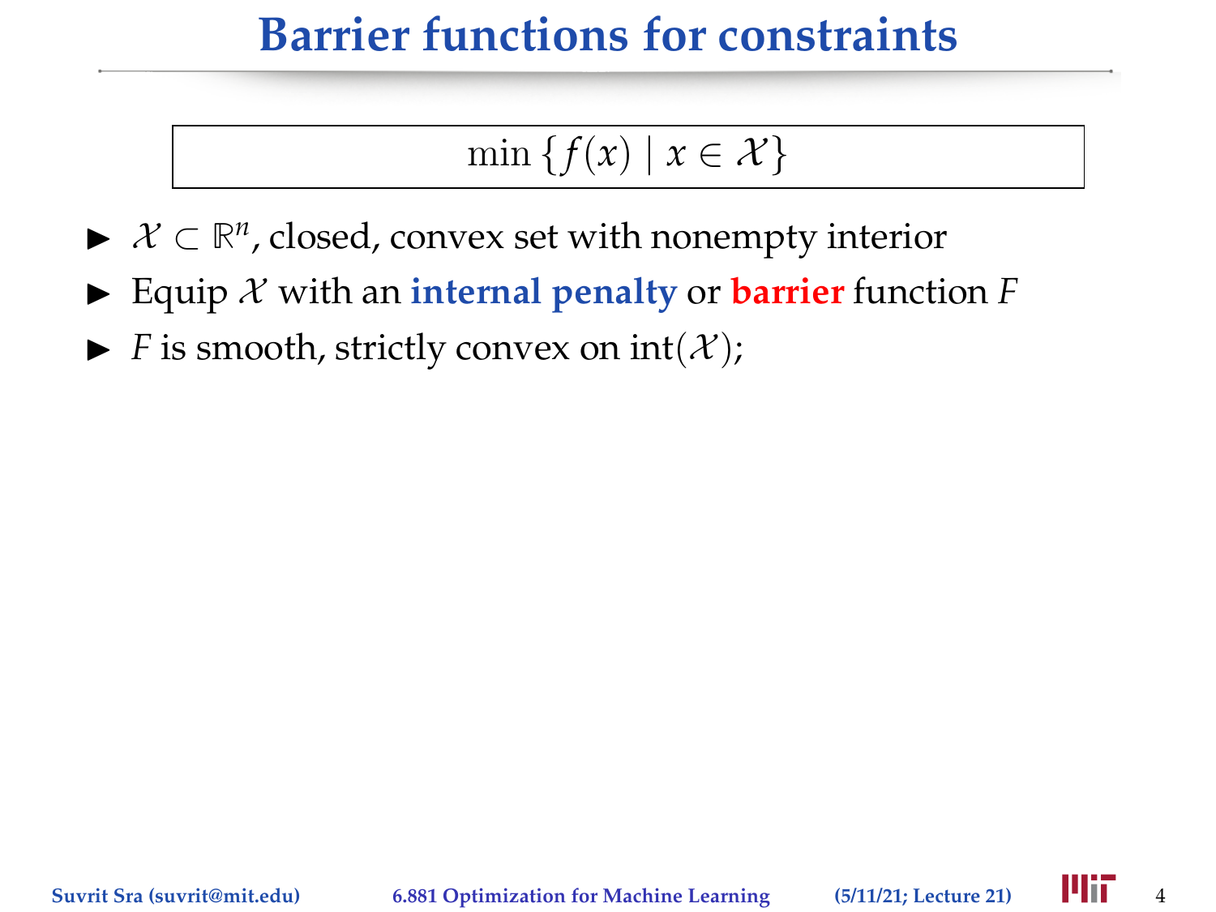# Barrier functions for constraints

$$\min \{f(x) \mid x \in \mathcal{X}\}$$

- $\mathcal{X} \subset \mathbb{R}^n$, closed, convex set with nonempty interior
- Equip $\mathcal{X}$ with an **internal penalty** or **barrier** function $F$
- $F$ is smooth, strictly convex on $\text{int}(\mathcal{X})$;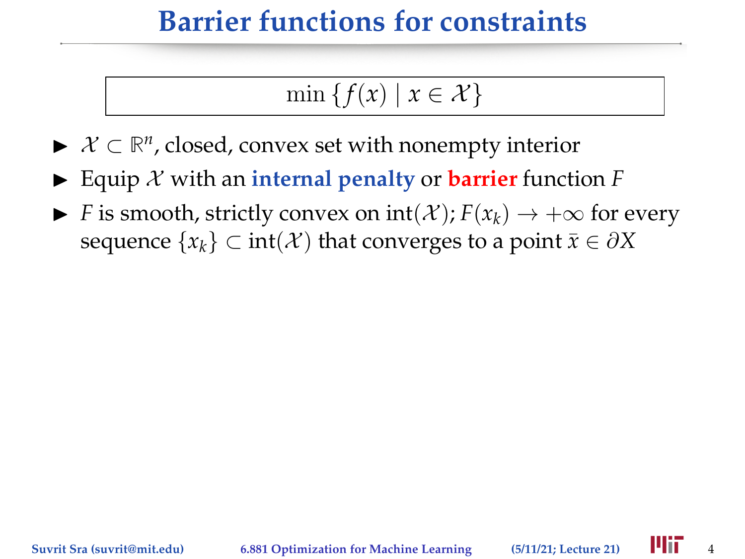# Barrier functions for constraints

$$\min \{f(x) \mid x \in \mathcal{X}\}$$

- $\mathcal{X} \subset \mathbb{R}^n$, closed, convex set with nonempty interior
- Equip $\mathcal{X}$ with an **internal penalty** or **barrier** function $F$
- $F$ is smooth, strictly convex on $\text{int}(\mathcal{X})$; $F(x_k) \to +\infty$ for every sequence $\{x_k\} \subset \text{int}(\mathcal{X})$ that converges to a point $\bar{x} \in \partial X$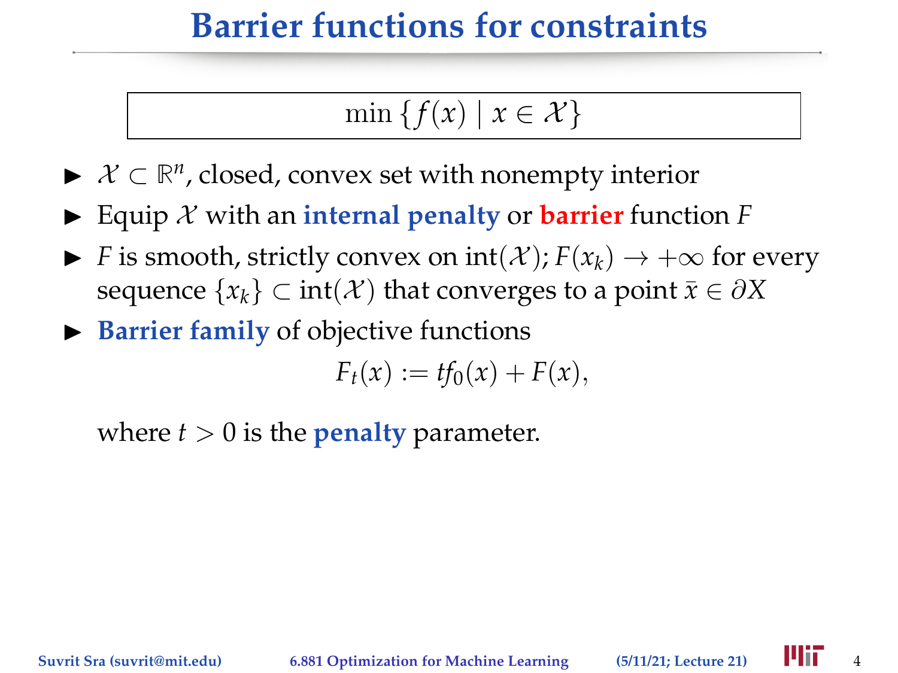# Barrier functions for constraints

$$\min \{f(x) \mid x \in \mathcal{X}\}$$

- $\mathcal{X} \subset \mathbb{R}^n$, closed, convex set with nonempty interior
- Equip $\mathcal{X}$ with an **internal penalty** or **barrier** function $F$
- $F$ is smooth, strictly convex on $\text{int}(\mathcal{X})$; $F(x_k) \to +\infty$ for every sequence $\{x_k\} \subset \text{int}(\mathcal{X})$ that converges to a point $\bar{x} \in \partial X$
- **Barrier family** of objective functions

$$F_t(x) := tf_0(x) + F(x),$$

where $t > 0$ is the **penalty** parameter.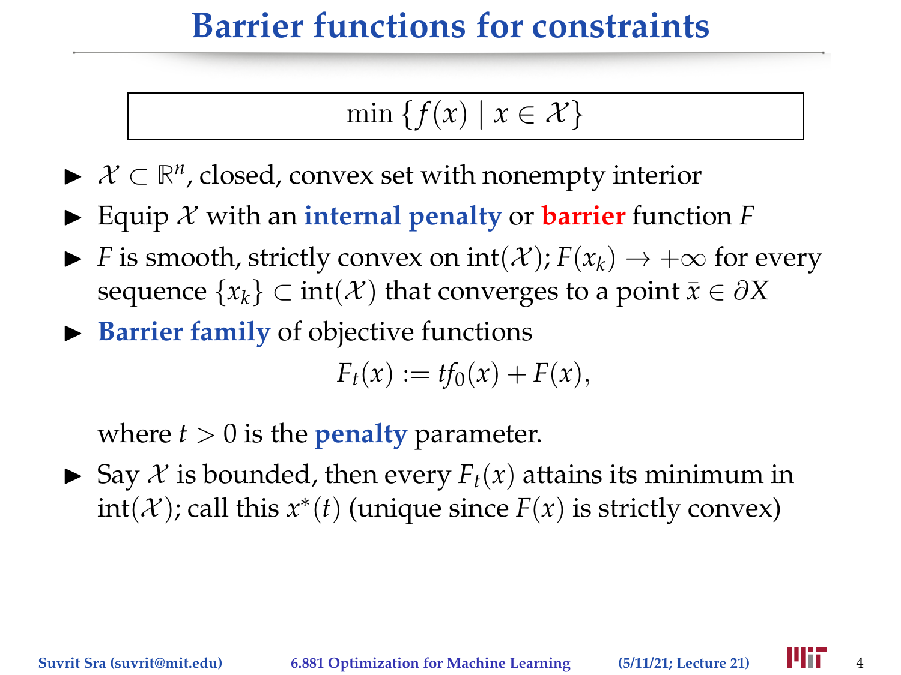# Barrier functions for constraints

$$\min \{f(x) \mid x \in \mathcal{X}\}$$

- $\mathcal{X} \subset \mathbb{R}^n$, closed, convex set with nonempty interior
- Equip $\mathcal{X}$ with an **internal penalty** or **barrier** function $F$
- $F$ is smooth, strictly convex on $\text{int}(\mathcal{X})$; $F(x_k) \to +\infty$ for every sequence $\{x_k\} \subset \text{int}(\mathcal{X})$ that converges to a point $\bar{x} \in \partial X$
- **Barrier family** of objective functions

  $$F_t(x) := tf_0(x) + F(x),$$

  where $t > 0$ is the **penalty** parameter.
- Say $\mathcal{X}$ is bounded, then every $F_t(x)$ attains its minimum in $\text{int}(\mathcal{X})$; call this $x^*(t)$ (unique since $F(x)$ is strictly convex)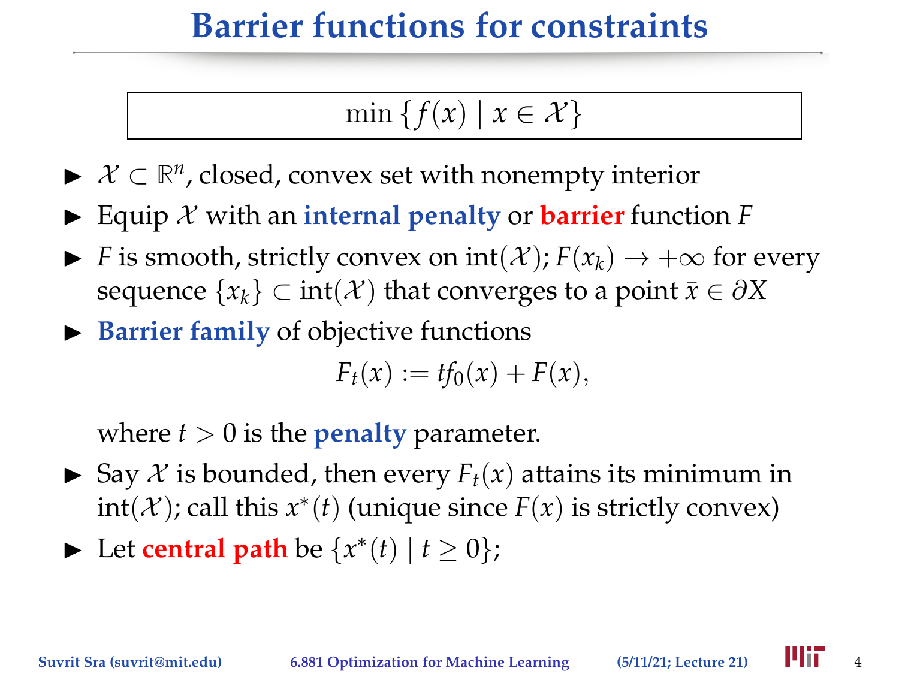# Barrier functions for constraints

$$\min \{ f(x) \mid x \in \mathcal{X} \}$$

- $\mathcal{X} \subset \mathbb{R}^n$, closed, convex set with nonempty interior
- Equip $\mathcal{X}$ with an **internal penalty** or **barrier** function $F$
- $F$ is smooth, strictly convex on $\text{int}(\mathcal{X})$; $F(x_k) \to +\infty$ for every sequence $\{x_k\} \subset \text{int}(\mathcal{X})$ that converges to a point $\bar{x} \in \partial X$
- **Barrier family** of objective functions

  $$F_t(x) := t f_0(x) + F(x),$$

  where $t > 0$ is the **penalty** parameter.
- Say $\mathcal{X}$ is bounded, then every $F_t(x)$ attains its minimum in $\text{int}(\mathcal{X})$; call this $x^*(t)$ (unique since $F(x)$ is strictly convex)
- Let **central path** be $\{x^*(t) \mid t \geq 0\}$;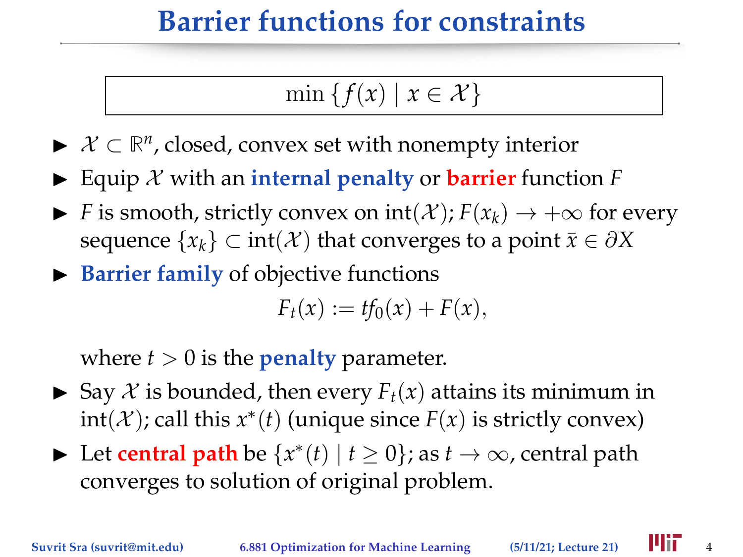# Barrier functions for constraints

$$\min \{ f(x) \mid x \in \mathcal{X} \}$$

- $\mathcal{X} \subset \mathbb{R}^n$, closed, convex set with nonempty interior
- Equip $\mathcal{X}$ with an **internal penalty** or **barrier** function $F$
- $F$ is smooth, strictly convex on $\text{int}(\mathcal{X})$; $F(x_k) \to +\infty$ for every sequence $\{x_k\} \subset \text{int}(\mathcal{X})$ that converges to a point $\bar{x} \in \partial X$
- **Barrier family** of objective functions

  $$F_t(x) := t f_0(x) + F(x),$$

  where $t > 0$ is the **penalty** parameter.
- Say $\mathcal{X}$ is bounded, then every $F_t(x)$ attains its minimum in $\text{int}(\mathcal{X})$; call this $x^*(t)$ (unique since $F(x)$ is strictly convex)
- Let **central path** be $\{x^*(t) \mid t \geq 0\}$; as $t \to \infty$, central path converges to solution of original problem.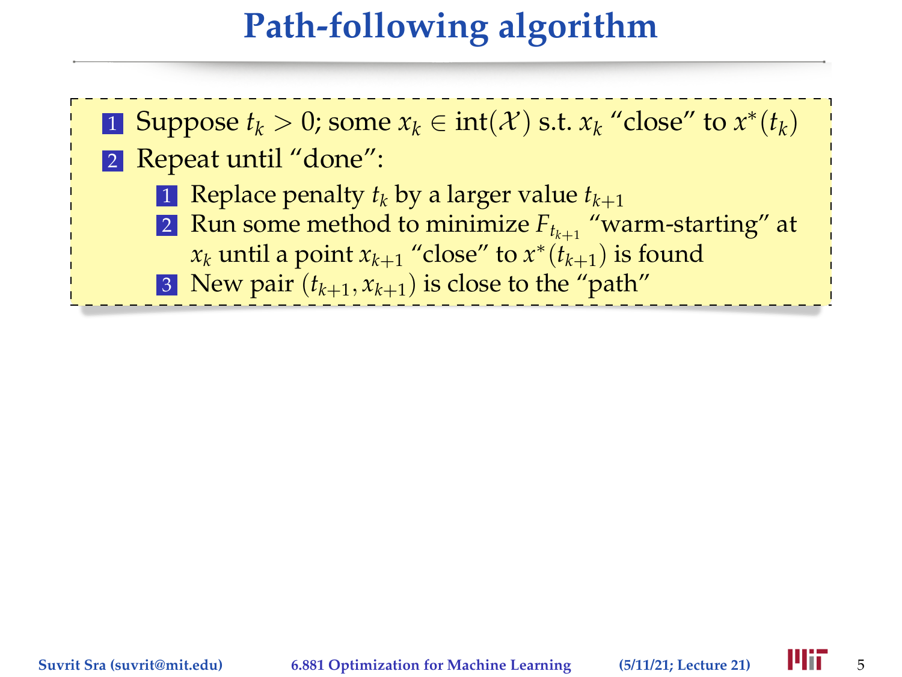# Path-following algorithm

1. Suppose $t_k > 0$; some $x_k \in \text{int}(\mathcal{X})$ s.t. $x_k$ "close" to $x^*(t_k)$
2. Repeat until "done":
   1. Replace penalty $t_k$ by a larger value $t_{k+1}$
   2. Run some method to minimize $F_{t_{k+1}}$ "warm-starting" at $x_k$ until a point $x_{k+1}$ "close" to $x^*(t_{k+1})$ is found
   3. New pair $(t_{k+1}, x_{k+1})$ is close to the "path"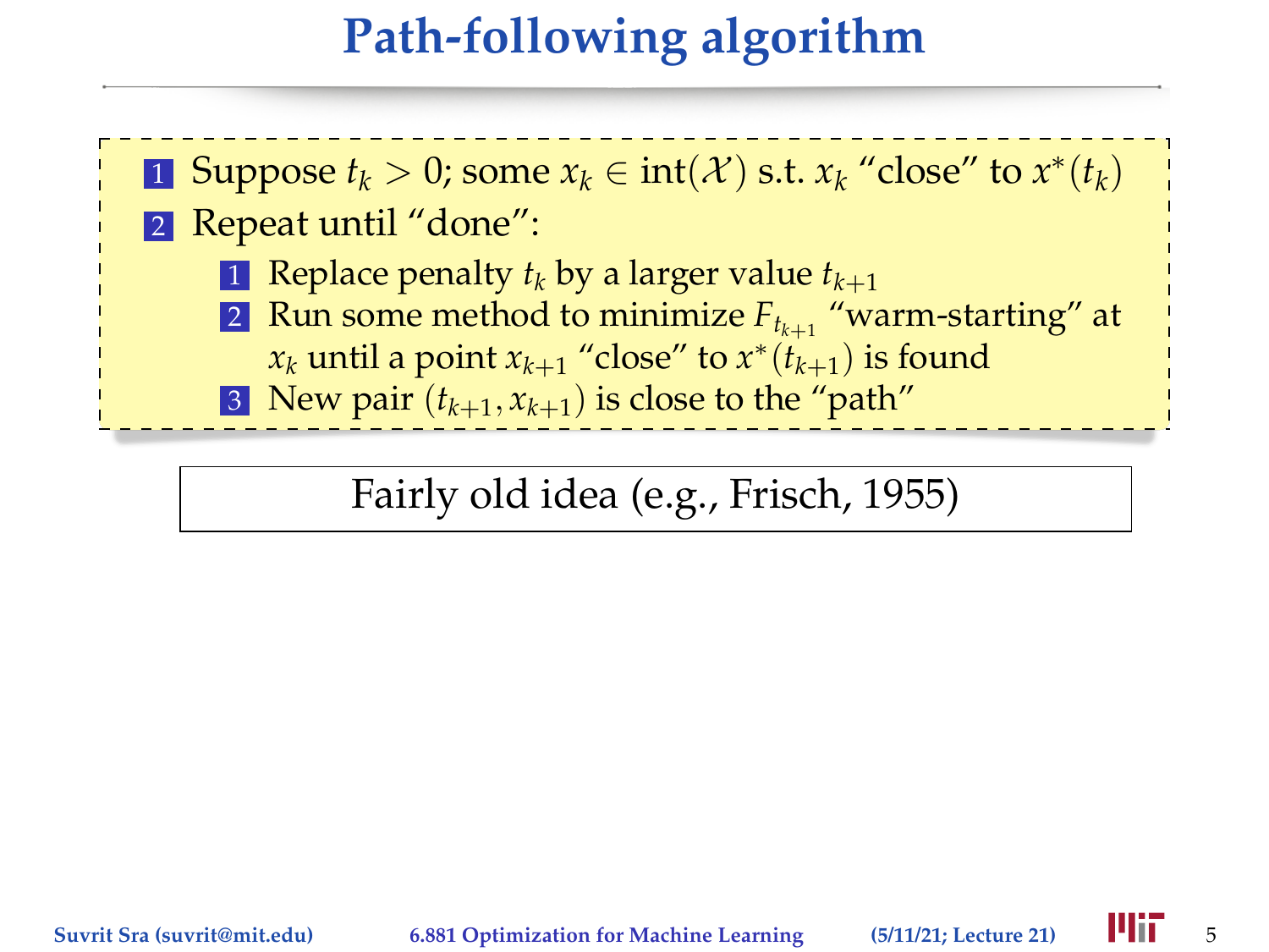# Path-following algorithm

1. Suppose $t_k > 0$; some $x_k \in \text{int}(\mathcal{X})$ s.t. $x_k$ "close" to $x^*(t_k)$
2. Repeat until "done":
   1. Replace penalty $t_k$ by a larger value $t_{k+1}$
   2. Run some method to minimize $F_{t_{k+1}}$ "warm-starting" at $x_k$ until a point $x_{k+1}$ "close" to $x^*(t_{k+1})$ is found
   3. New pair $(t_{k+1}, x_{k+1})$ is close to the "path"

Fairly old idea (e.g., Frisch, 1955)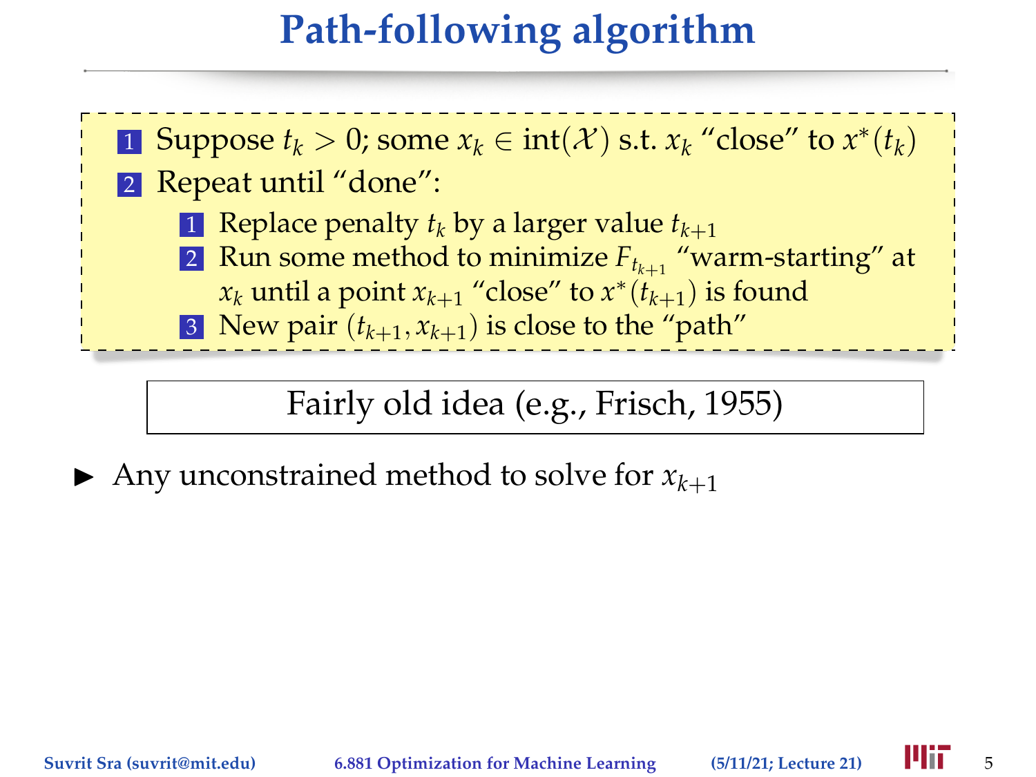# Path-following algorithm

1. Suppose $t_k > 0$; some $x_k \in \text{int}(\mathcal{X})$ s.t. $x_k$ "close" to $x^*(t_k)$
2. Repeat until "done":
   1. Replace penalty $t_k$ by a larger value $t_{k+1}$
   2. Run some method to minimize $F_{t_{k+1}}$ "warm-starting" at $x_k$ until a point $x_{k+1}$ "close" to $x^*(t_{k+1})$ is found
   3. New pair $(t_{k+1}, x_{k+1})$ is close to the "path"

Fairly old idea (e.g., Frisch, 1955)

- Any unconstrained method to solve for $x_{k+1}$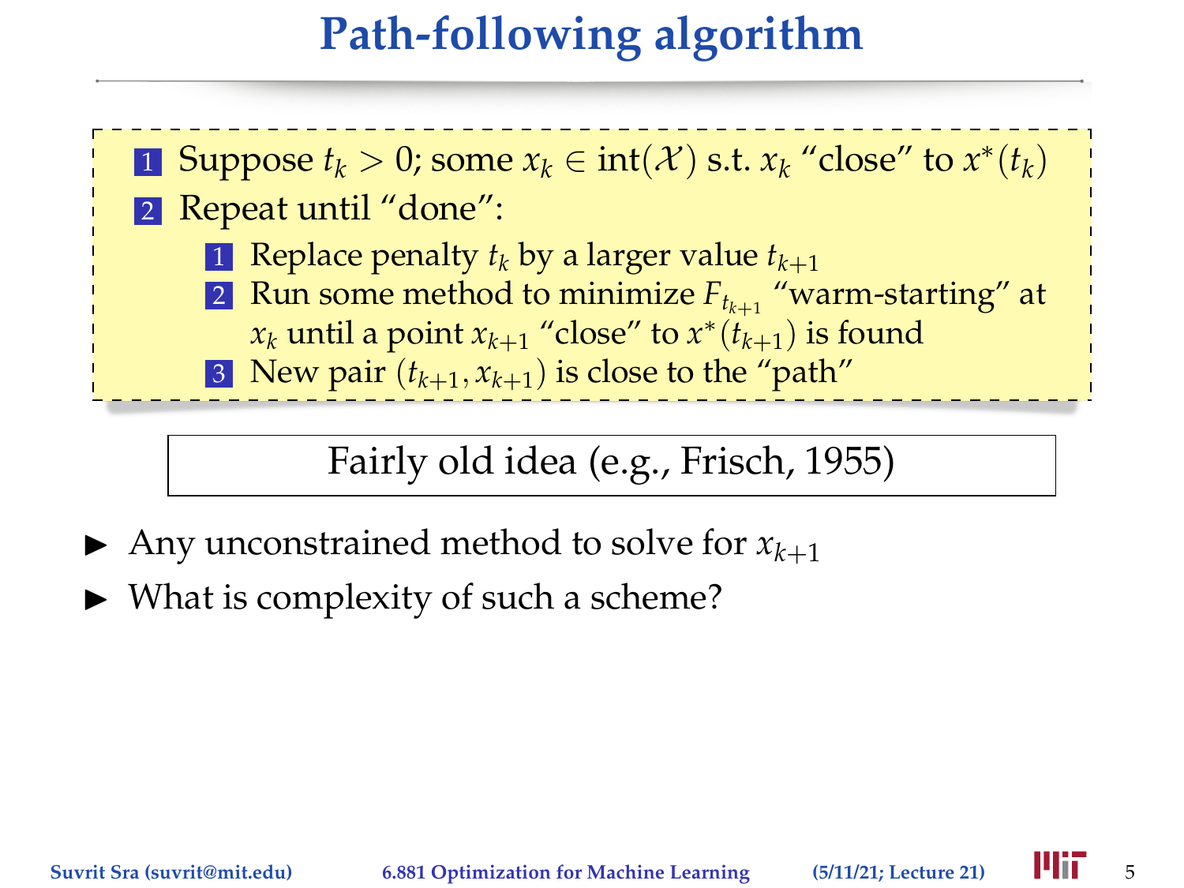# Path-following algorithm

1. Suppose $t_k > 0$; some $x_k \in \text{int}(\mathcal{X})$ s.t. $x_k$ "close" to $x^*(t_k)$
2. Repeat until "done":
   1. Replace penalty $t_k$ by a larger value $t_{k+1}$
   2. Run some method to minimize $F_{t_{k+1}}$ "warm-starting" at $x_k$ until a point $x_{k+1}$ "close" to $x^*(t_{k+1})$ is found
   3. New pair $(t_{k+1}, x_{k+1})$ is close to the "path"

Fairly old idea (e.g., Frisch, 1955)

- Any unconstrained method to solve for $x_{k+1}$
- What is complexity of such a scheme?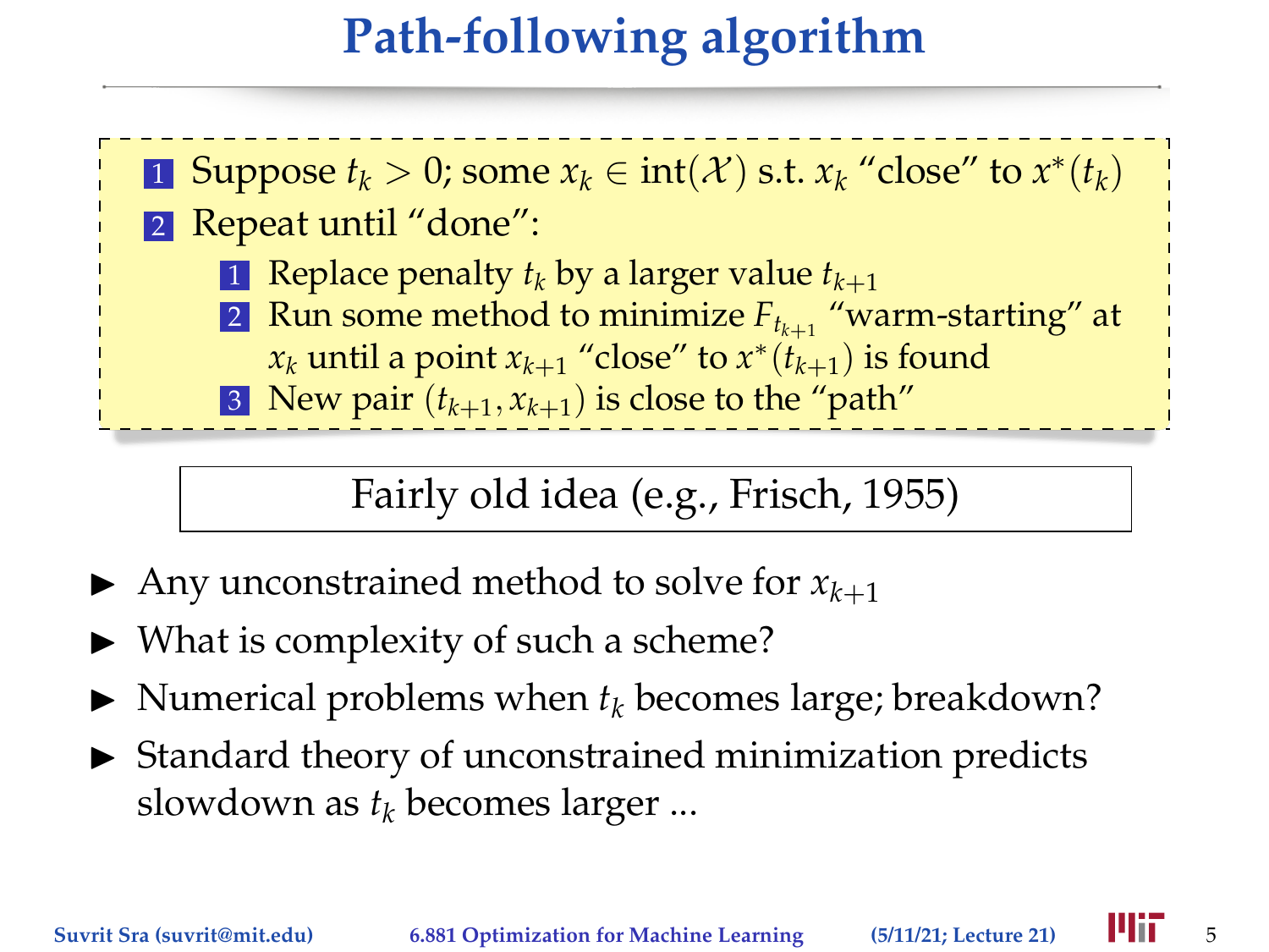# Path-following algorithm

1. Suppose $t_k > 0$; some $x_k \in \text{int}(\mathcal{X})$ s.t. $x_k$ "close" to $x^*(t_k)$
2. Repeat until "done":
   1. Replace penalty $t_k$ by a larger value $t_{k+1}$
   2. Run some method to minimize $F_{t_{k+1}}$ "warm-starting" at $x_k$ until a point $x_{k+1}$ "close" to $x^*(t_{k+1})$ is found
   3. New pair $(t_{k+1}, x_{k+1})$ is close to the "path"

Fairly old idea (e.g., Frisch, 1955)

- Any unconstrained method to solve for $x_{k+1}$
- What is complexity of such a scheme?
- Numerical problems when $t_k$ becomes large; breakdown?
- Standard theory of unconstrained minimization predicts slowdown as $t_k$ becomes larger ...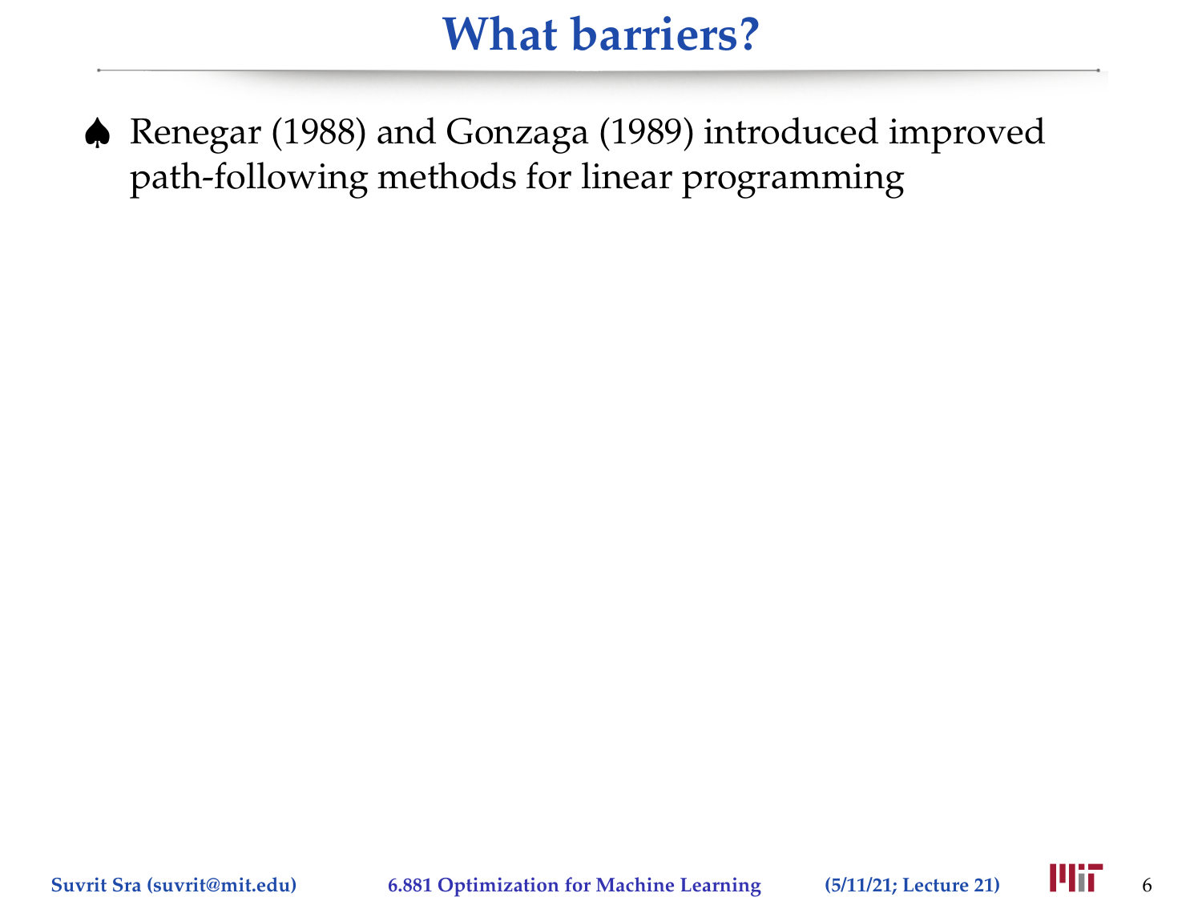# What barriers?

♠ Renegar (1988) and Gonzaga (1989) introduced improved path-following methods for linear programming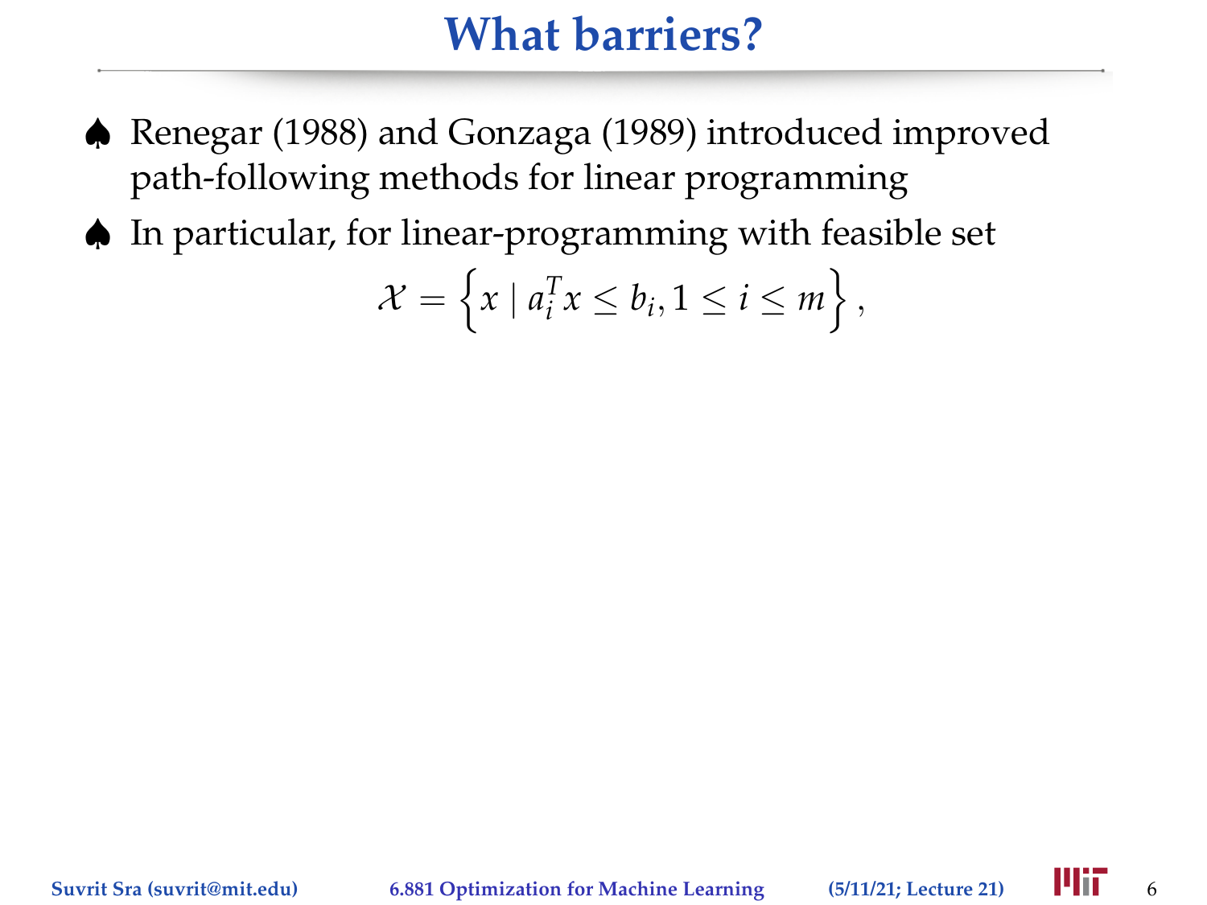# What barriers?

- Renegar (1988) and Gonzaga (1989) introduced improved path-following methods for linear programming
- In particular, for linear-programming with feasible set

$$\mathcal{X} = \left\{ x \mid a_i^T x \leq b_i, 1 \leq i \leq m \right\},$$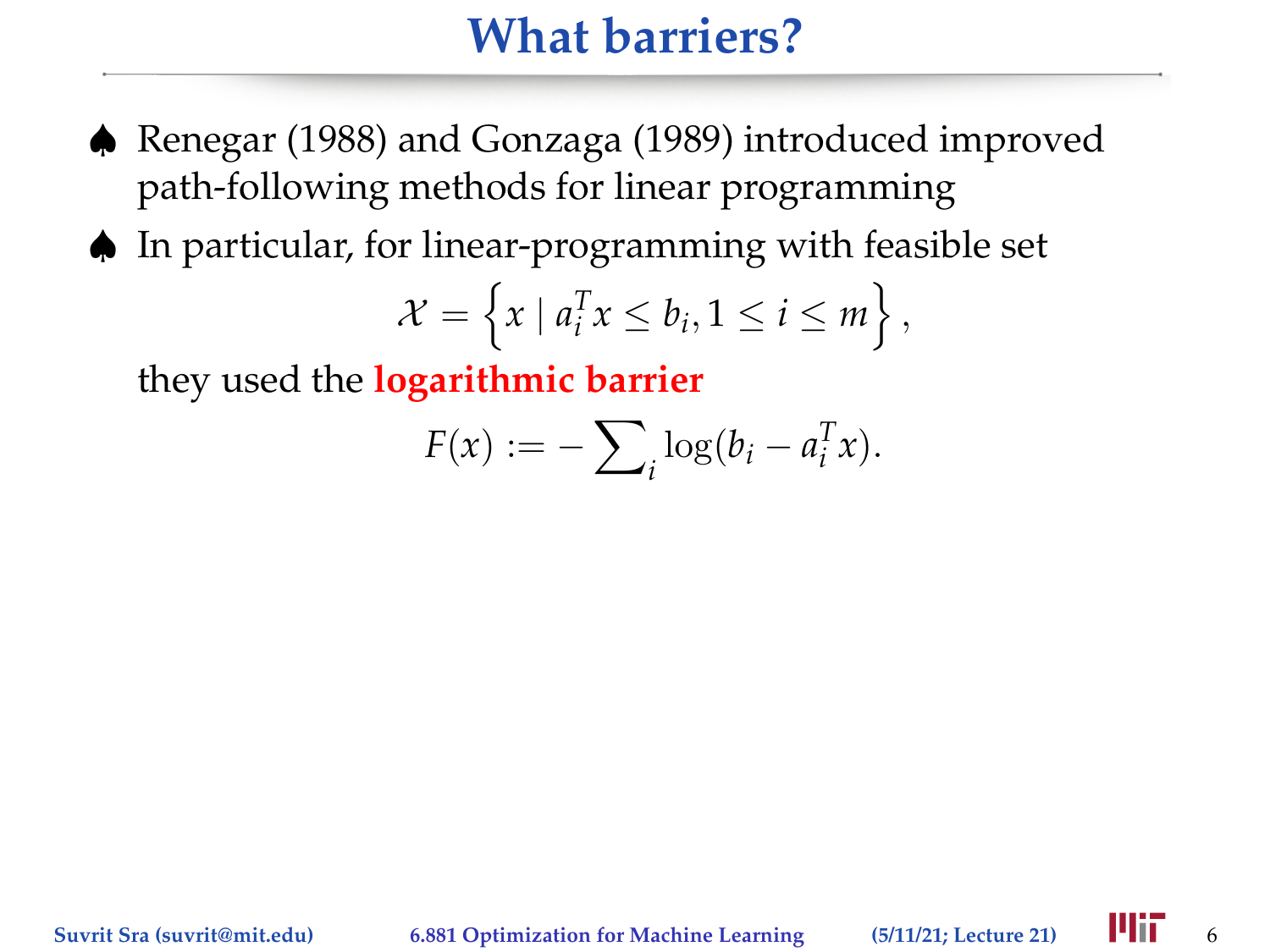# What barriers?

- ♠ Renegar (1988) and Gonzaga (1989) introduced improved path-following methods for linear programming
- ♠ In particular, for linear-programming with feasible set

$$\mathcal{X} = \left\{ x \mid a_i^T x \leq b_i, 1 \leq i \leq m \right\},$$

they used the **logarithmic barrier**

$$F(x) := -\sum\nolimits_i \log(b_i - a_i^T x).$$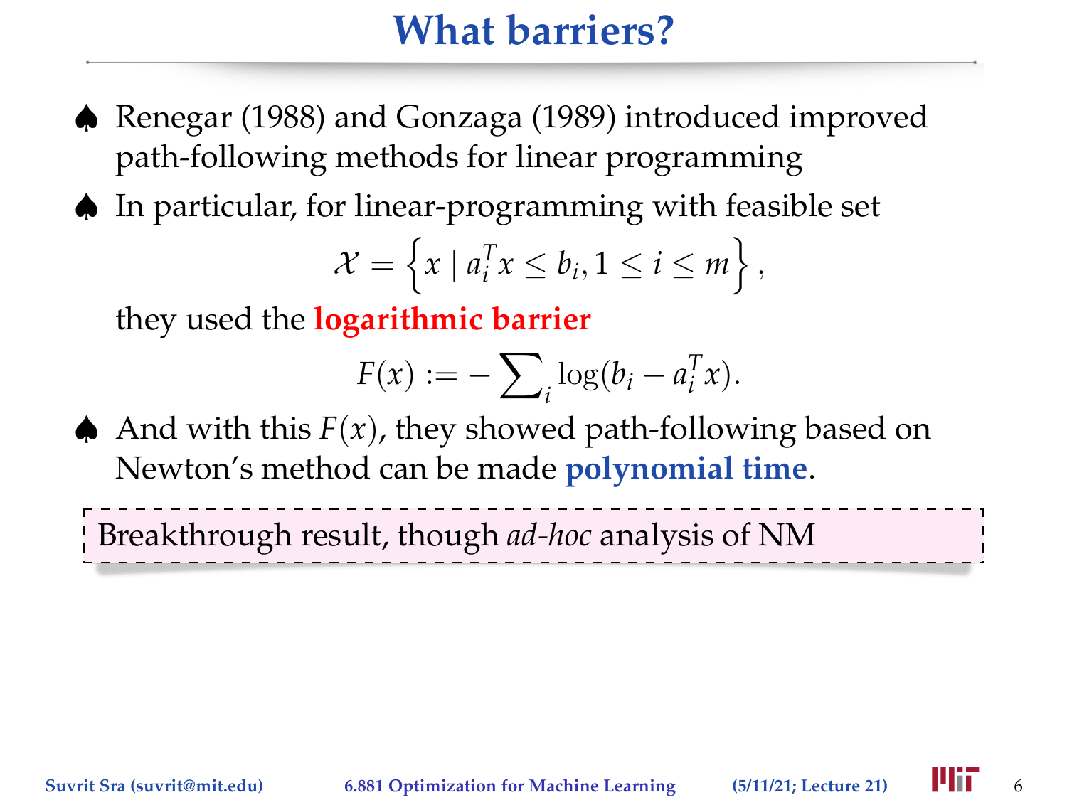# What barriers?

- Renegar (1988) and Gonzaga (1989) introduced improved path-following methods for linear programming
- In particular, for linear-programming with feasible set

$$\mathcal{X} = \left\{ x \mid a_i^T x \le b_i, 1 \le i \le m \right\},$$

  they used the **logarithmic barrier**

$$F(x) := -\sum\nolimits_i \log(b_i - a_i^T x).$$

- And with this $F(x)$, they showed path-following based on Newton's method can be made **polynomial time**.

Breakthrough result, though *ad-hoc* analysis of NM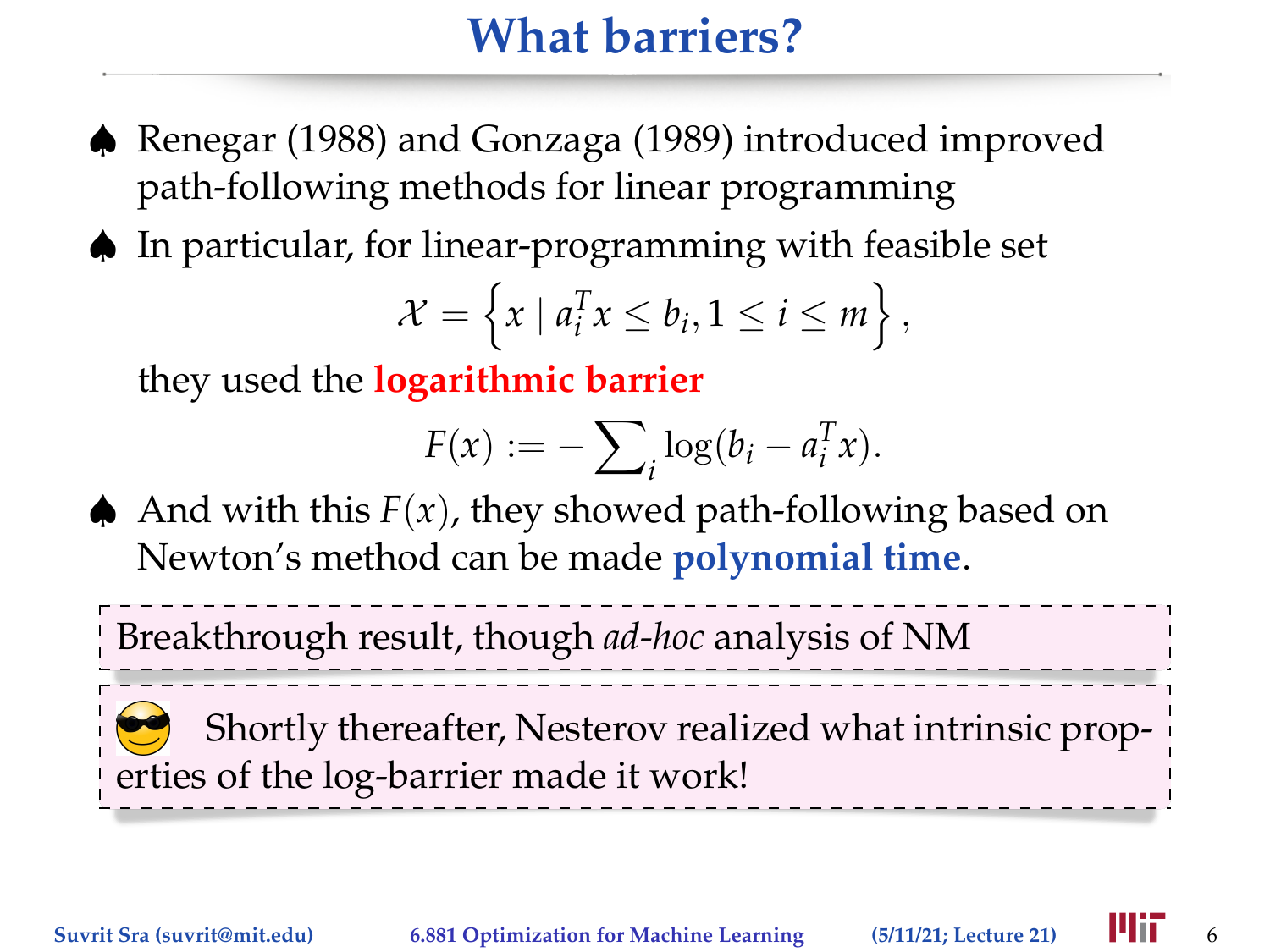# What barriers?

- Renegar (1988) and Gonzaga (1989) introduced improved path-following methods for linear programming
- In particular, for linear-programming with feasible set

$$\mathcal{X} = \left\{ x \mid a_i^T x \leq b_i, 1 \leq i \leq m \right\},$$

they used the **logarithmic barrier**

$$F(x) := -\sum\nolimits_i \log(b_i - a_i^T x).$$

- And with this $F(x)$, they showed path-following based on Newton's method can be made **polynomial time**.

Breakthrough result, though *ad-hoc* analysis of NM

Shortly thereafter, Nesterov realized what intrinsic properties of the log-barrier made it work!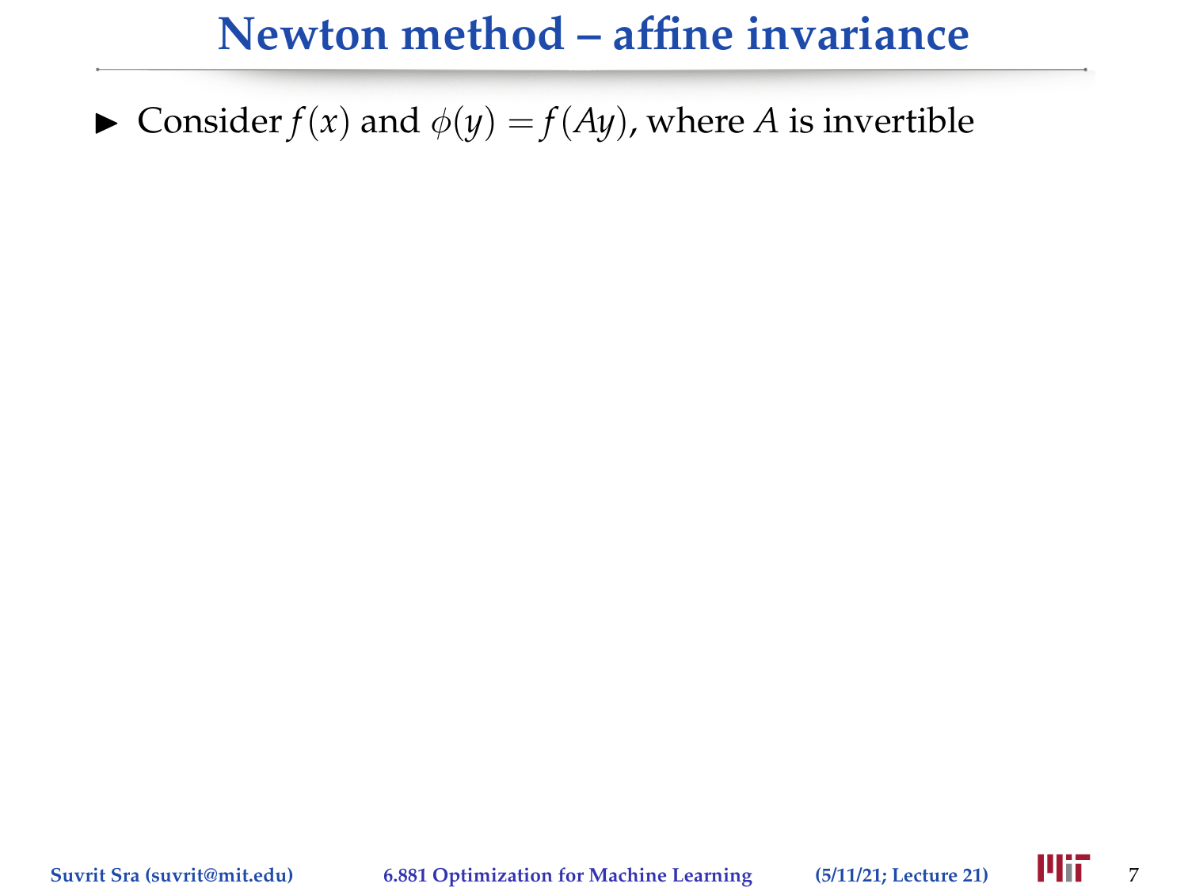# Newton method – affine invariance

- Consider $f(x)$ and $\phi(y) = f(Ay)$, where $A$ is invertible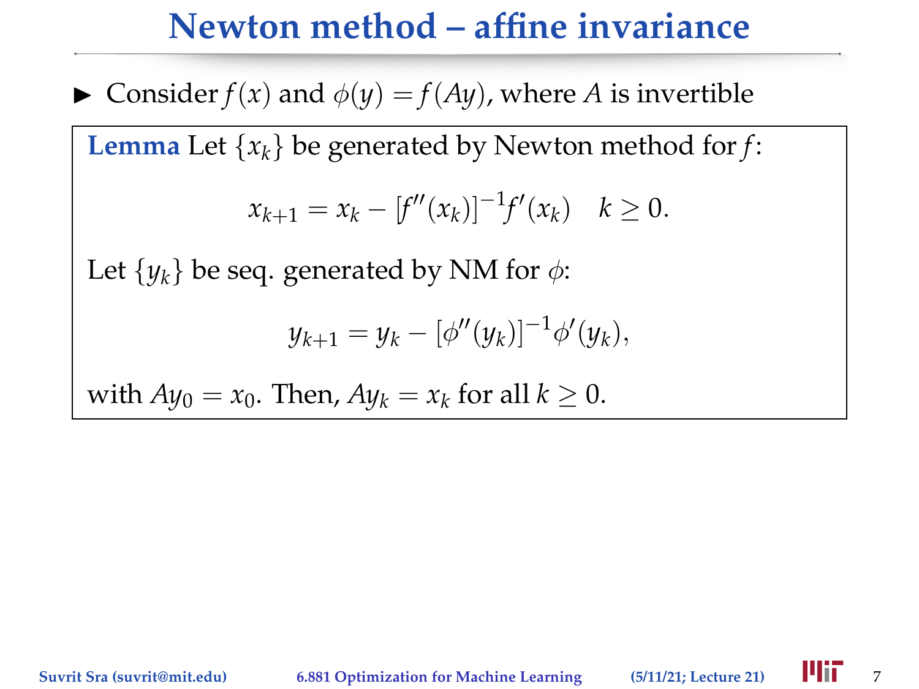# Newton method – affine invariance

- Consider $f(x)$ and $\phi(y) = f(Ay)$, where $A$ is invertible

**Lemma** Let $\{x_k\}$ be generated by Newton method for $f$:

$$x_{k+1} = x_k - [f''(x_k)]^{-1} f'(x_k) \quad k \geq 0.$$

Let $\{y_k\}$ be seq. generated by NM for $\phi$:

$$y_{k+1} = y_k - [\phi''(y_k)]^{-1} \phi'(y_k),$$

with $Ay_0 = x_0$. Then, $Ay_k = x_k$ for all $k \geq 0$.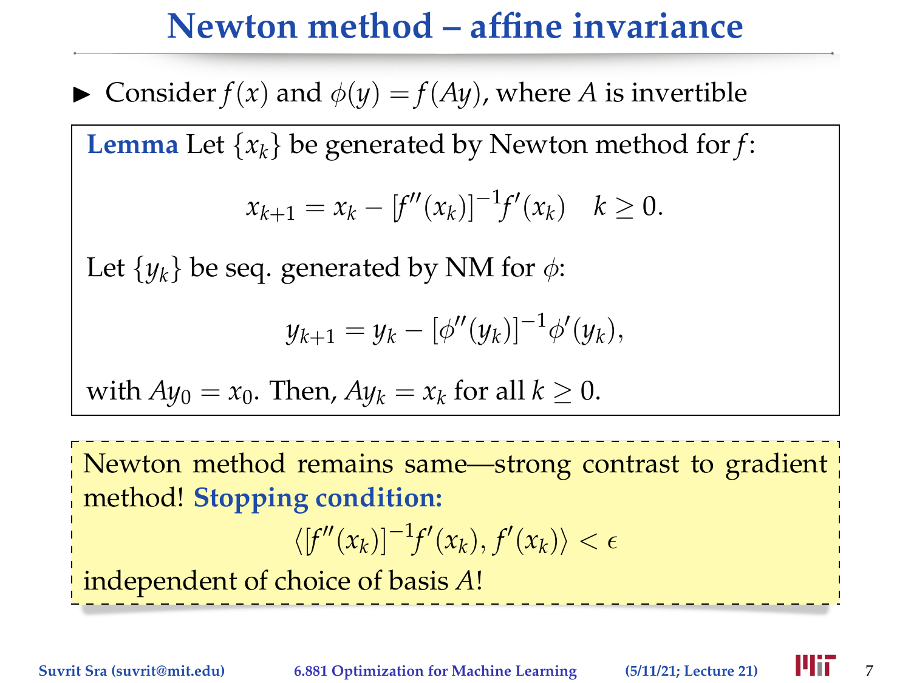# Newton method – affine invariance

- Consider $f(x)$ and $\phi(y) = f(Ay)$, where $A$ is invertible

**Lemma** Let $\{x_k\}$ be generated by Newton method for $f$:

$$x_{k+1} = x_k - [f''(x_k)]^{-1} f'(x_k) \quad k \geq 0.$$

Let $\{y_k\}$ be seq. generated by NM for $\phi$:

$$y_{k+1} = y_k - [\phi''(y_k)]^{-1} \phi'(y_k),$$

with $Ay_0 = x_0$. Then, $Ay_k = x_k$ for all $k \geq 0$.

Newton method remains same—strong contrast to gradient method! **Stopping condition:**

$$\langle [f''(x_k)]^{-1} f'(x_k), f'(x_k) \rangle < \epsilon$$

independent of choice of basis $A$!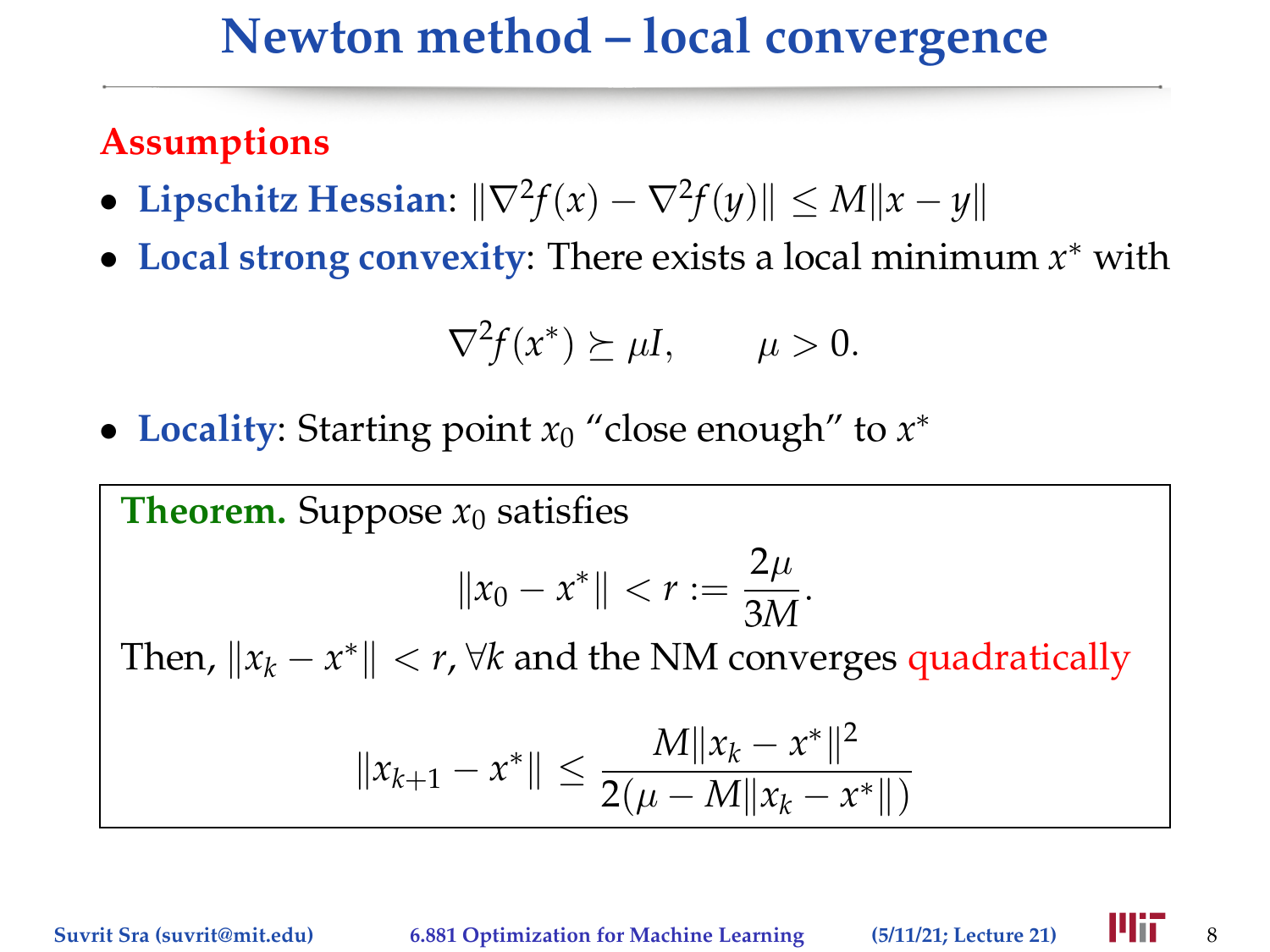# Newton method – local convergence

**Assumptions**

- **Lipschitz Hessian**: $\|\nabla^2 f(x) - \nabla^2 f(y)\| \le M\|x - y\|$
- **Local strong convexity**: There exists a local minimum $x^*$ with

$$\nabla^2 f(x^*) \succeq \mu I, \qquad \mu > 0.$$

- **Locality**: Starting point $x_0$ "close enough" to $x^*$

**Theorem.** Suppose $x_0$ satisfies

$$\|x_0 - x^*\| < r := \frac{2\mu}{3M}.$$

Then, $\|x_k - x^*\| < r$, $\forall k$ and the NM converges quadratically

$$\|x_{k+1} - x^*\| \le \frac{M\|x_k - x^*\|^2}{2(\mu - M\|x_k - x^*\|)}$$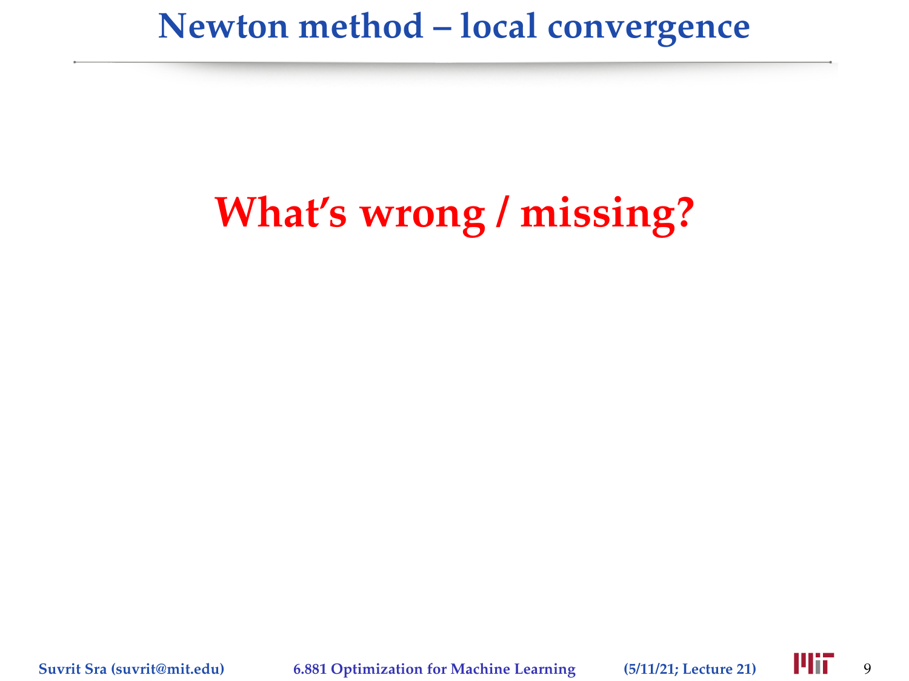# Newton method – local convergence

**What's wrong / missing?**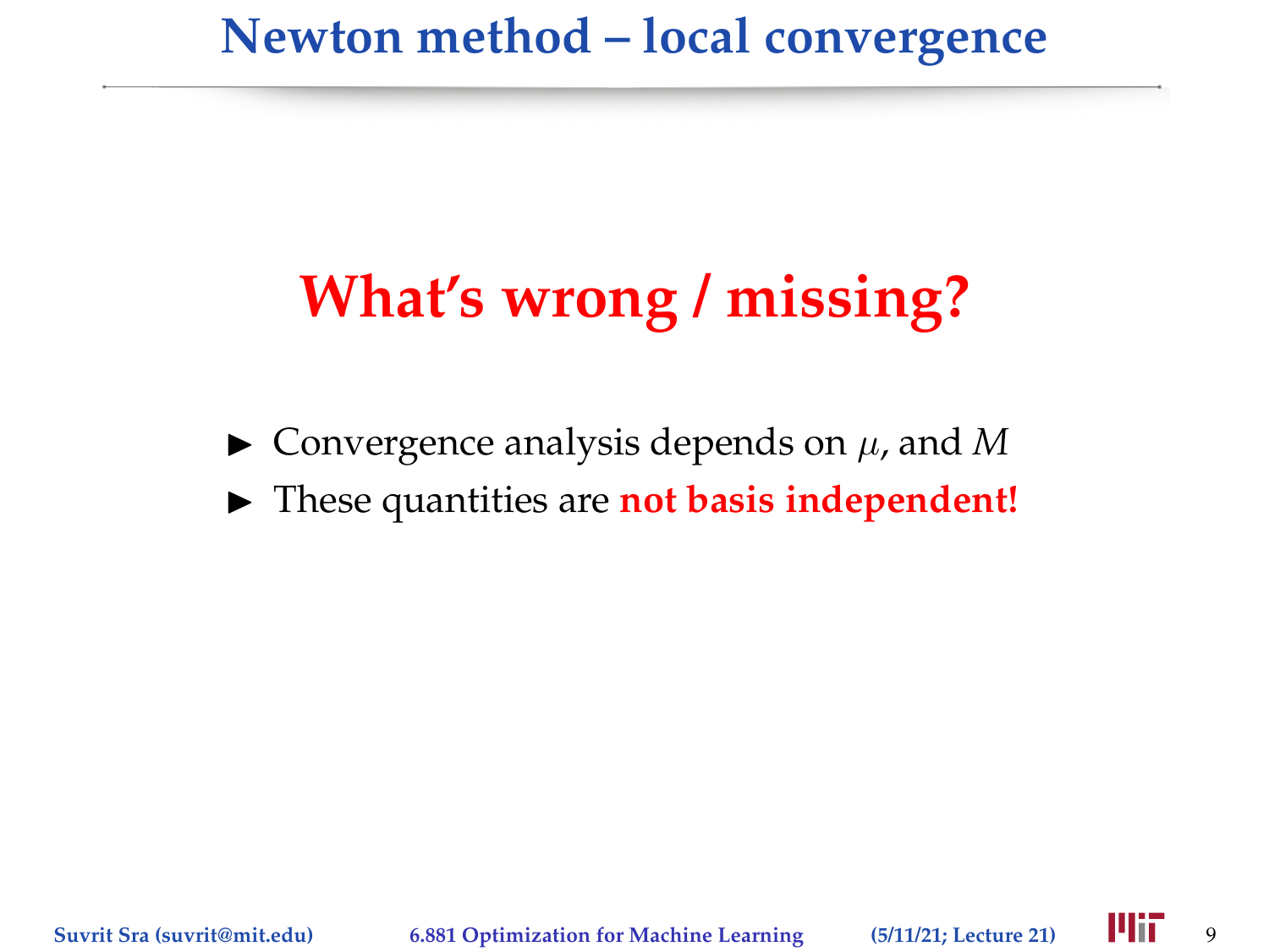# Newton method – local convergence

## What's wrong / missing?

- Convergence analysis depends on $\mu$, and $M$
- These quantities are **not basis independent!**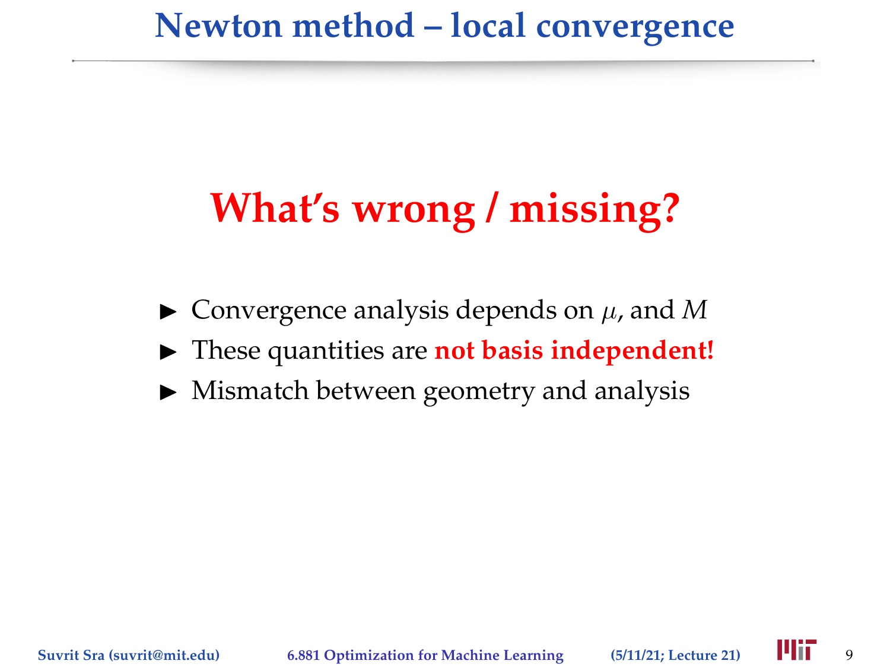# Newton method – local convergence

## What's wrong / missing?

- Convergence analysis depends on $\mu$, and $M$
- These quantities are **not basis independent!**
- Mismatch between geometry and analysis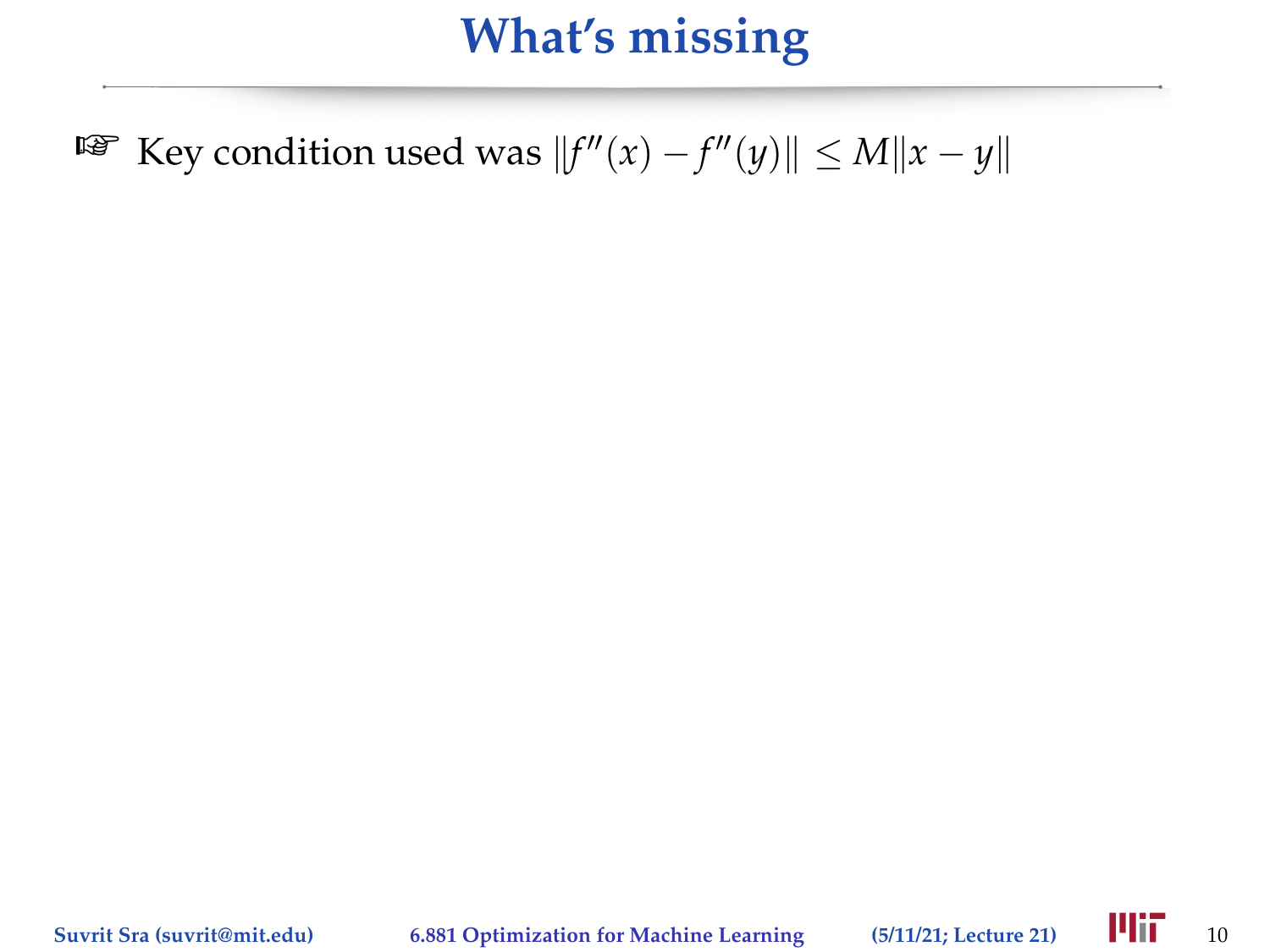# What's missing

☞ Key condition used was $\|f''(x) - f''(y)\| \leq M\|x - y\|$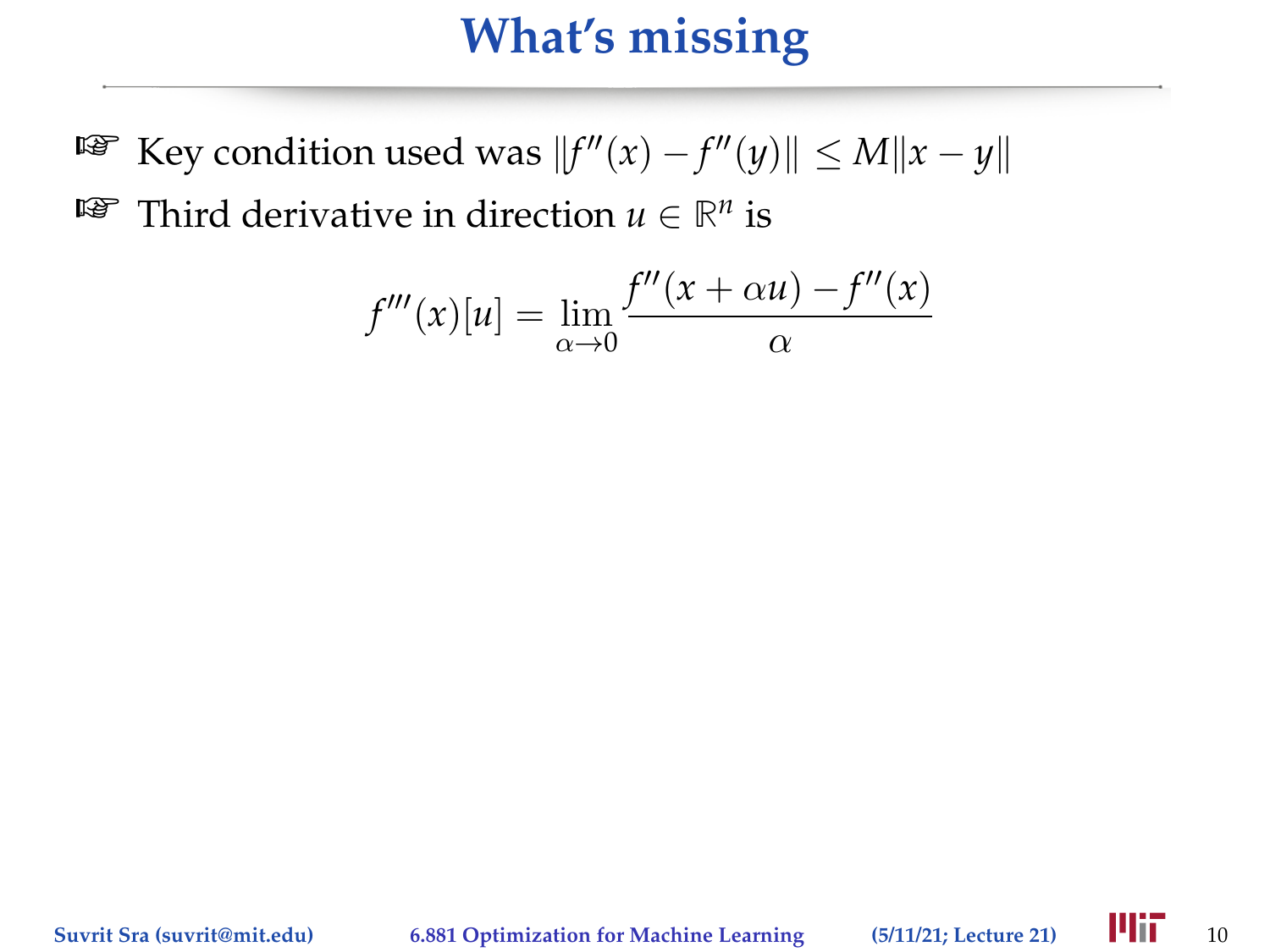# What's missing

- Key condition used was $\|f''(x) - f''(y)\| \leq M\|x - y\|$
- Third derivative in direction $u \in \mathbb{R}^n$ is

$$f'''(x)[u] = \lim_{\alpha \to 0} \frac{f''(x + \alpha u) - f''(x)}{\alpha}$$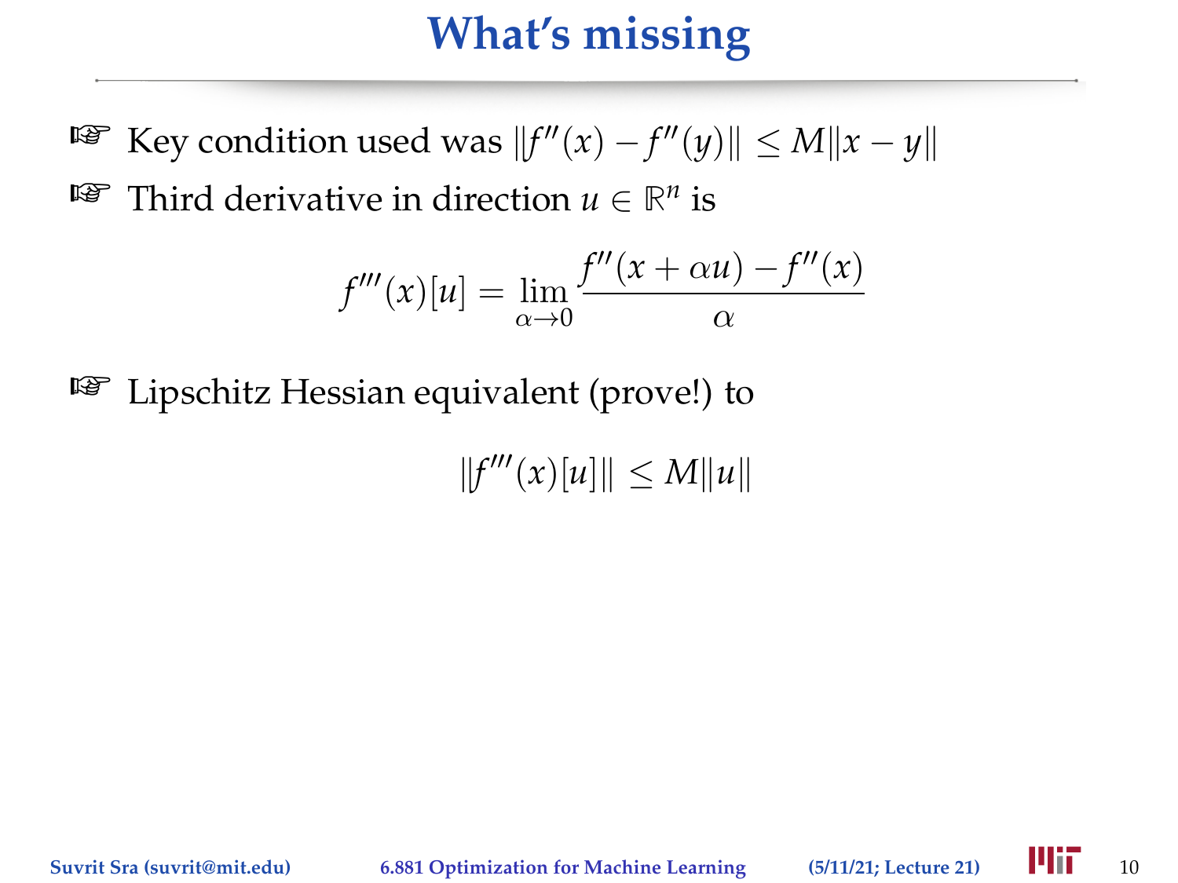# What's missing

- Key condition used was $\|f''(x) - f''(y)\| \leq M\|x - y\|$
- Third derivative in direction $u \in \mathbb{R}^n$ is

$$f'''(x)[u] = \lim_{\alpha \to 0} \frac{f''(x + \alpha u) - f''(x)}{\alpha}$$

- Lipschitz Hessian equivalent (prove!) to

$$\|f'''(x)[u]\| \leq M\|u\|$$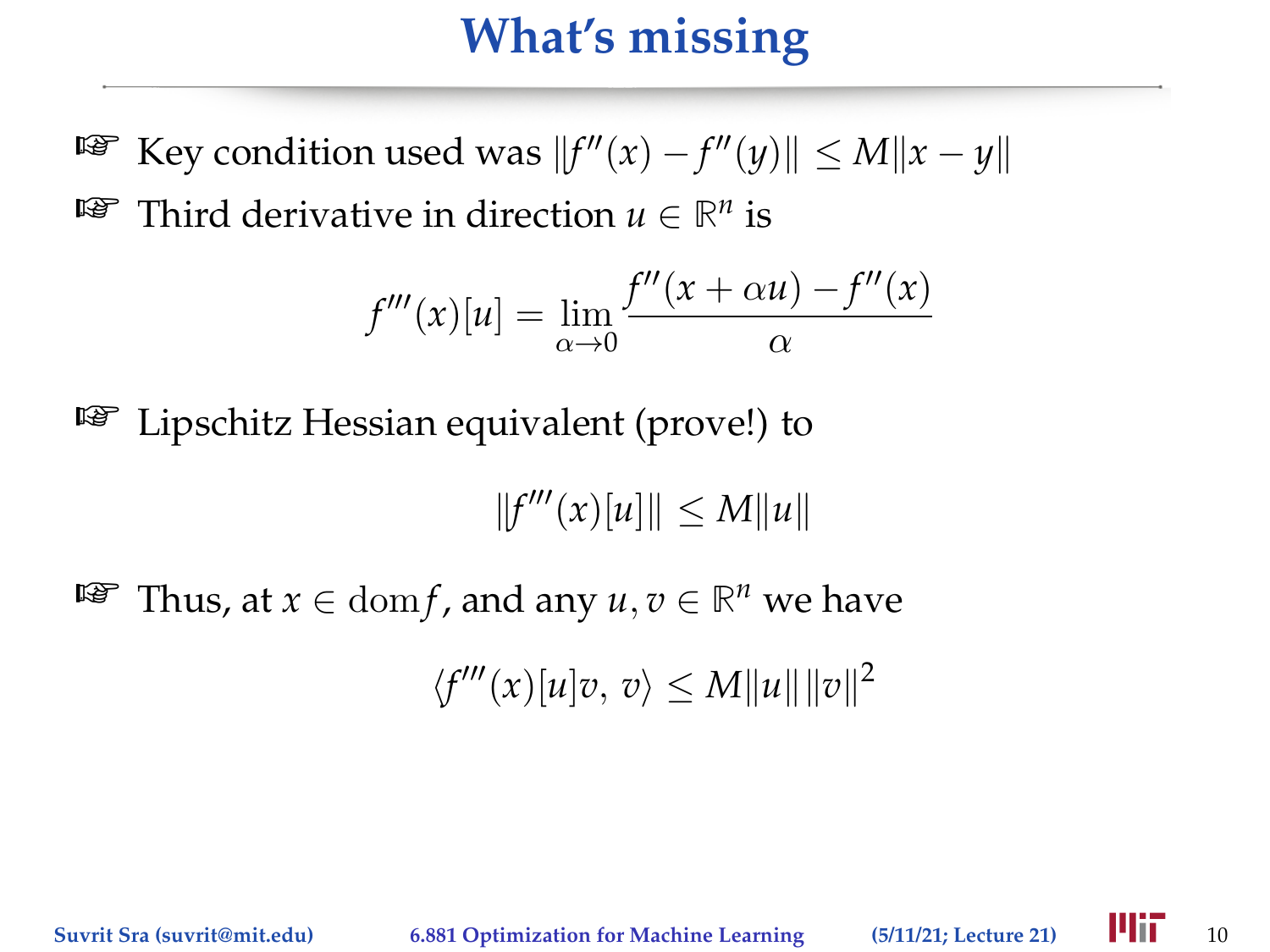# What's missing

- Key condition used was $\|f''(x) - f''(y)\| \leq M\|x - y\|$
- Third derivative in direction $u \in \mathbb{R}^n$ is

$$f'''(x)[u] = \lim_{\alpha \to 0} \frac{f''(x + \alpha u) - f''(x)}{\alpha}$$

- Lipschitz Hessian equivalent (prove!) to

$$\|f'''(x)[u]\| \leq M\|u\|$$

- Thus, at $x \in \operatorname{dom} f$, and any $u, v \in \mathbb{R}^n$ we have

$$\langle f'''(x)[u]v,\, v\rangle \leq M\|u\|\,\|v\|^2$$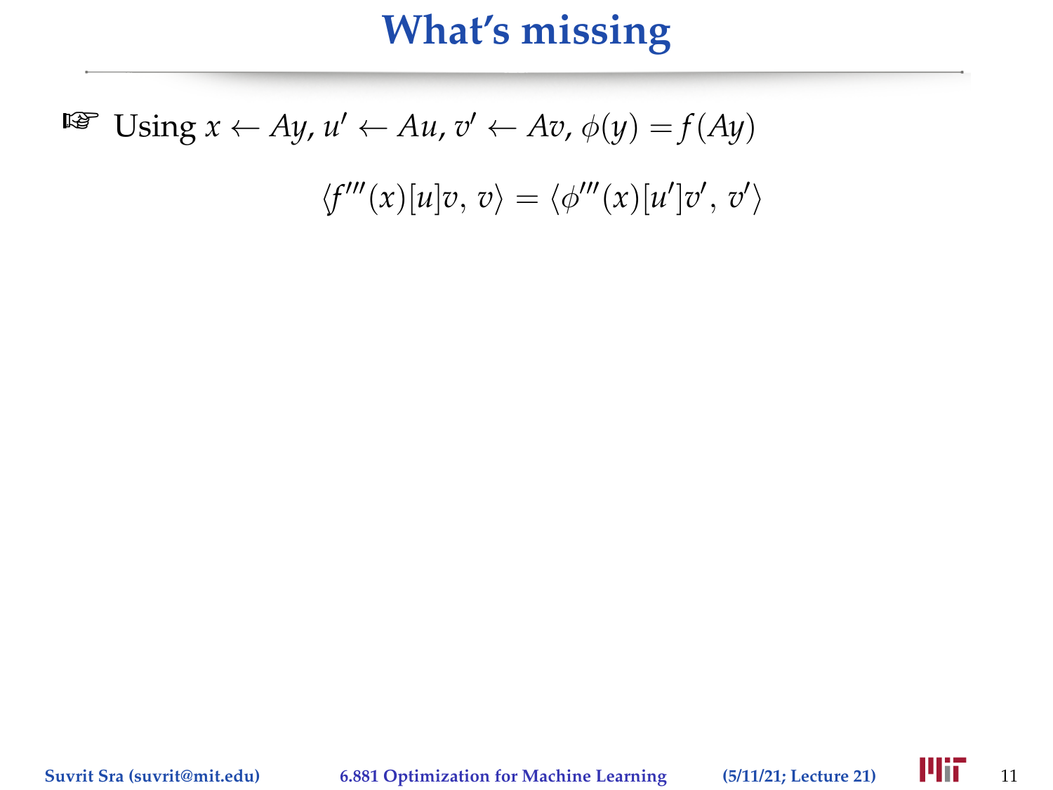# What's missing

☞ Using $x \leftarrow Ay$, $u' \leftarrow Au$, $v' \leftarrow Av$, $\phi(y) = f(Ay)$

$$\langle f'''(x)[u]v,\, v\rangle = \langle \phi'''(x)[u']v',\, v'\rangle$$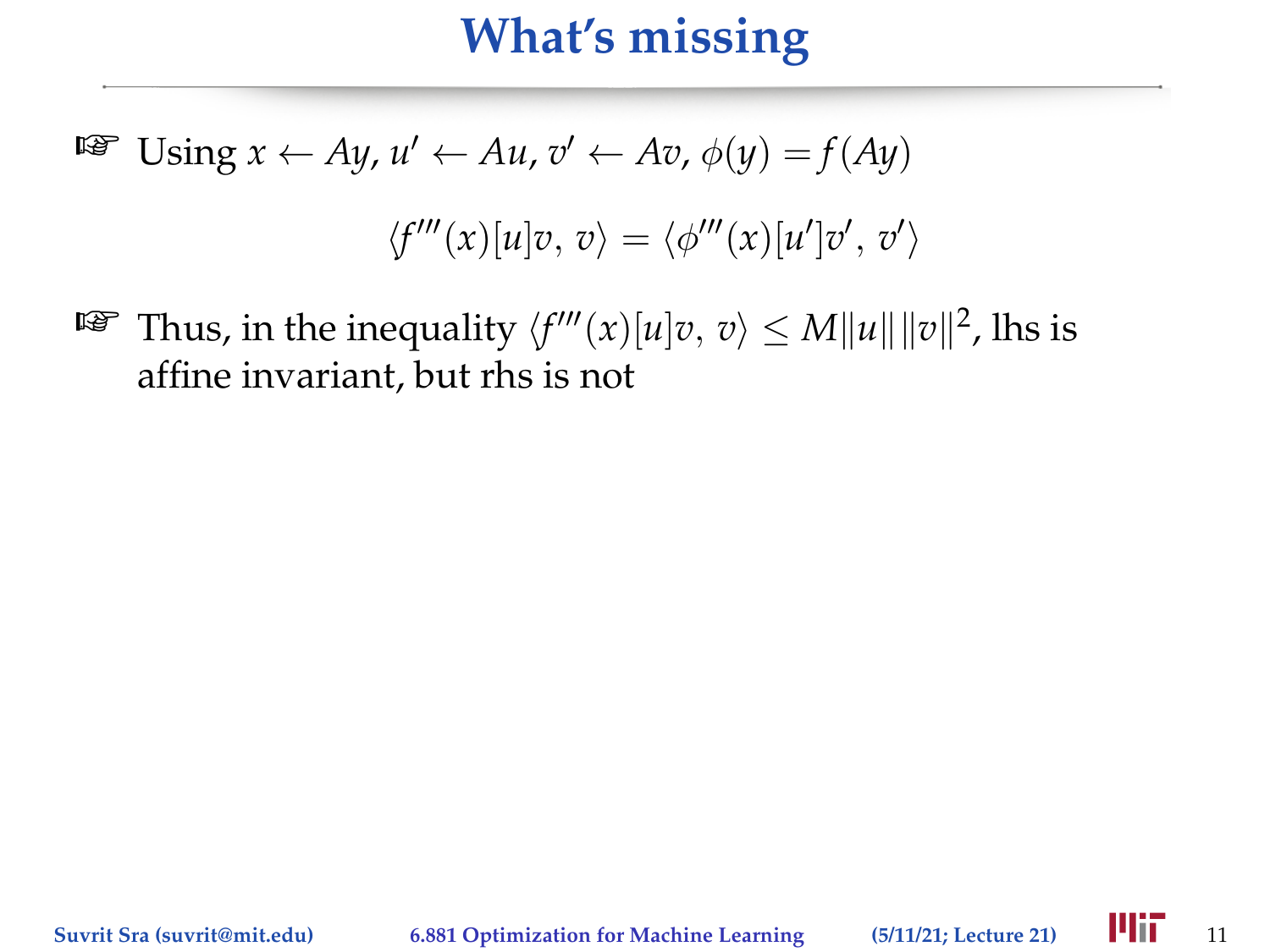# What's missing

- Using $x \leftarrow Ay$, $u' \leftarrow Au$, $v' \leftarrow Av$, $\phi(y) = f(Ay)$

$$\langle f'''(x)[u]v,\, v\rangle = \langle \phi'''(x)[u']v',\, v'\rangle$$

- Thus, in the inequality $\langle f'''(x)[u]v,\, v\rangle \le M\|u\|\,\|v\|^2$, lhs is affine invariant, but rhs is not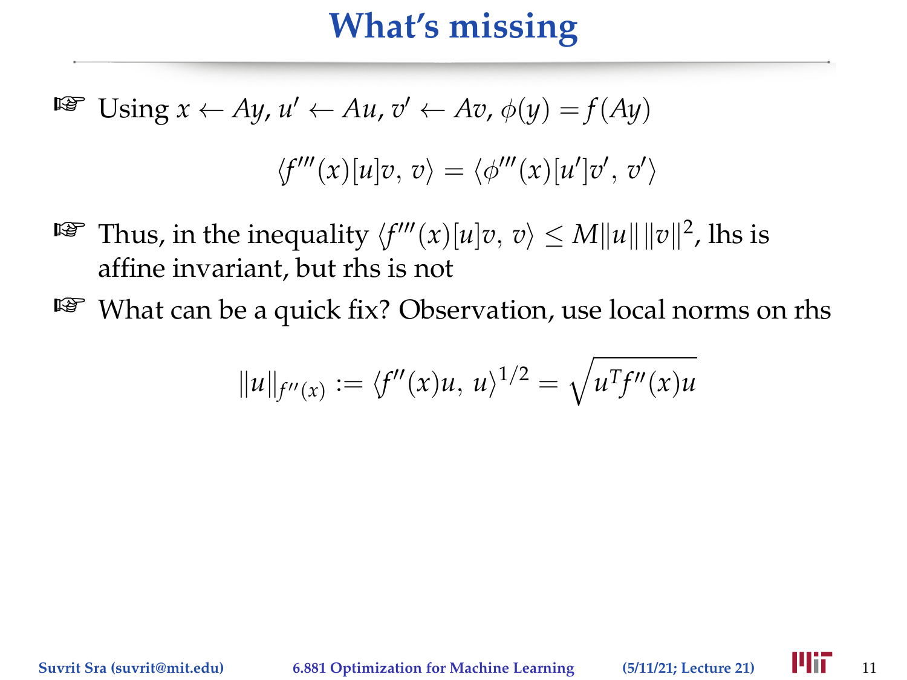# What's missing

- Using $x \leftarrow Ay$, $u' \leftarrow Au$, $v' \leftarrow Av$, $\phi(y) = f(Ay)$

$$\langle f'''(x)[u]v,\, v\rangle = \langle \phi'''(x)[u']v',\, v'\rangle$$

- Thus, in the inequality $\langle f'''(x)[u]v,\, v\rangle \leq M\|u\|\,\|v\|^2$, lhs is affine invariant, but rhs is not

- What can be a quick fix? Observation, use local norms on rhs

$$\|u\|_{f''(x)} := \langle f''(x)u,\, u\rangle^{1/2} = \sqrt{u^T f''(x) u}$$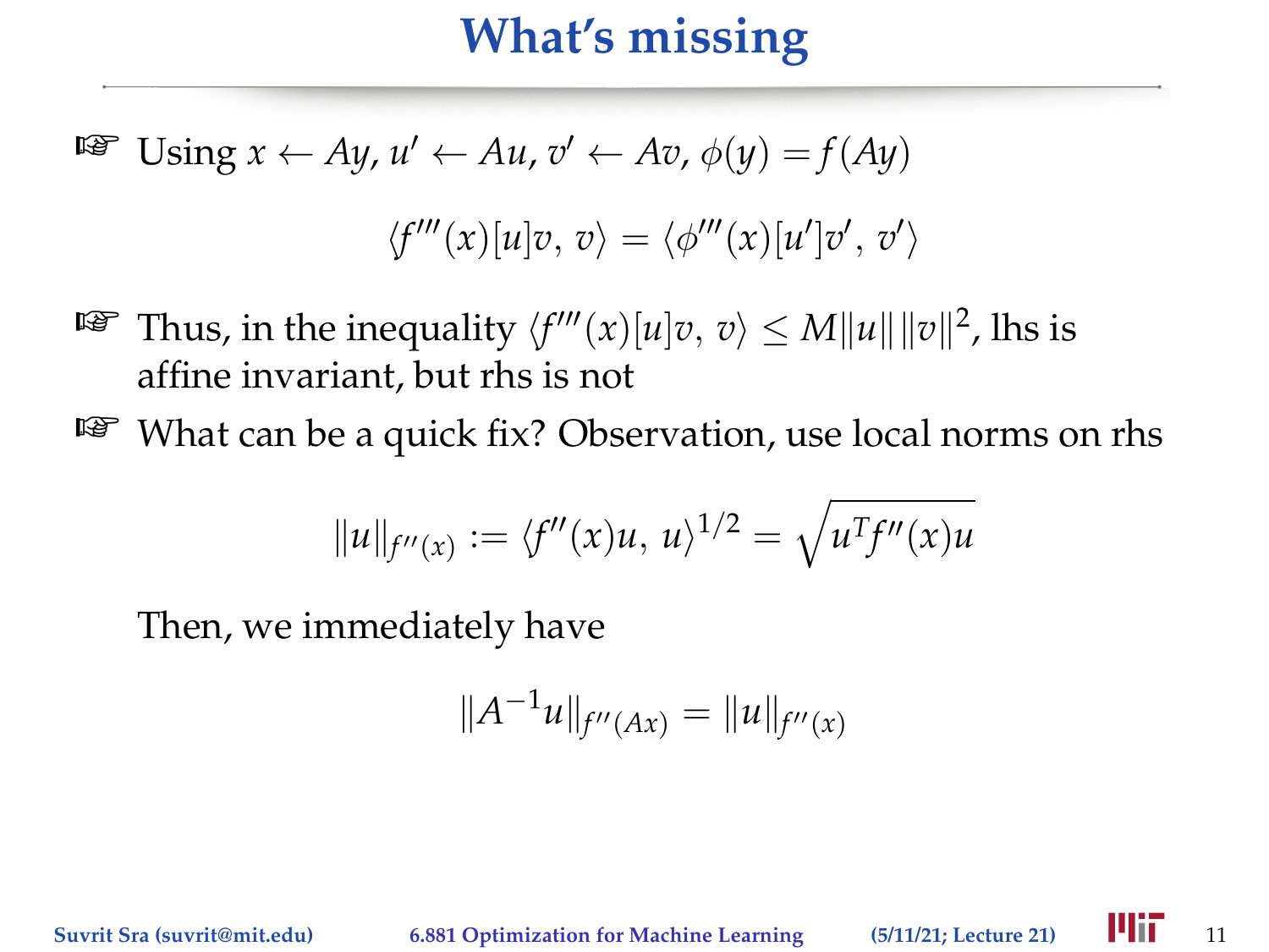# What's missing

- Using $x \leftarrow Ay$, $u' \leftarrow Au$, $v' \leftarrow Av$, $\phi(y) = f(Ay)$

$$\langle f'''(x)[u]v,\, v\rangle = \langle \phi'''(x)[u']v',\, v'\rangle$$

- Thus, in the inequality $\langle f'''(x)[u]v,\, v\rangle \le M\|u\|\,\|v\|^2$, lhs is affine invariant, but rhs is not
- What can be a quick fix? Observation, use local norms on rhs

$$\|u\|_{f''(x)} := \langle f''(x)u,\, u\rangle^{1/2} = \sqrt{u^T f''(x) u}$$

Then, we immediately have

$$\|A^{-1}u\|_{f''(Ax)} = \|u\|_{f''(x)}$$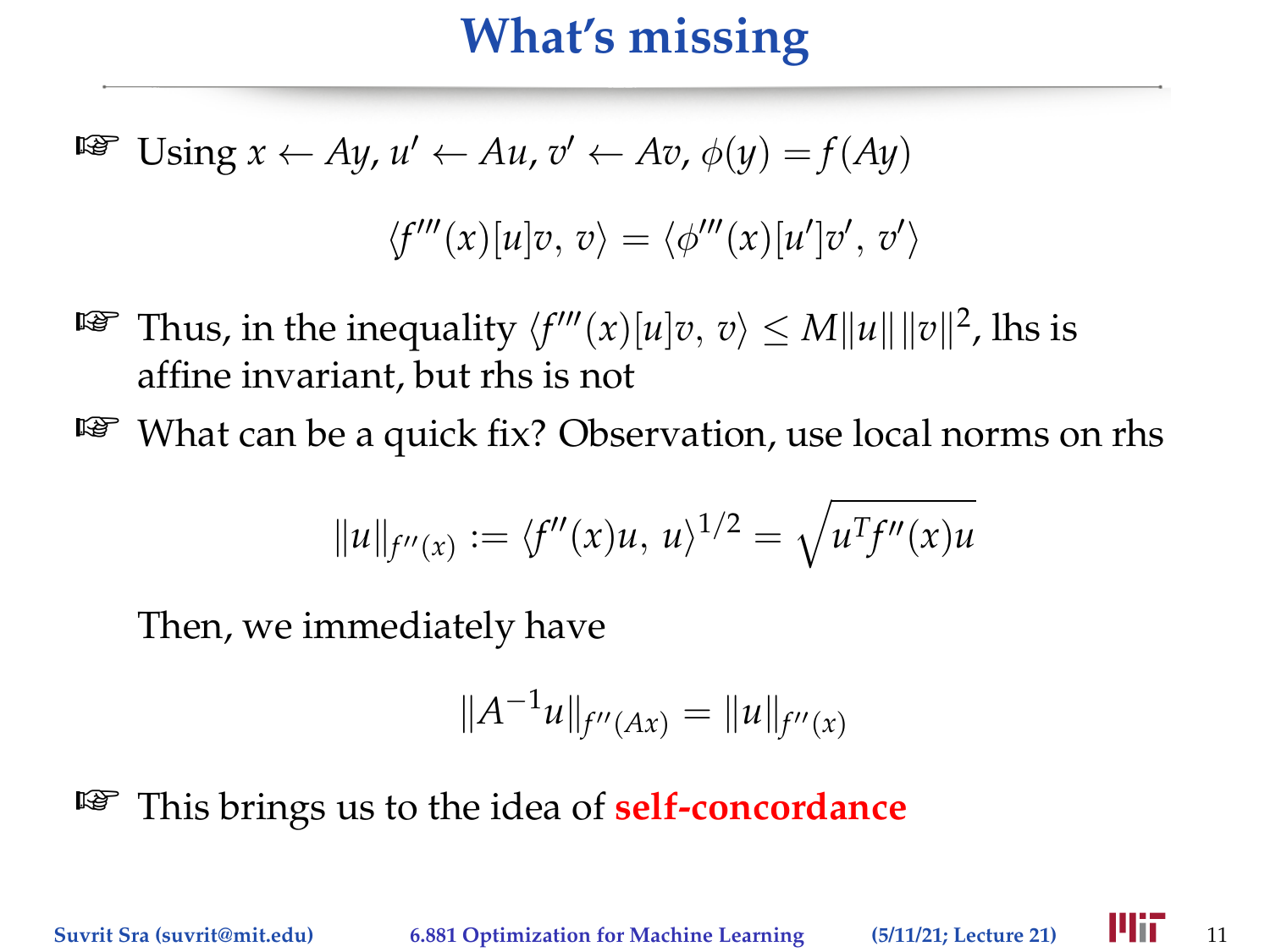# What's missing

- Using $x \leftarrow Ay$, $u' \leftarrow Au$, $v' \leftarrow Av$, $\phi(y) = f(Ay)$

$$\langle f'''(x)[u]v, v\rangle = \langle \phi'''(x)[u']v', v'\rangle$$

- Thus, in the inequality $\langle f'''(x)[u]v, v\rangle \leq M\|u\|\,\|v\|^2$, lhs is affine invariant, but rhs is not
- What can be a quick fix? Observation, use local norms on rhs

$$\|u\|_{f''(x)} := \langle f''(x)u, u\rangle^{1/2} = \sqrt{u^T f''(x) u}$$

Then, we immediately have

$$\|A^{-1}u\|_{f''(Ax)} = \|u\|_{f''(x)}$$

- This brings us to the idea of **self-concordance**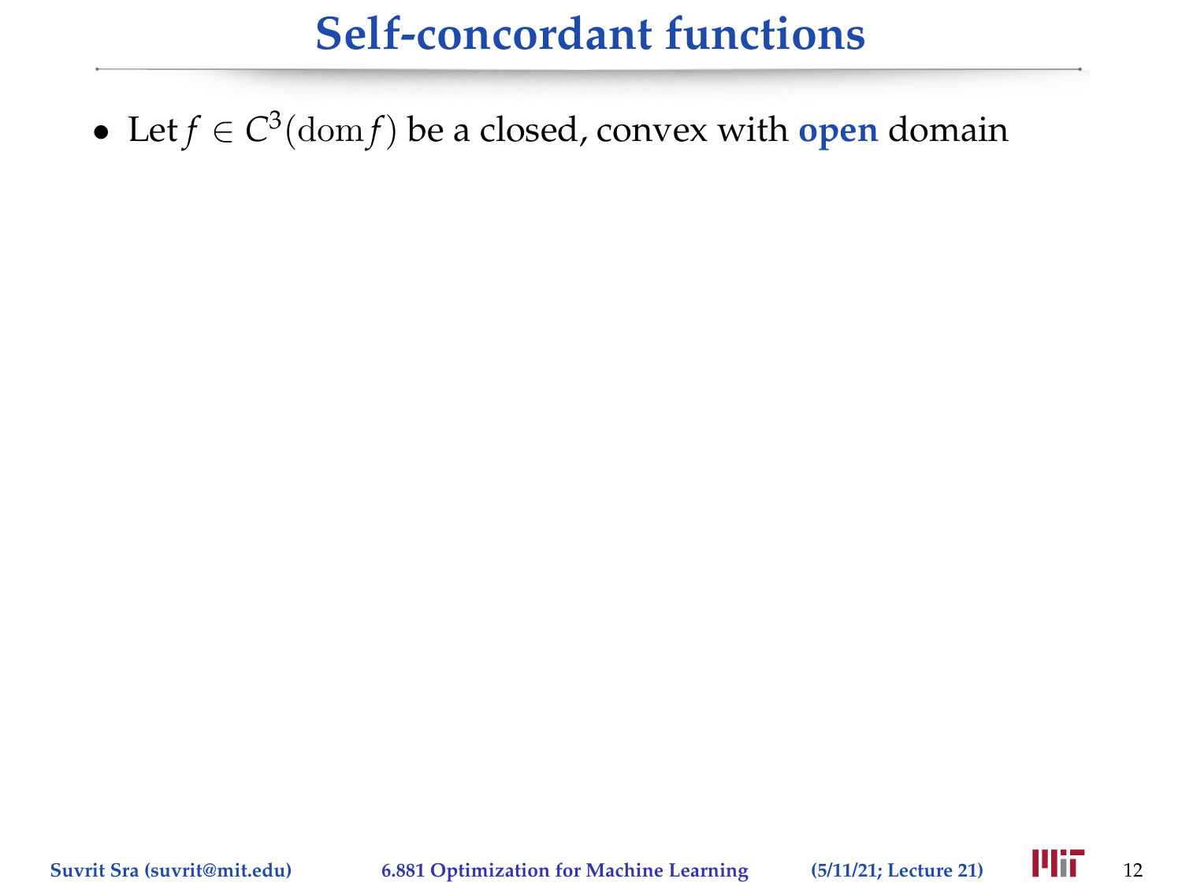# Self-concordant functions

- Let $f \in C^3(\mathrm{dom}\, f)$ be a closed, convex with **open** domain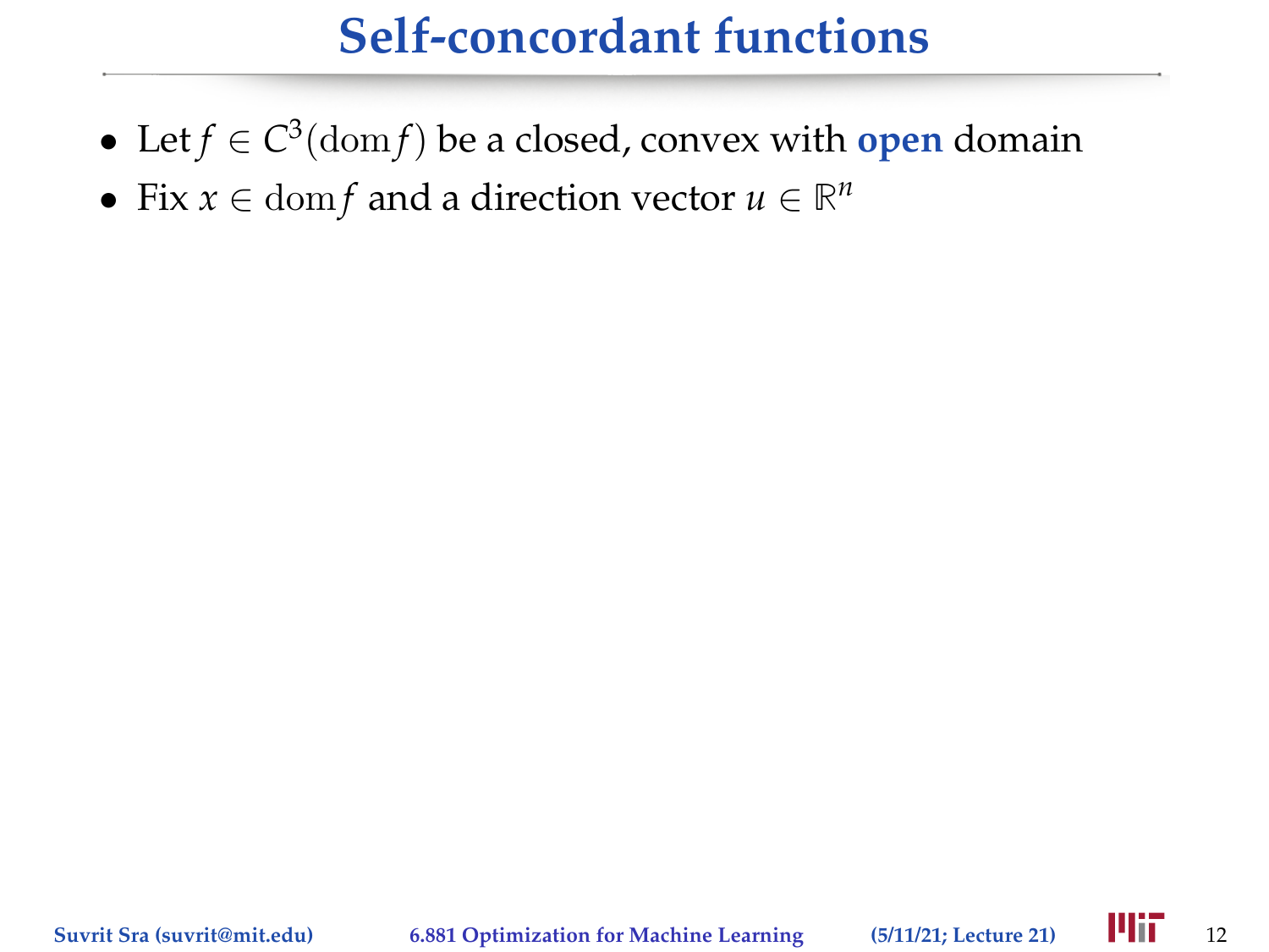# Self-concordant functions

- Let $f \in C^3(\operatorname{dom} f)$ be a closed, convex with **open** domain
- Fix $x \in \operatorname{dom} f$ and a direction vector $u \in \mathbb{R}^n$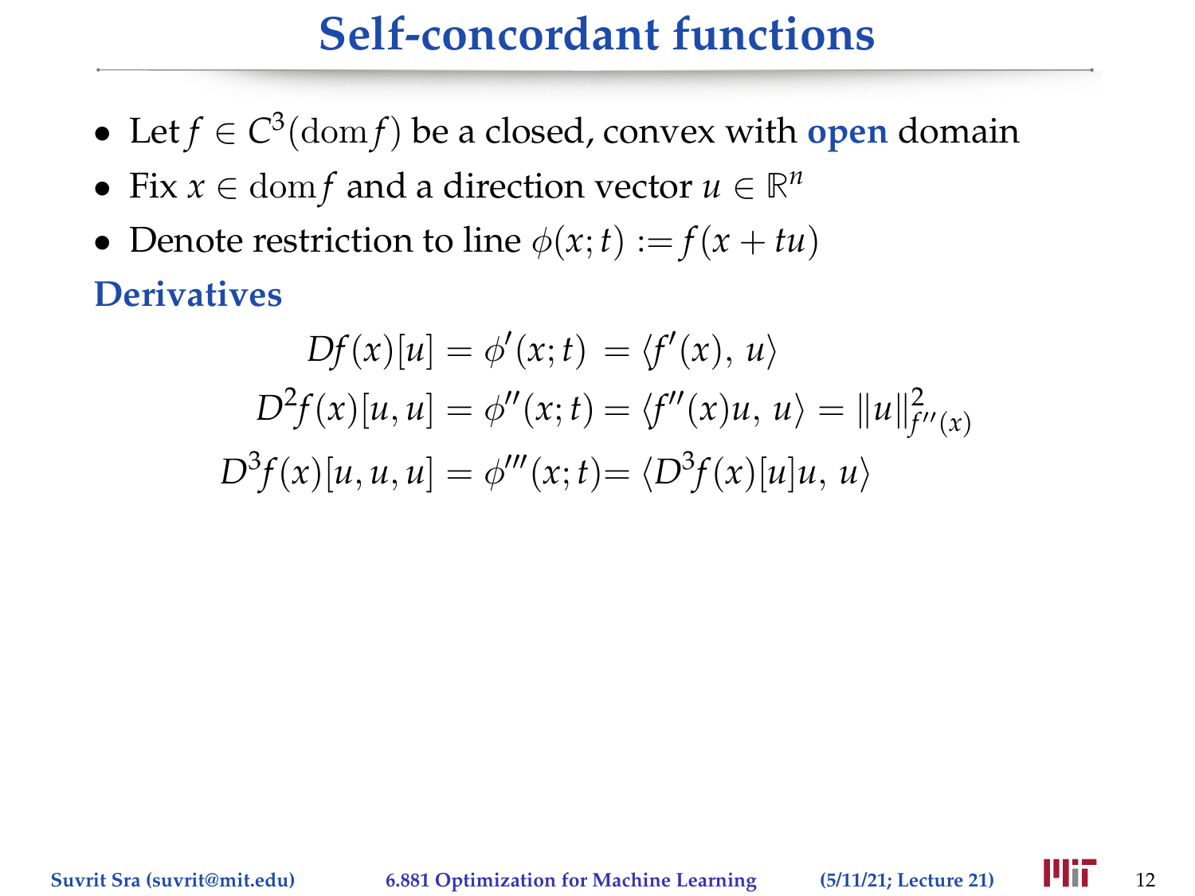# Self-concordant functions

- Let $f \in C^3(\mathrm{dom} f)$ be a closed, convex with **open** domain
- Fix $x \in \mathrm{dom} f$ and a direction vector $u \in \mathbb{R}^n$
- Denote restriction to line $\phi(x;t) := f(x + tu)$

## Derivatives

$$
\begin{aligned}
Df(x)[u] &= \phi'(x;t) = \langle f'(x),\, u\rangle \\
D^2 f(x)[u,u] &= \phi''(x;t) = \langle f''(x)u,\, u\rangle = \|u\|^2_{f''(x)} \\
D^3 f(x)[u,u,u] &= \phi'''(x;t) = \langle D^3 f(x)[u]u,\, u\rangle
\end{aligned}
$$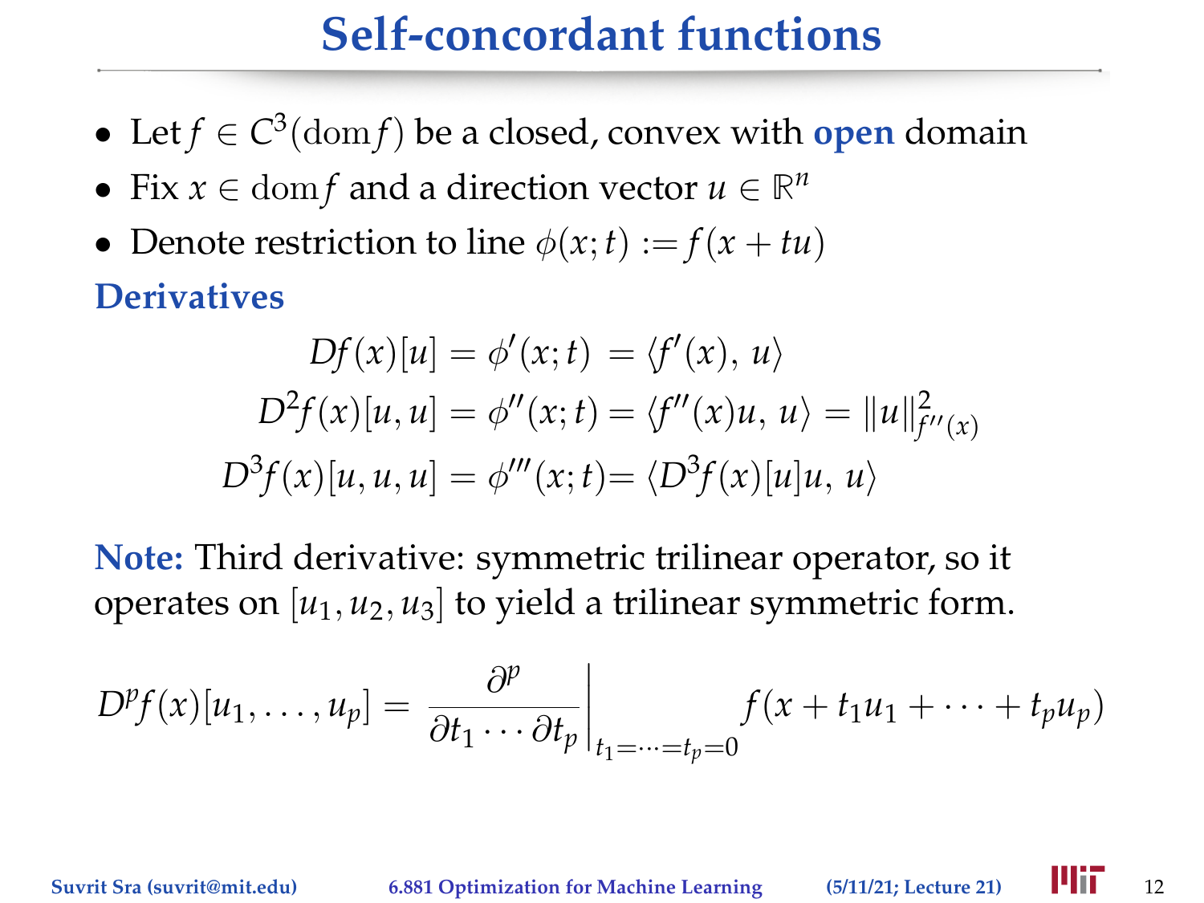# Self-concordant functions

- Let $f \in C^3(\mathrm{dom} f)$ be a closed, convex with **open** domain
- Fix $x \in \mathrm{dom} f$ and a direction vector $u \in \mathbb{R}^n$
- Denote restriction to line $\phi(x;t) := f(x + tu)$

**Derivatives**

$$
\begin{aligned}
Df(x)[u] &= \phi'(x;t) \; = \langle f'(x),\, u \rangle \\
D^2 f(x)[u,u] &= \phi''(x;t) = \langle f''(x)u,\, u \rangle = \|u\|^2_{f''(x)} \\
D^3 f(x)[u,u,u] &= \phi'''(x;t) = \langle D^3 f(x)[u]u,\, u \rangle
\end{aligned}
$$

**Note:** Third derivative: symmetric trilinear operator, so it operates on $[u_1, u_2, u_3]$ to yield a trilinear symmetric form.

$$
D^p f(x)[u_1, \ldots, u_p] = \left. \frac{\partial^p}{\partial t_1 \cdots \partial t_p} \right|_{t_1 = \cdots = t_p = 0} f(x + t_1 u_1 + \cdots + t_p u_p)
$$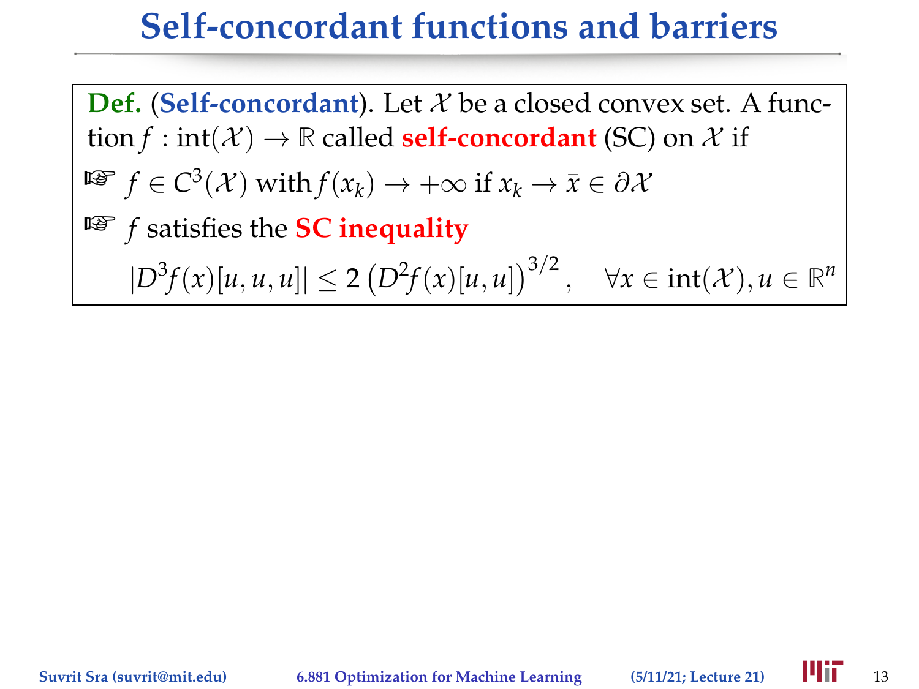# Self-concordant functions and barriers

**Def.** (**Self-concordant**). Let $\mathcal{X}$ be a closed convex set. A function $f : \text{int}(\mathcal{X}) \to \mathbb{R}$ called **self-concordant** (SC) on $\mathcal{X}$ if

- ☞ $f \in C^3(\mathcal{X})$ with $f(x_k) \to +\infty$ if $x_k \to \bar{x} \in \partial\mathcal{X}$
- ☞ $f$ satisfies the **SC inequality**

$$|D^3 f(x)[u, u, u]| \leq 2 \left(D^2 f(x)[u, u]\right)^{3/2}, \quad \forall x \in \text{int}(\mathcal{X}), u \in \mathbb{R}^n$$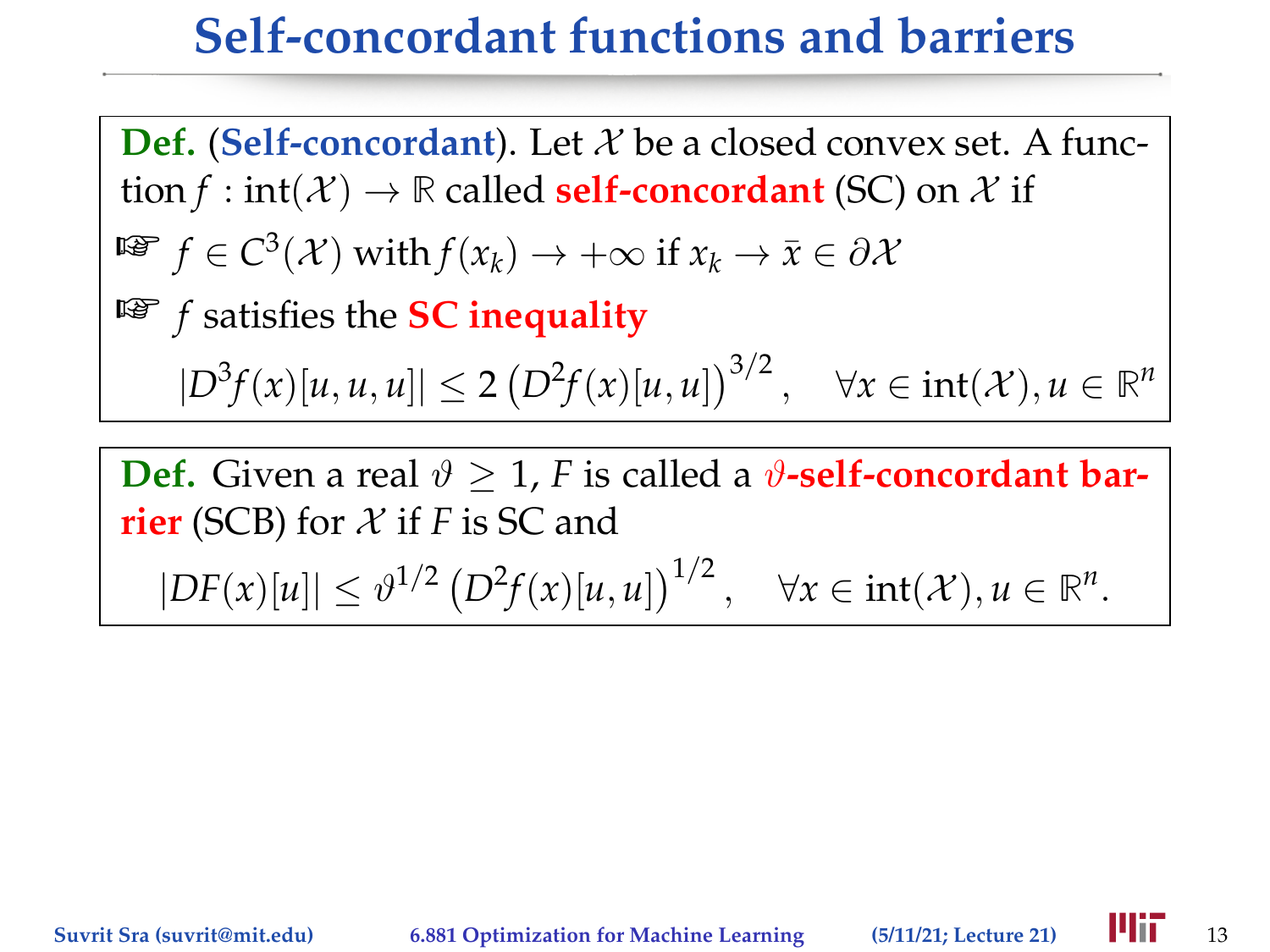# Self-concordant functions and barriers

**Def.** (**Self-concordant**). Let $\mathcal{X}$ be a closed convex set. A function $f : \text{int}(\mathcal{X}) \to \mathbb{R}$ called **self-concordant** (SC) on $\mathcal{X}$ if

- ☞ $f \in C^3(\mathcal{X})$ with $f(x_k) \to +\infty$ if $x_k \to \bar{x} \in \partial\mathcal{X}$
- ☞ $f$ satisfies the **SC inequality**

$$|D^3 f(x)[u, u, u]| \leq 2 \left(D^2 f(x)[u, u]\right)^{3/2}, \quad \forall x \in \text{int}(\mathcal{X}), u \in \mathbb{R}^n$$

**Def.** Given a real $\vartheta \geq 1$, $F$ is called a **$\vartheta$-self-concordant barrier** (SCB) for $\mathcal{X}$ if $F$ is SC and

$$|DF(x)[u]| \leq \vartheta^{1/2} \left(D^2 f(x)[u, u]\right)^{1/2}, \quad \forall x \in \text{int}(\mathcal{X}), u \in \mathbb{R}^n.$$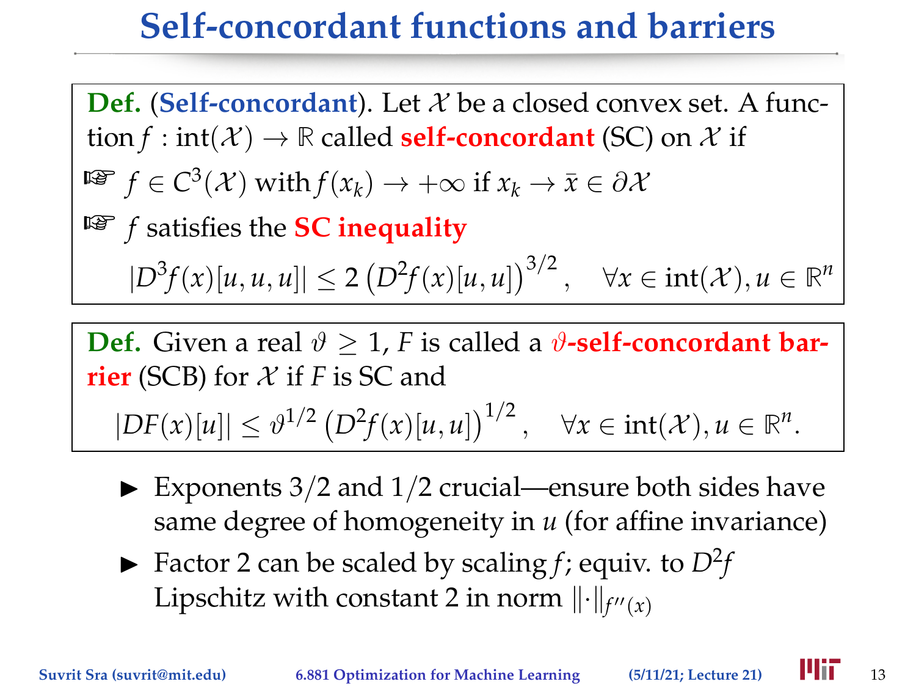# Self-concordant functions and barriers

**Def.** (**Self-concordant**). Let $\mathcal{X}$ be a closed convex set. A function $f : \text{int}(\mathcal{X}) \to \mathbb{R}$ called **self-concordant** (SC) on $\mathcal{X}$ if

- ☞ $f \in C^3(\mathcal{X})$ with $f(x_k) \to +\infty$ if $x_k \to \bar{x} \in \partial\mathcal{X}$
- ☞ $f$ satisfies the **SC inequality**

$$|D^3 f(x)[u,u,u]| \leq 2\left(D^2 f(x)[u,u]\right)^{3/2}, \quad \forall x \in \text{int}(\mathcal{X}), u \in \mathbb{R}^n$$

**Def.** Given a real $\vartheta \geq 1$, $F$ is called a **$\vartheta$-self-concordant barrier** (SCB) for $\mathcal{X}$ if $F$ is SC and

$$|DF(x)[u]| \leq \vartheta^{1/2}\left(D^2 f(x)[u,u]\right)^{1/2}, \quad \forall x \in \text{int}(\mathcal{X}), u \in \mathbb{R}^n.$$

- Exponents $3/2$ and $1/2$ crucial—ensure both sides have same degree of homogeneity in $u$ (for affine invariance)
- Factor 2 can be scaled by scaling $f$; equiv. to $D^2 f$ Lipschitz with constant 2 in norm $\|\cdot\|_{f''(x)}$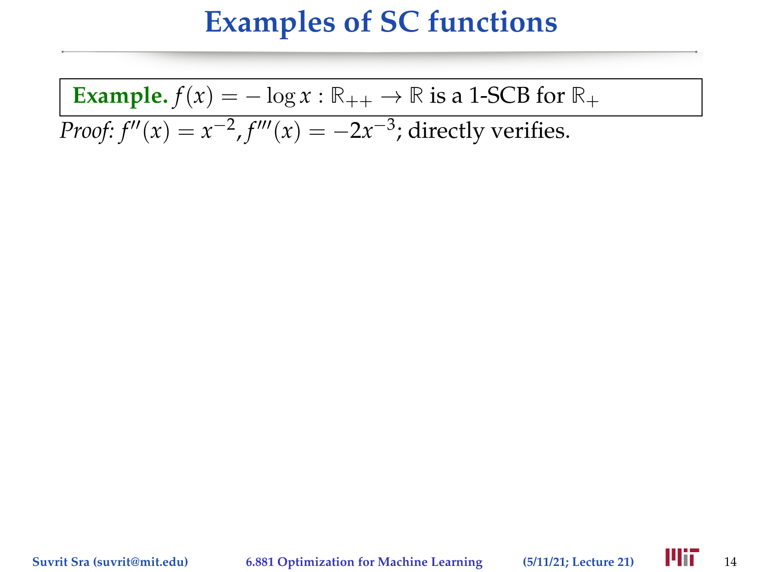# Examples of SC functions

**Example.** $f(x) = -\log x : \mathbb{R}_{++} \to \mathbb{R}$ is a 1-SCB for $\mathbb{R}_+$

*Proof:* $f''(x) = x^{-2}, f'''(x) = -2x^{-3}$; directly verifies.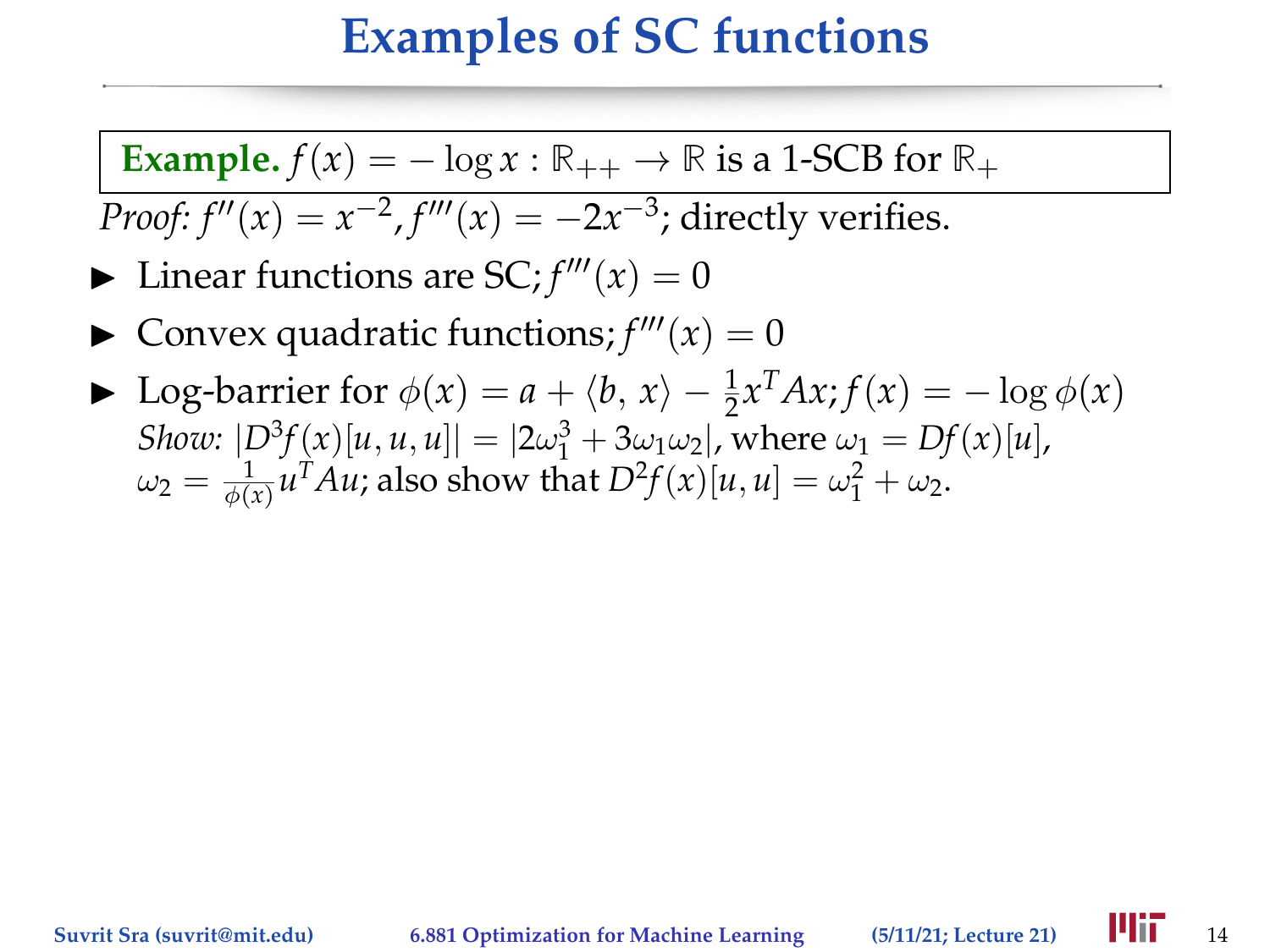# Examples of SC functions

> **Example.** $f(x) = -\log x : \mathbb{R}_{++} \to \mathbb{R}$ is a 1-SCB for $\mathbb{R}_+$

*Proof:* $f''(x) = x^{-2}, f'''(x) = -2x^{-3}$; directly verifies.

- Linear functions are SC; $f'''(x) = 0$
- Convex quadratic functions; $f'''(x) = 0$
- Log-barrier for $\phi(x) = a + \langle b, x \rangle - \frac{1}{2}x^T Ax$; $f(x) = -\log \phi(x)$
  *Show:* $|D^3 f(x)[u, u, u]| = |2\omega_1^3 + 3\omega_1\omega_2|$, where $\omega_1 = Df(x)[u]$, $\omega_2 = \frac{1}{\phi(x)} u^T Au$; also show that $D^2 f(x)[u, u] = \omega_1^2 + \omega_2$.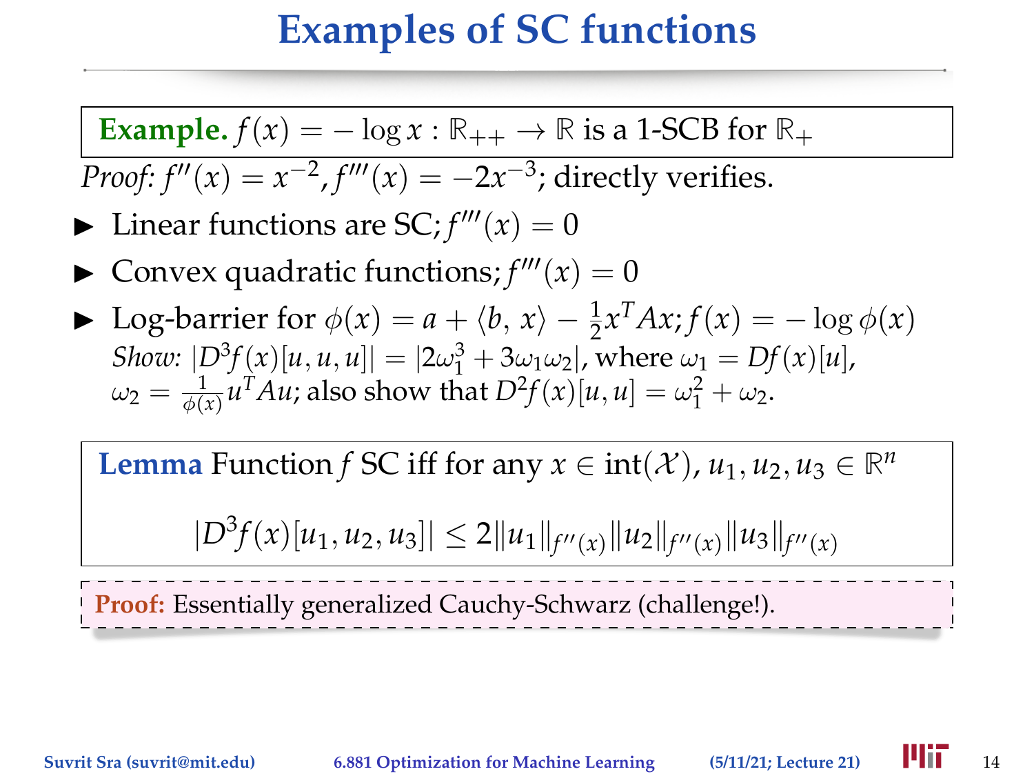# Examples of SC functions

**Example.** $f(x) = -\log x : \mathbb{R}_{++} \to \mathbb{R}$ is a 1-SCB for $\mathbb{R}_+$

*Proof:* $f''(x) = x^{-2}, f'''(x) = -2x^{-3}$; directly verifies.

- Linear functions are SC; $f'''(x) = 0$
- Convex quadratic functions; $f'''(x) = 0$
- Log-barrier for $\phi(x) = a + \langle b,\, x\rangle - \frac{1}{2}x^T Ax$; $f(x) = -\log \phi(x)$
  *Show:* $|D^3 f(x)[u,u,u]| = |2\omega_1^3 + 3\omega_1\omega_2|$, where $\omega_1 = Df(x)[u]$, $\omega_2 = \frac{1}{\phi(x)} u^T Au$; also show that $D^2 f(x)[u,u] = \omega_1^2 + \omega_2$.

**Lemma** Function $f$ SC iff for any $x \in \text{int}(\mathcal{X})$, $u_1, u_2, u_3 \in \mathbb{R}^n$

$$|D^3 f(x)[u_1, u_2, u_3]| \leq 2\|u_1\|_{f''(x)}\|u_2\|_{f''(x)}\|u_3\|_{f''(x)}$$

**Proof:** Essentially generalized Cauchy-Schwarz (challenge!).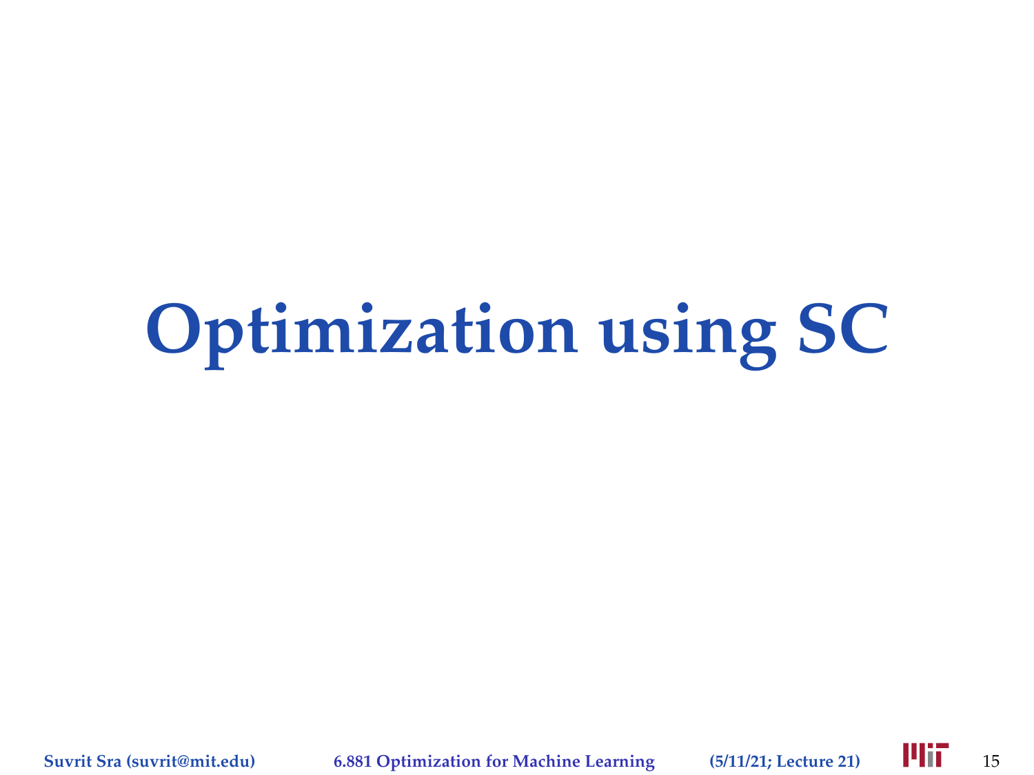# Optimization using SC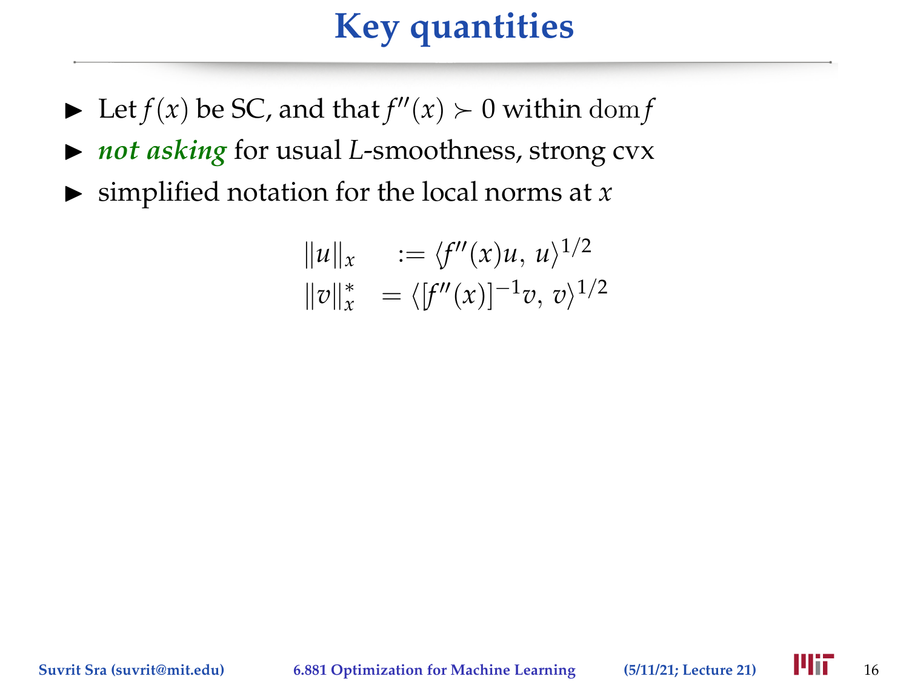# Key quantities

- Let $f(x)$ be SC, and that $f''(x) \succ 0$ within $\mathrm{dom} f$
- ***not asking*** for usual $L$-smoothness, strong cvx
- simplified notation for the local norms at $x$

$$
\begin{aligned}
\|u\|_x \quad &:= \langle f''(x)u,\, u\rangle^{1/2} \\
\|v\|_x^* \quad &= \langle [f''(x)]^{-1}v,\, v\rangle^{1/2}
\end{aligned}
$$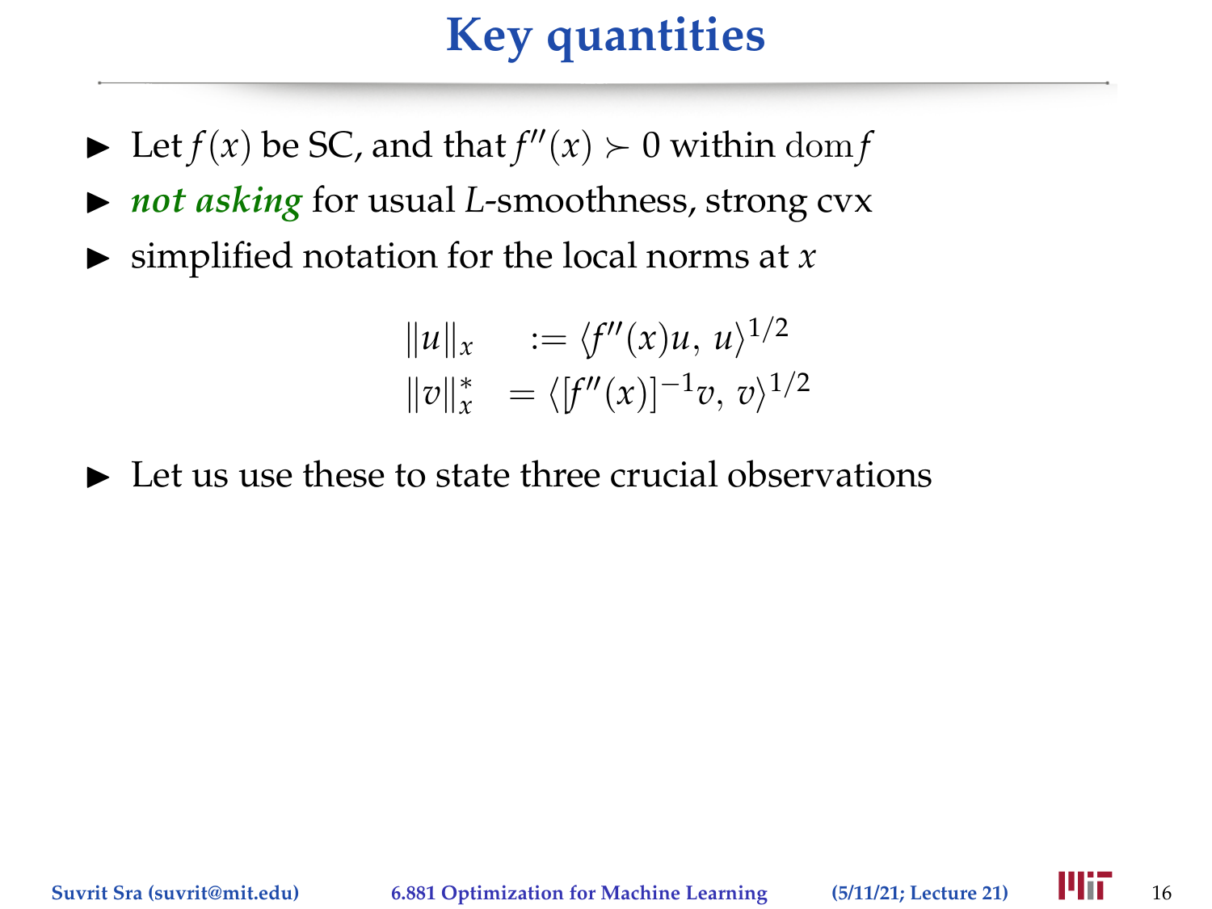# Key quantities

- Let $f(x)$ be SC, and that $f''(x) \succ 0$ within $\mathrm{dom} f$
- ***not asking*** for usual $L$-smoothness, strong cvx
- simplified notation for the local norms at $x$

$$
\begin{aligned}
\|u\|_x &:= \langle f''(x)u,\, u\rangle^{1/2} \\
\|v\|_x^* &= \langle [f''(x)]^{-1}v,\, v\rangle^{1/2}
\end{aligned}
$$

- Let us use these to state three crucial observations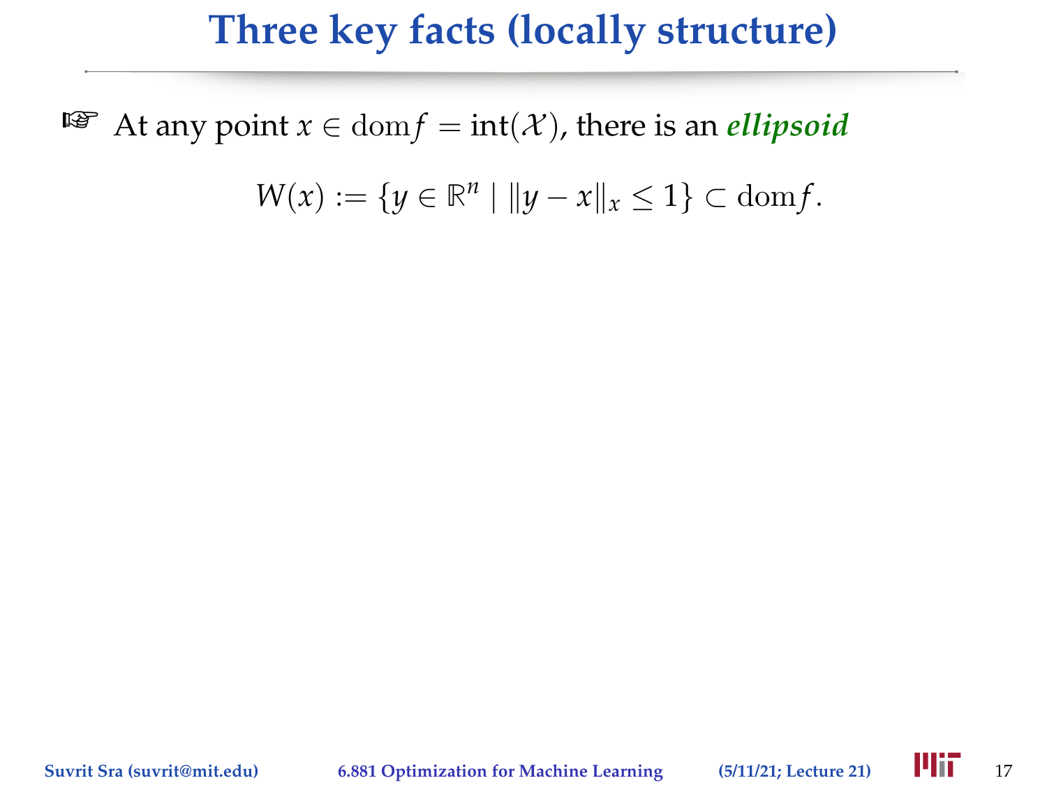# Three key facts (locally structure)

☞ At any point $x \in \mathrm{dom} f = \mathrm{int}(\mathcal{X})$, there is an ***ellipsoid***

$$W(x) := \{y \in \mathbb{R}^n \mid \|y - x\|_x \leq 1\} \subset \mathrm{dom} f.$$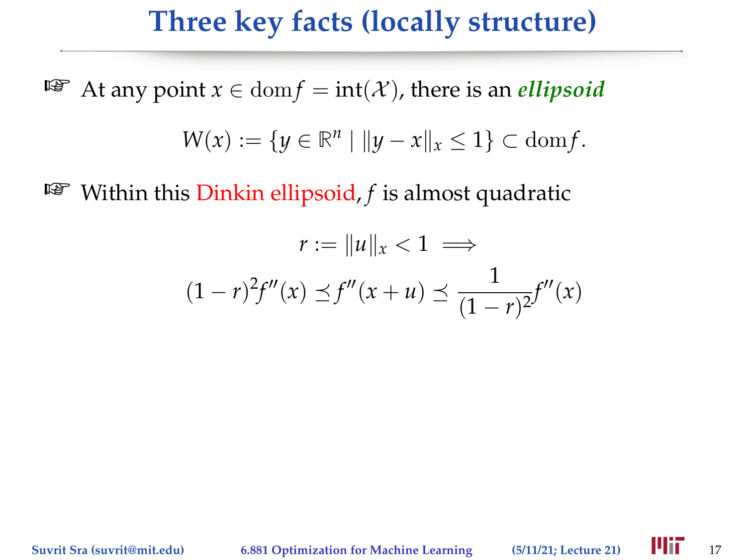# Three key facts (locally structure)

☞ At any point $x \in \operatorname{dom} f = \operatorname{int}(\mathcal{X})$, there is an ***ellipsoid***

$$W(x) := \{y \in \mathbb{R}^n \mid \|y - x\|_x \leq 1\} \subset \operatorname{dom} f.$$

☞ Within this Dinkin ellipsoid, $f$ is almost quadratic

$$r := \|u\|_x < 1 \implies$$

$$(1 - r)^2 f''(x) \preceq f''(x + u) \preceq \frac{1}{(1 - r)^2} f''(x)$$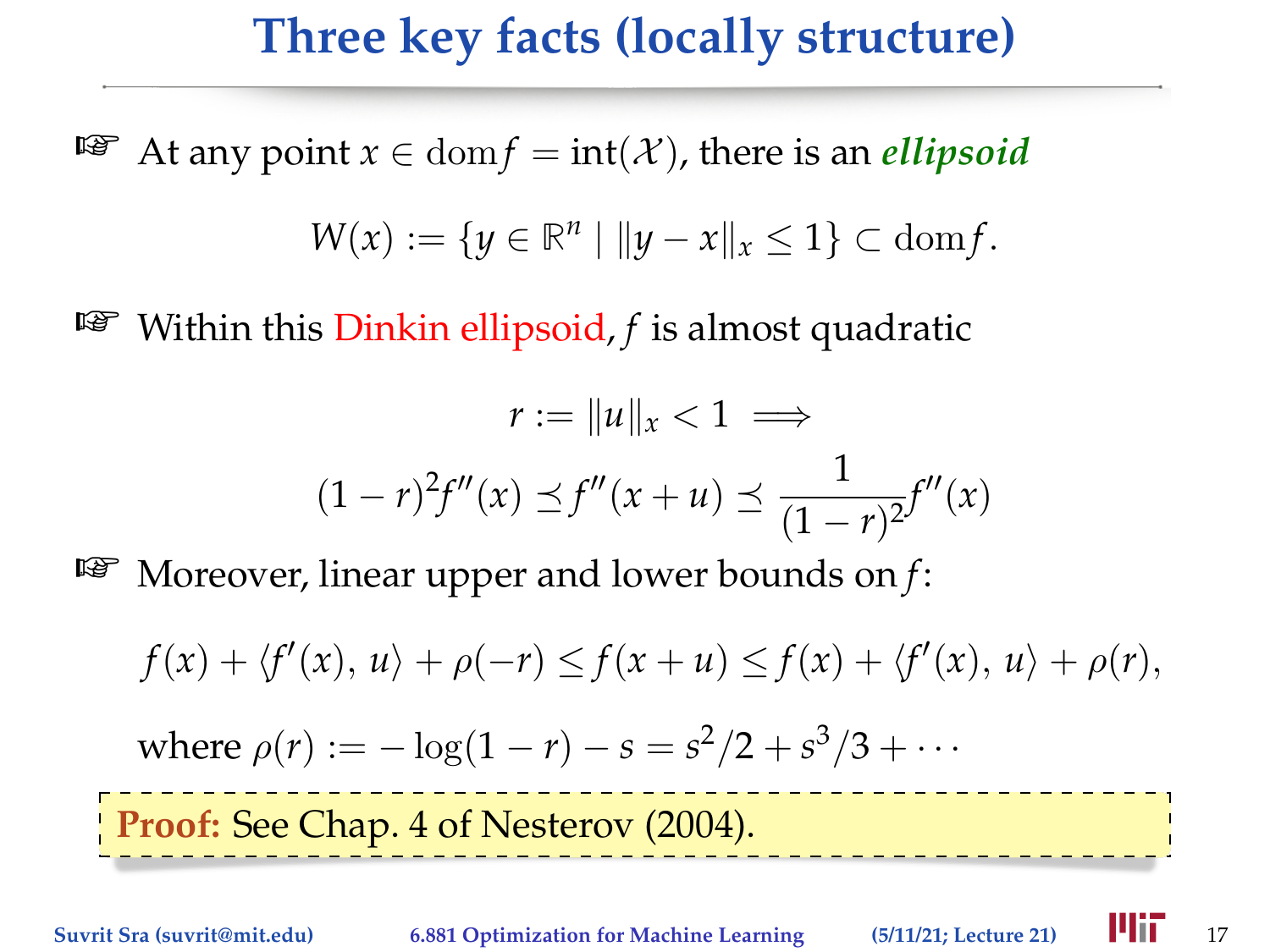# Three key facts (locally structure)

- At any point $x \in \operatorname{dom} f = \operatorname{int}(\mathcal{X})$, there is an ***ellipsoid***

$$W(x) := \{y \in \mathbb{R}^n \mid \|y - x\|_x \leq 1\} \subset \operatorname{dom} f.$$

- Within this Dinkin ellipsoid, $f$ is almost quadratic

$$r := \|u\|_x < 1 \implies$$

$$(1-r)^2 f''(x) \preceq f''(x+u) \preceq \frac{1}{(1-r)^2} f''(x)$$

- Moreover, linear upper and lower bounds on $f$:

$$f(x) + \langle f'(x), u \rangle + \rho(-r) \leq f(x+u) \leq f(x) + \langle f'(x), u \rangle + \rho(r),$$

where $\rho(r) := -\log(1-r) - s = s^2/2 + s^3/3 + \cdots$

**Proof:** See Chap. 4 of Nesterov (2004).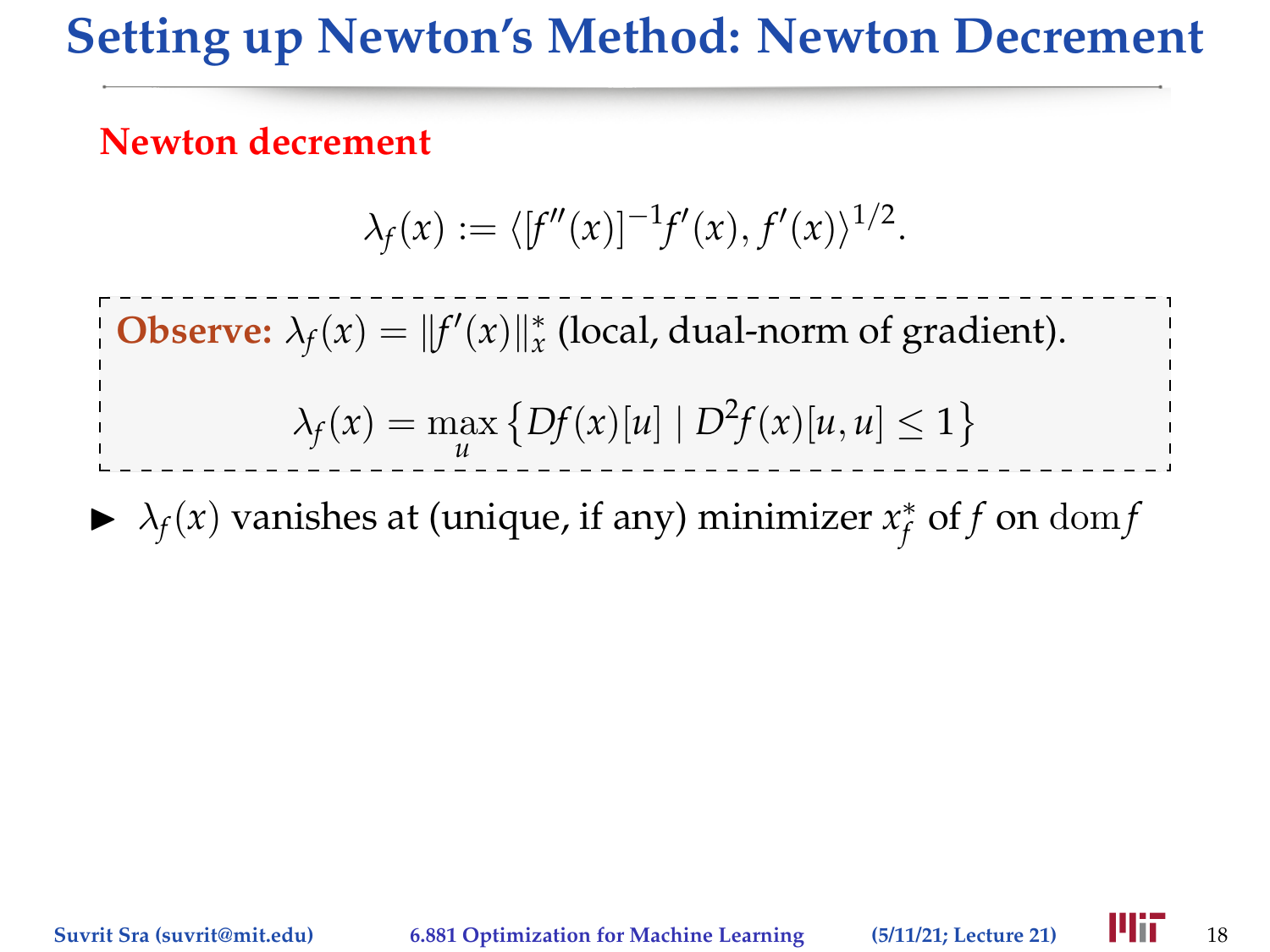# Setting up Newton's Method: Newton Decrement

**Newton decrement**

$$\lambda_f(x) := \langle [f''(x)]^{-1} f'(x), f'(x) \rangle^{1/2}.$$

**Observe:** $\lambda_f(x) = \|f'(x)\|_x^*$ (local, dual-norm of gradient).

$$\lambda_f(x) = \max_u \left\{ Df(x)[u] \mid D^2 f(x)[u,u] \leq 1 \right\}$$

- $\lambda_f(x)$ vanishes at (unique, if any) minimizer $x_f^*$ of $f$ on $\operatorname{dom} f$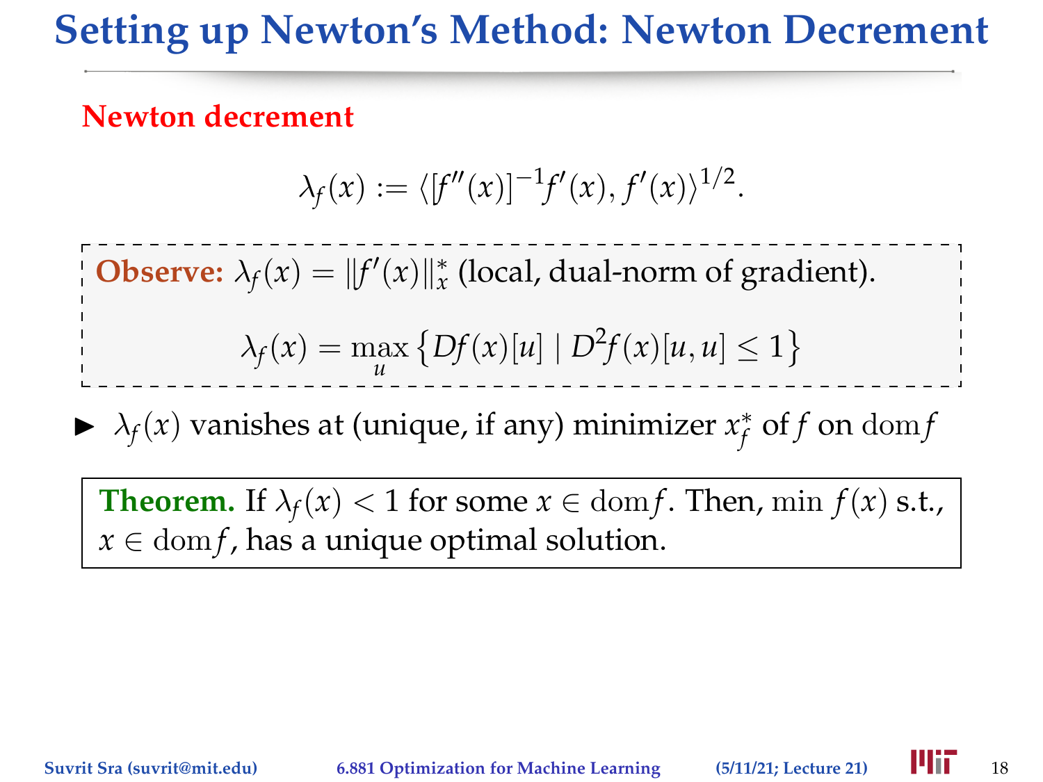# Setting up Newton's Method: Newton Decrement

**Newton decrement**

$$\lambda_f(x) := \langle [f''(x)]^{-1} f'(x), f'(x) \rangle^{1/2}.$$

**Observe:** $\lambda_f(x) = \|f'(x)\|_x^*$ (local, dual-norm of gradient).

$$\lambda_f(x) = \max_u \left\{ Df(x)[u] \mid D^2 f(x)[u,u] \leq 1 \right\}$$

- $\lambda_f(x)$ vanishes at (unique, if any) minimizer $x_f^*$ of $f$ on $\mathrm{dom} f$

**Theorem.** If $\lambda_f(x) < 1$ for some $x \in \mathrm{dom} f$. Then, $\min f(x)$ s.t., $x \in \mathrm{dom} f$, has a unique optimal solution.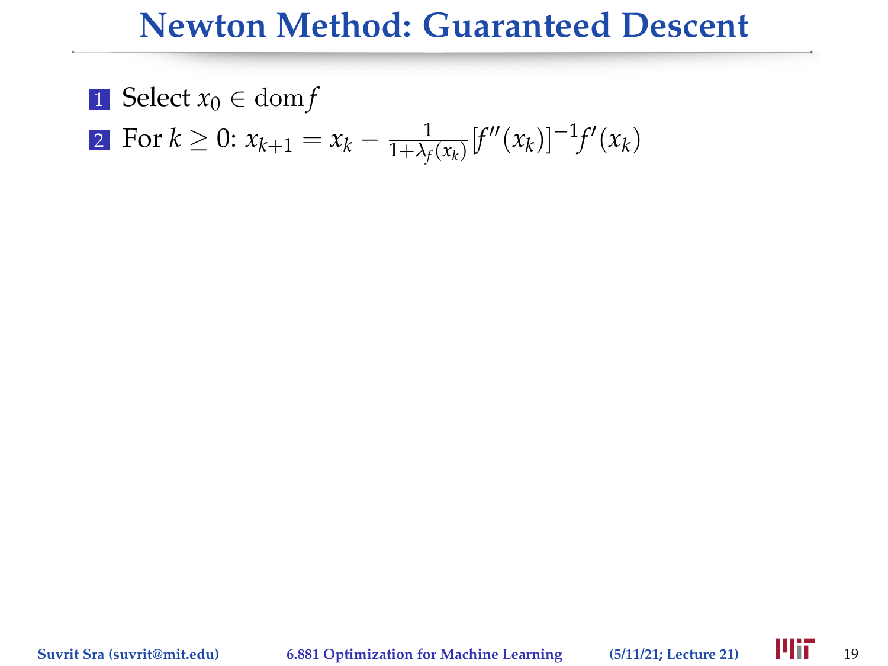# Newton Method: Guaranteed Descent

1. Select $x_0 \in \operatorname{dom} f$
2. For $k \geq 0$: $x_{k+1} = x_k - \frac{1}{1+\lambda_f(x_k)}[f''(x_k)]^{-1}f'(x_k)$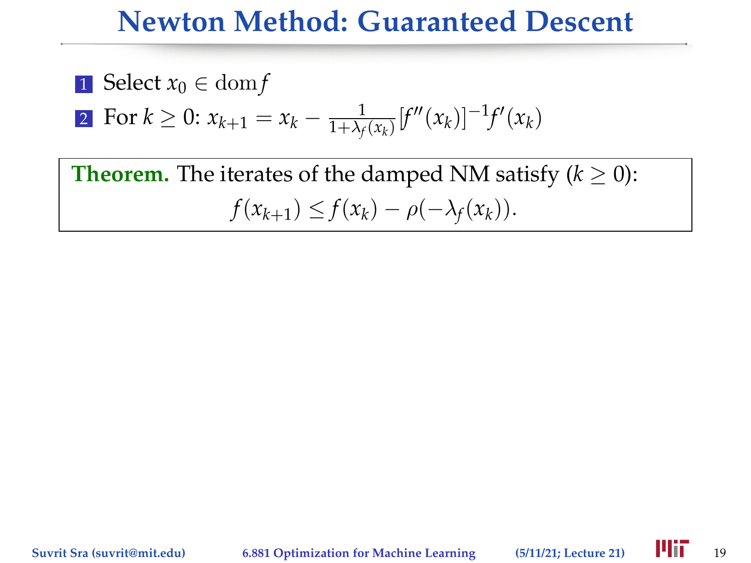# Newton Method: Guaranteed Descent

1. Select $x_0 \in \operatorname{dom} f$
2. For $k \geq 0$: $x_{k+1} = x_k - \frac{1}{1+\lambda_f(x_k)}[f''(x_k)]^{-1}f'(x_k)$

**Theorem.** The iterates of the damped NM satisfy ($k \geq 0$):

$$f(x_{k+1}) \leq f(x_k) - \rho(-\lambda_f(x_k)).$$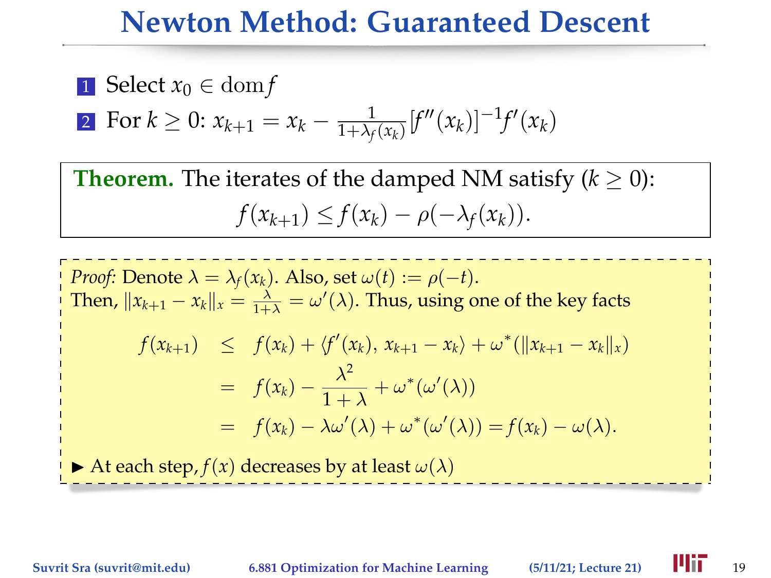# Newton Method: Guaranteed Descent

1. Select $x_0 \in \operatorname{dom} f$
2. For $k \geq 0$: $x_{k+1} = x_k - \frac{1}{1+\lambda_f(x_k)}[f''(x_k)]^{-1}f'(x_k)$

**Theorem.** The iterates of the damped NM satisfy ($k \geq 0$):

$$f(x_{k+1}) \leq f(x_k) - \rho(-\lambda_f(x_k)).$$

*Proof:* Denote $\lambda = \lambda_f(x_k)$. Also, set $\omega(t) := \rho(-t)$.
Then, $\|x_{k+1} - x_k\|_x = \frac{\lambda}{1+\lambda} = \omega'(\lambda)$. Thus, using one of the key facts

$$
\begin{aligned}
f(x_{k+1}) &\leq f(x_k) + \langle f'(x_k),\, x_{k+1} - x_k \rangle + \omega^*(\|x_{k+1} - x_k\|_x) \\
&= f(x_k) - \frac{\lambda^2}{1+\lambda} + \omega^*(\omega'(\lambda)) \\
&= f(x_k) - \lambda\omega'(\lambda) + \omega^*(\omega'(\lambda)) = f(x_k) - \omega(\lambda).
\end{aligned}
$$

- At each step, $f(x)$ decreases by at least $\omega(\lambda)$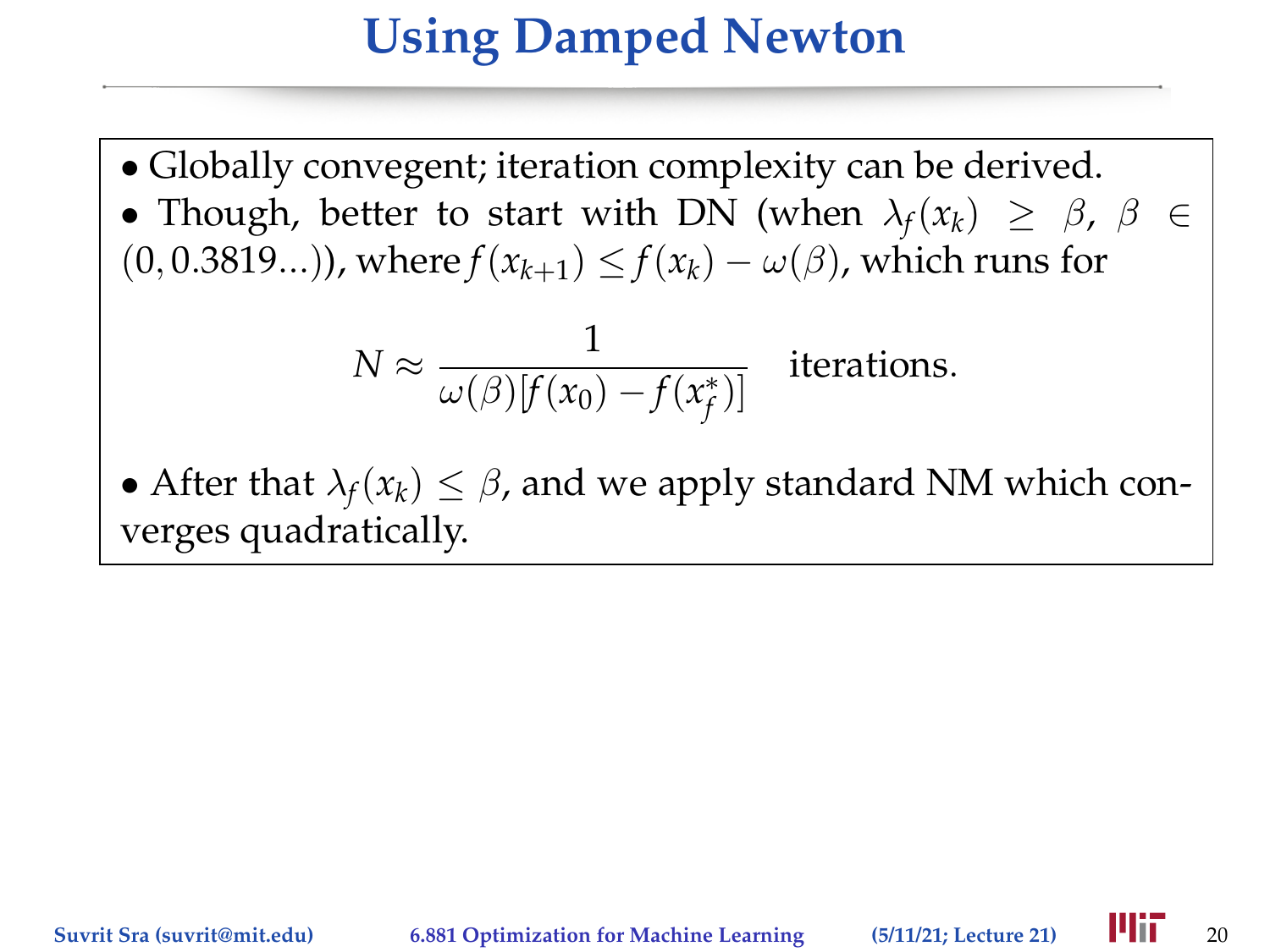# Using Damped Newton

- Globally convegent; iteration complexity can be derived.
- Though, better to start with DN (when $\lambda_f(x_k) \geq \beta$, $\beta \in (0, 0.3819\ldots)$), where $f(x_{k+1}) \leq f(x_k) - \omega(\beta)$, which runs for

$$N \approx \frac{1}{\omega(\beta)[f(x_0) - f(x_f^*)]} \quad \text{iterations.}$$

- After that $\lambda_f(x_k) \leq \beta$, and we apply standard NM which converges quadratically.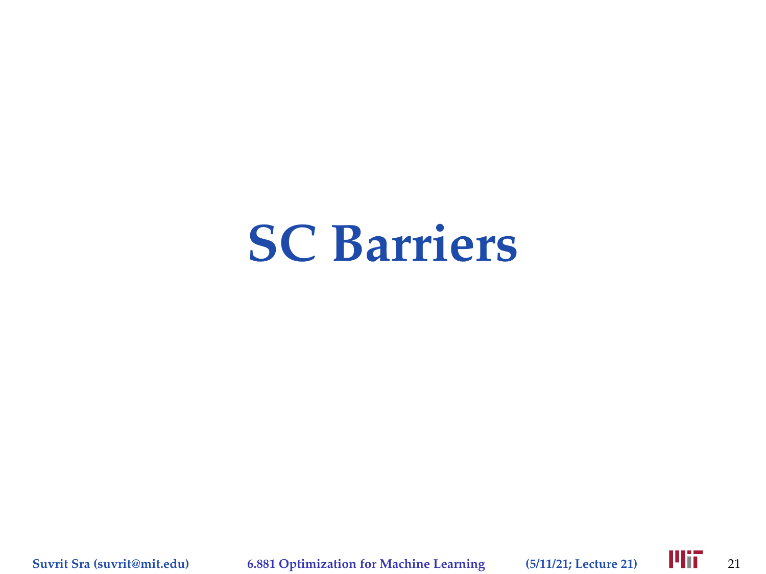# SC Barriers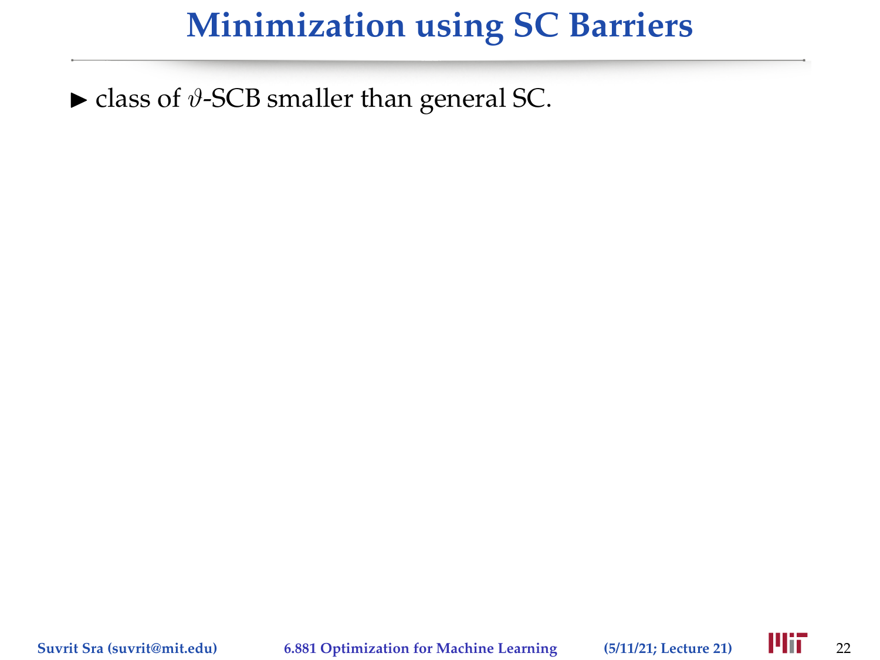# Minimization using SC Barriers

- class of $\vartheta$-SCB smaller than general SC.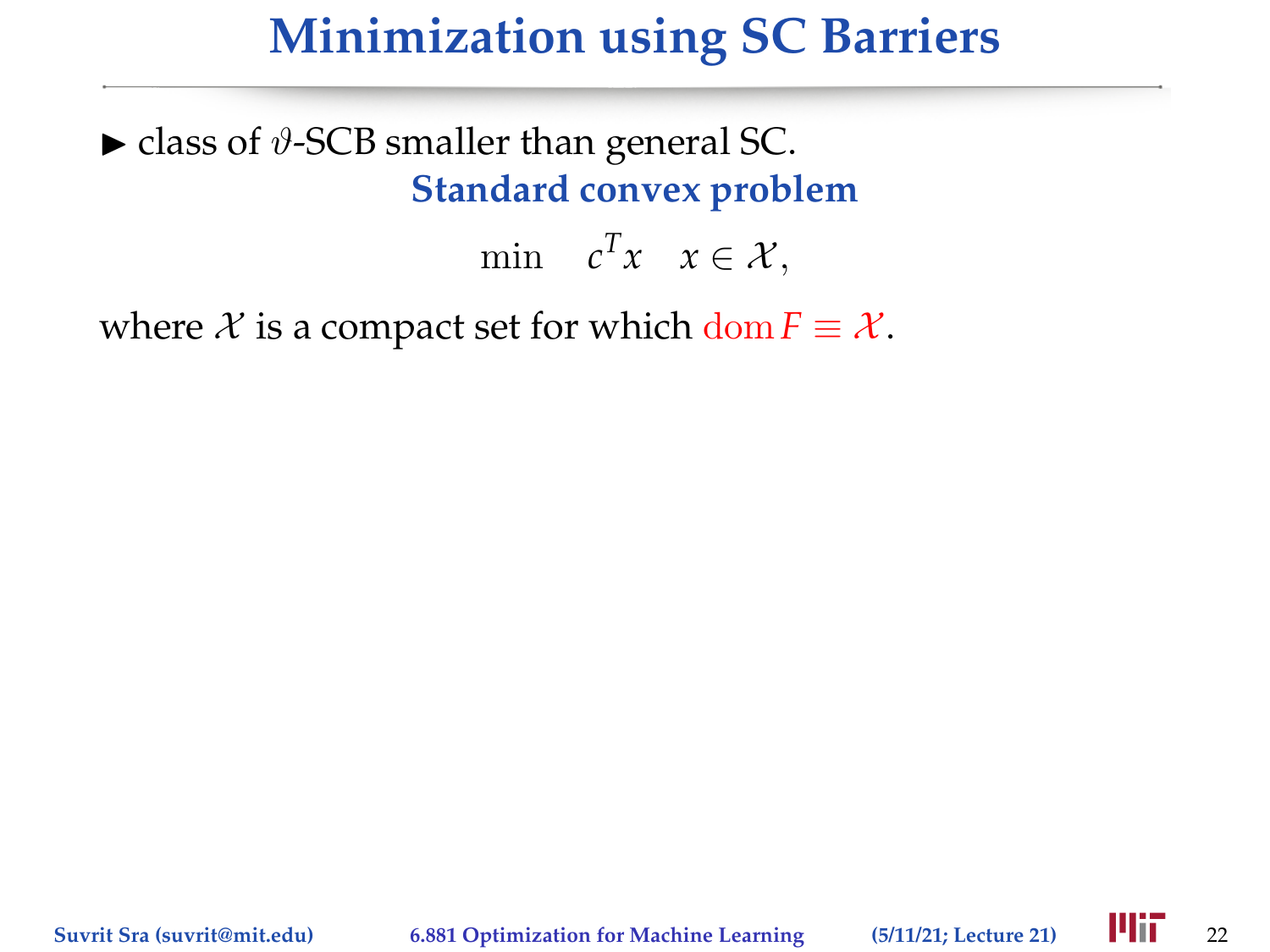# Minimization using SC Barriers

- class of $\vartheta$-SCB smaller than general SC.

**Standard convex problem**

$$\min \quad c^T x \quad x \in \mathcal{X},$$

where $\mathcal{X}$ is a compact set for which $\operatorname{dom} F \equiv \mathcal{X}$.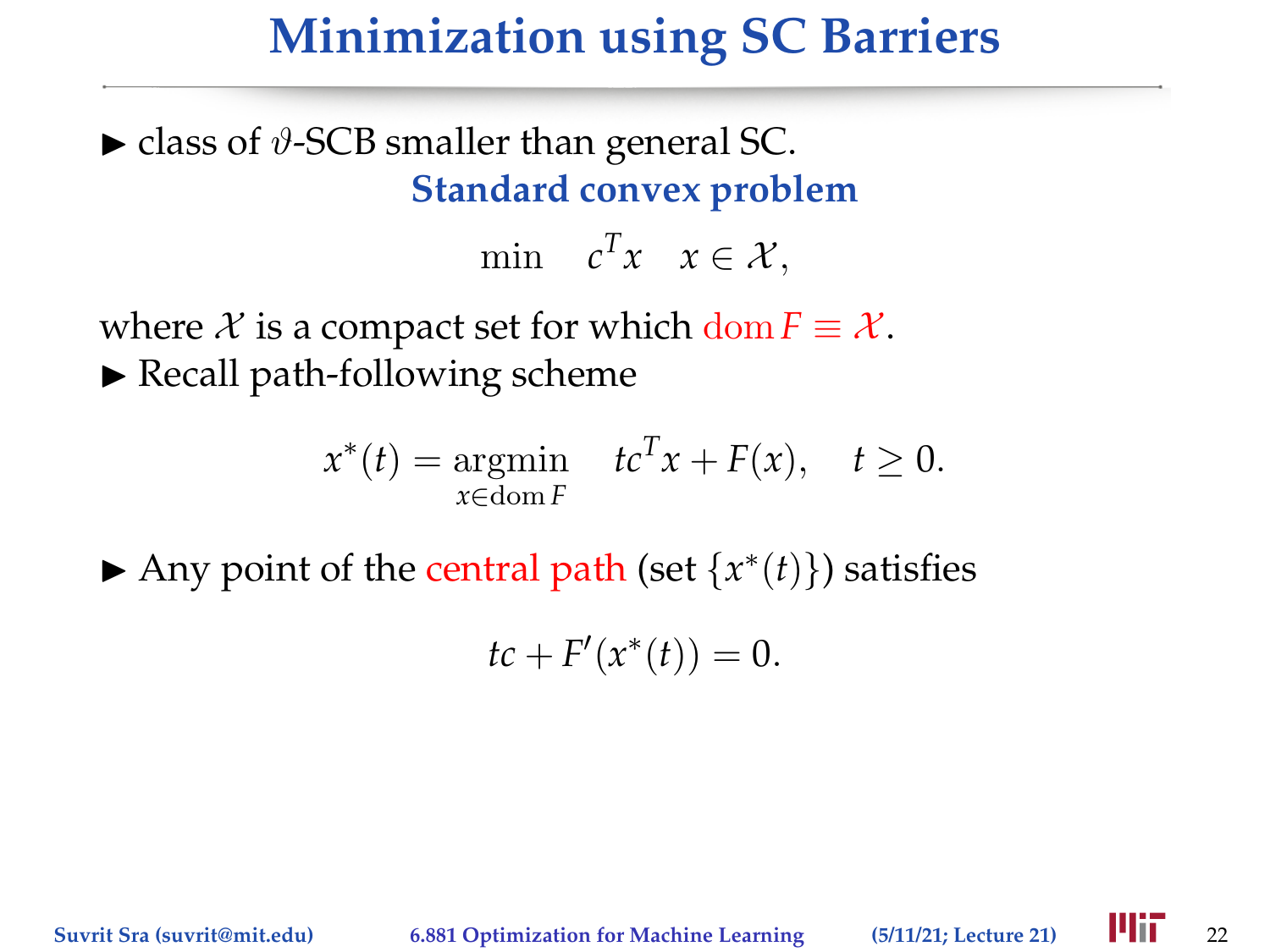# Minimization using SC Barriers

- class of $\vartheta$-SCB smaller than general SC.

**Standard convex problem**

$$\min \quad c^T x \quad x \in \mathcal{X},$$

where $\mathcal{X}$ is a compact set for which $\operatorname{dom} F \equiv \mathcal{X}$.

- Recall path-following scheme

$$x^*(t) = \underset{x \in \operatorname{dom} F}{\operatorname{argmin}} \quad tc^T x + F(x), \quad t \geq 0.$$

- Any point of the central path (set $\{x^*(t)\}$) satisfies

$$tc + F'(x^*(t)) = 0.$$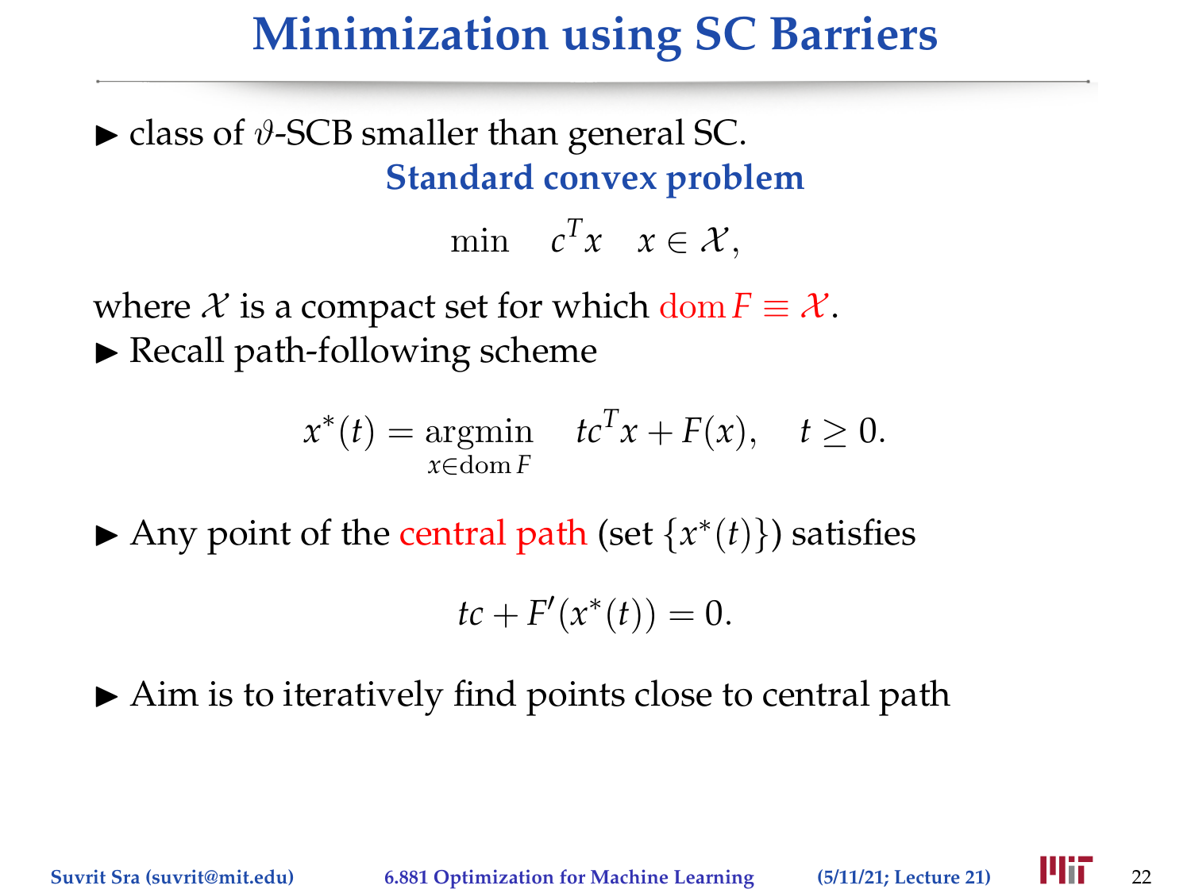# Minimization using SC Barriers

- class of $\vartheta$-SCB smaller than general SC.

**Standard convex problem**

$$\min \quad c^T x \quad x \in \mathcal{X},$$

where $\mathcal{X}$ is a compact set for which $\operatorname{dom} F \equiv \mathcal{X}$.

- Recall path-following scheme

$$x^*(t) = \underset{x \in \operatorname{dom} F}{\operatorname{argmin}} \quad tc^T x + F(x), \quad t \geq 0.$$

- Any point of the central path (set $\{x^*(t)\}$) satisfies

$$tc + F'(x^*(t)) = 0.$$

- Aim is to iteratively find points close to central path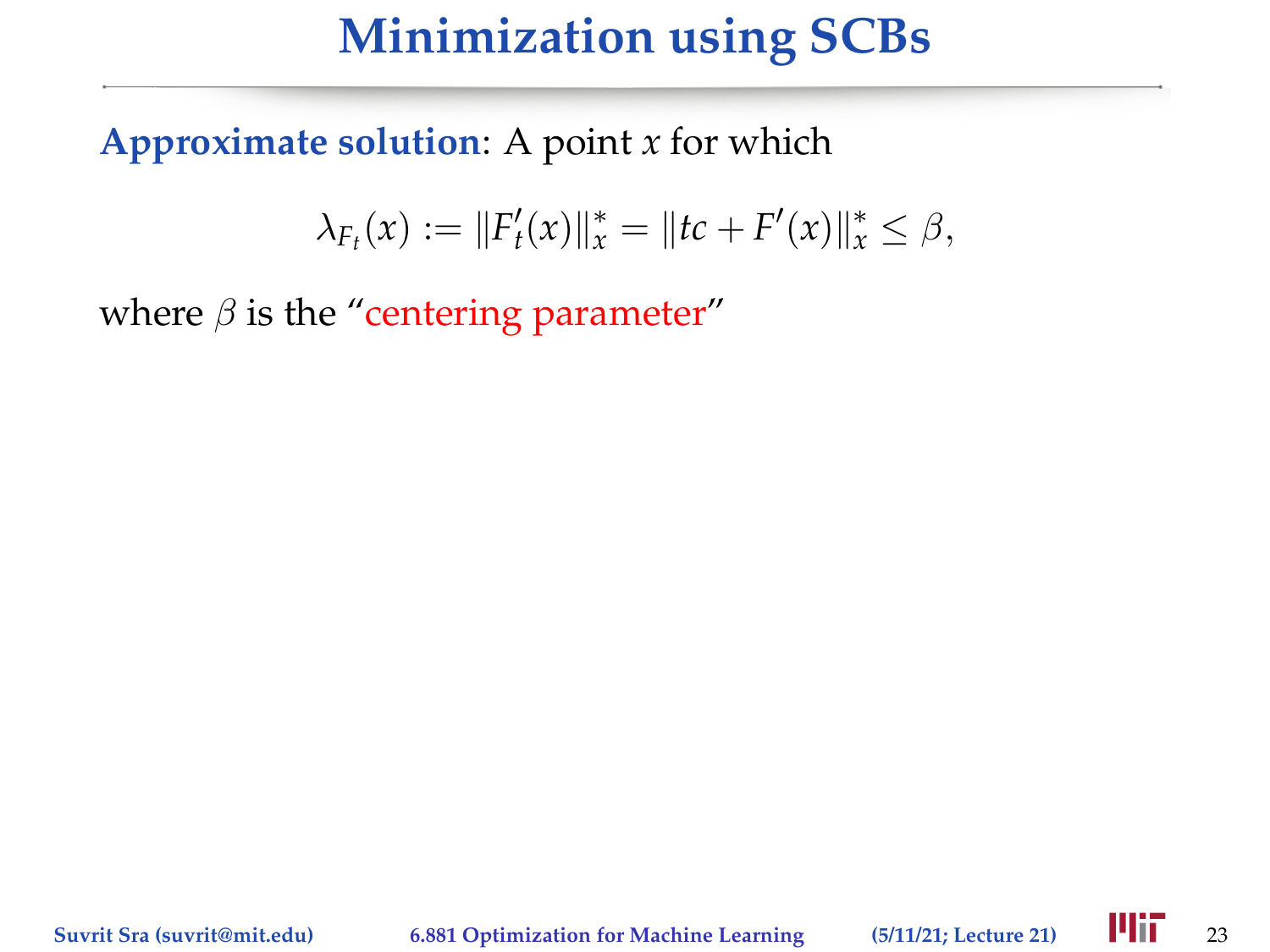# Minimization using SCBs

**Approximate solution**: A point $x$ for which

$$\lambda_{F_t}(x) := \|F_t'(x)\|_x^* = \|tc + F'(x)\|_x^* \leq \beta,$$

where $\beta$ is the "centering parameter"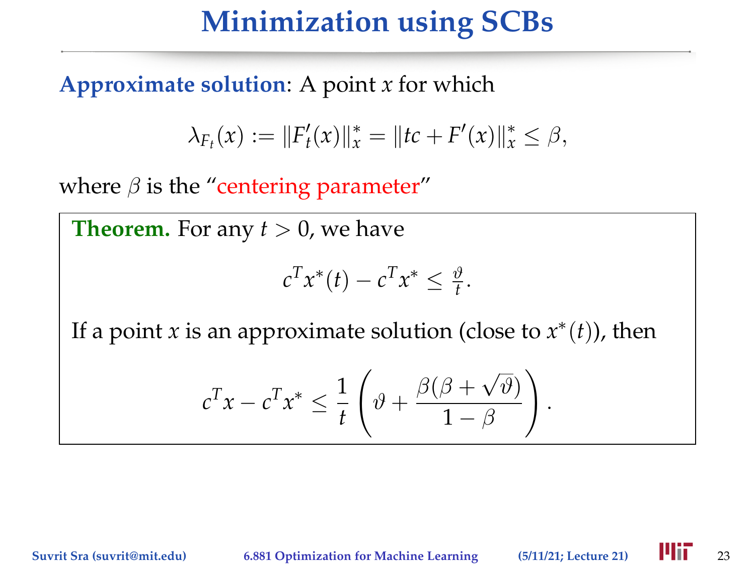# Minimization using SCBs

**Approximate solution**: A point $x$ for which

$$\lambda_{F_t}(x) := \|F_t'(x)\|_x^* = \|tc + F'(x)\|_x^* \leq \beta,$$

where $\beta$ is the "centering parameter"

> **Theorem.** For any $t > 0$, we have
>
> $$c^T x^*(t) - c^T x^* \leq \tfrac{\vartheta}{t}.$$
>
> If a point $x$ is an approximate solution (close to $x^*(t)$), then
>
> $$c^T x - c^T x^* \leq \frac{1}{t}\left(\vartheta + \frac{\beta(\beta + \sqrt{\vartheta})}{1 - \beta}\right).$$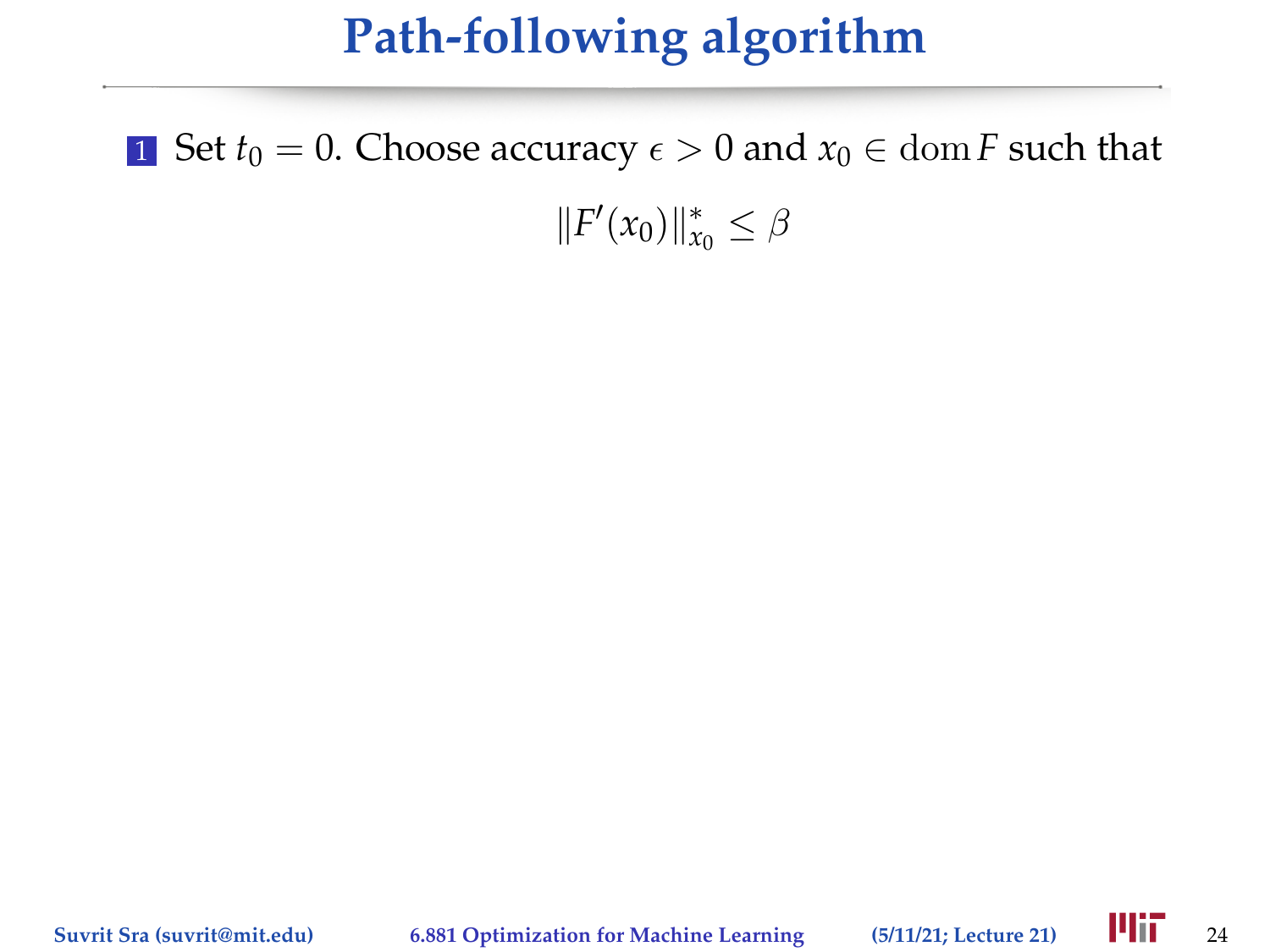# Path-following algorithm

1. Set $t_0 = 0$. Choose accuracy $\epsilon > 0$ and $x_0 \in \operatorname{dom} F$ such that

$$\|F'(x_0)\|_{x_0}^* \leq \beta$$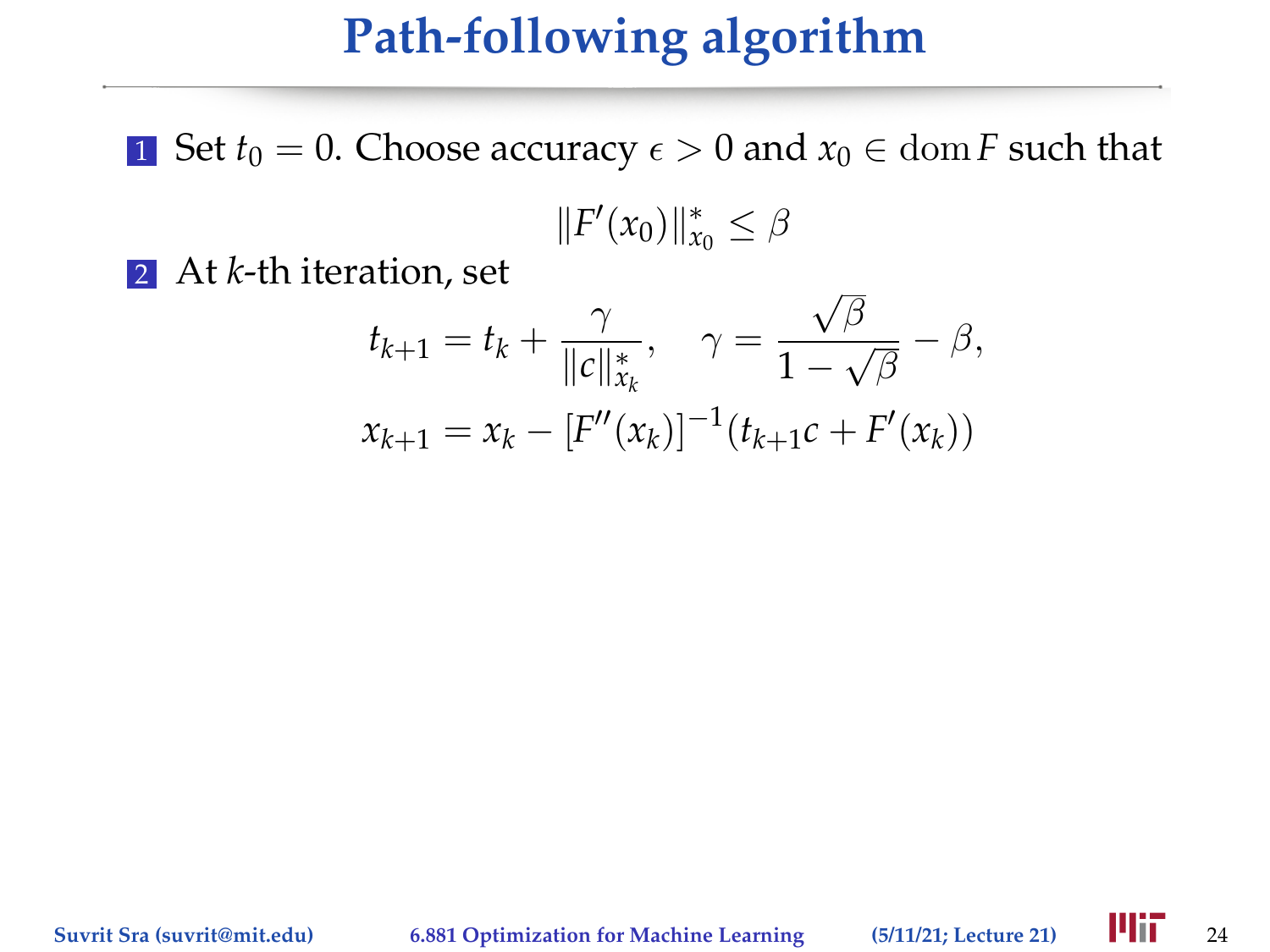# Path-following algorithm

1. Set $t_0 = 0$. Choose accuracy $\epsilon > 0$ and $x_0 \in \operatorname{dom} F$ such that

$$\|F'(x_0)\|_{x_0}^* \leq \beta$$

2. At $k$-th iteration, set

$$t_{k+1} = t_k + \frac{\gamma}{\|c\|_{x_k}^*}, \quad \gamma = \frac{\sqrt{\beta}}{1 - \sqrt{\beta}} - \beta,$$

$$x_{k+1} = x_k - [F''(x_k)]^{-1}(t_{k+1}c + F'(x_k))$$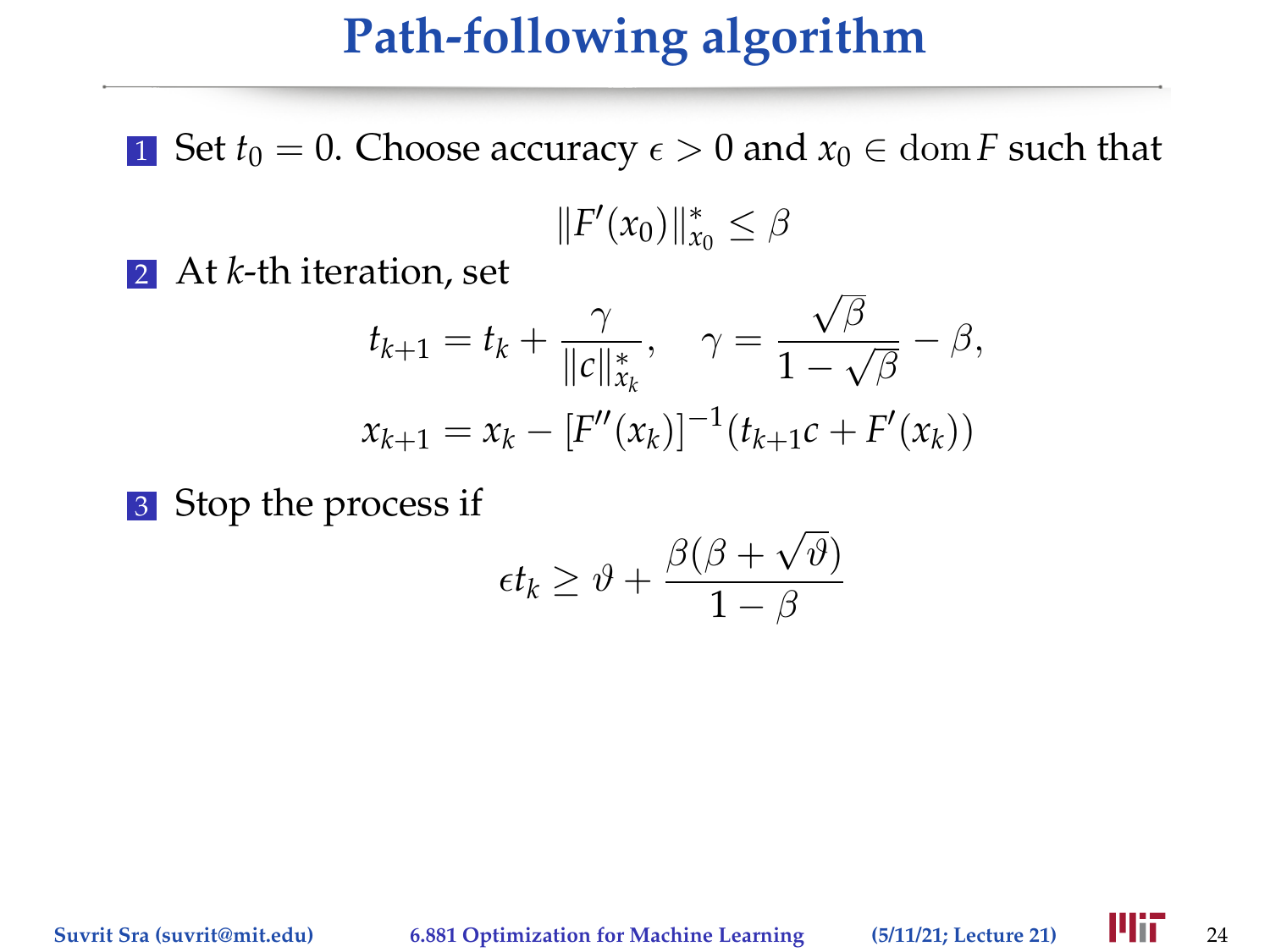# Path-following algorithm

1. Set $t_0 = 0$. Choose accuracy $\epsilon > 0$ and $x_0 \in \operatorname{dom} F$ such that

$$\|F'(x_0)\|_{x_0}^* \leq \beta$$

2. At $k$-th iteration, set

$$t_{k+1} = t_k + \frac{\gamma}{\|c\|_{x_k}^*}, \quad \gamma = \frac{\sqrt{\beta}}{1 - \sqrt{\beta}} - \beta,$$

$$x_{k+1} = x_k - [F''(x_k)]^{-1}(t_{k+1}c + F'(x_k))$$

3. Stop the process if

$$\epsilon t_k \geq \vartheta + \frac{\beta(\beta + \sqrt{\vartheta})}{1 - \beta}$$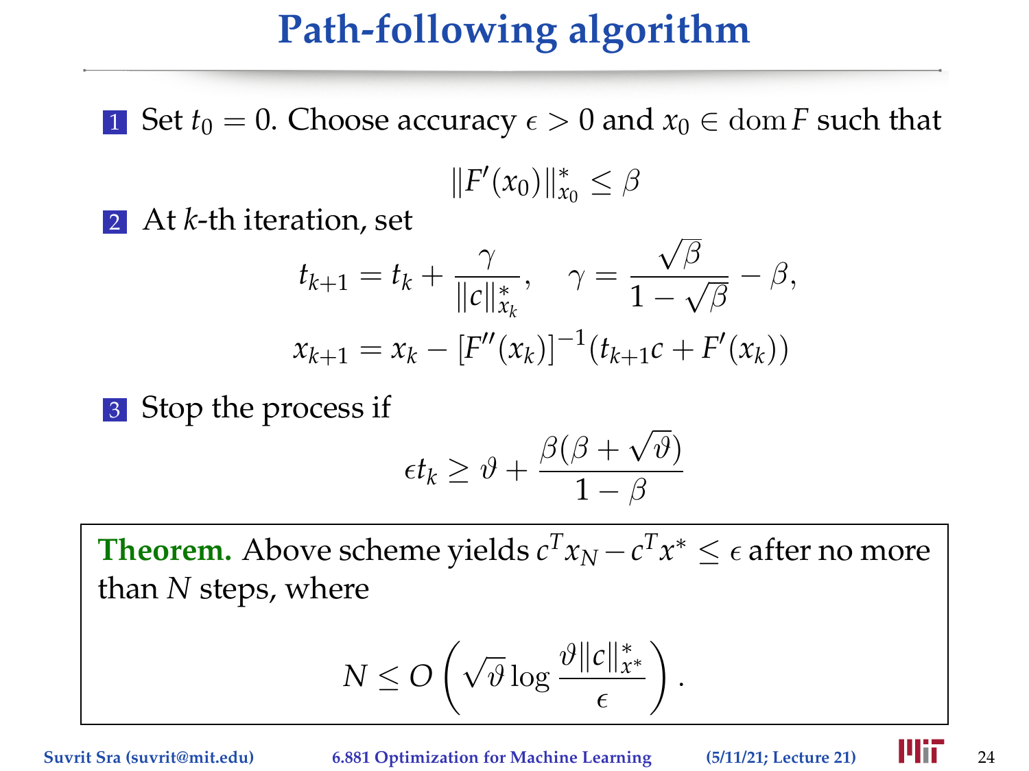# Path-following algorithm

1. Set $t_0 = 0$. Choose accuracy $\epsilon > 0$ and $x_0 \in \operatorname{dom} F$ such that

$$\|F'(x_0)\|_{x_0}^* \leq \beta$$

2. At $k$-th iteration, set

$$t_{k+1} = t_k + \frac{\gamma}{\|c\|_{x_k}^*}, \quad \gamma = \frac{\sqrt{\beta}}{1 - \sqrt{\beta}} - \beta,$$

$$x_{k+1} = x_k - [F''(x_k)]^{-1}(t_{k+1}c + F'(x_k))$$

3. Stop the process if

$$\epsilon t_k \geq \vartheta + \frac{\beta(\beta + \sqrt{\vartheta})}{1 - \beta}$$

**Theorem.** Above scheme yields $c^T x_N - c^T x^* \leq \epsilon$ after no more than $N$ steps, where

$$N \leq O\left(\sqrt{\vartheta} \log \frac{\vartheta \|c\|_{x^*}^*}{\epsilon}\right).$$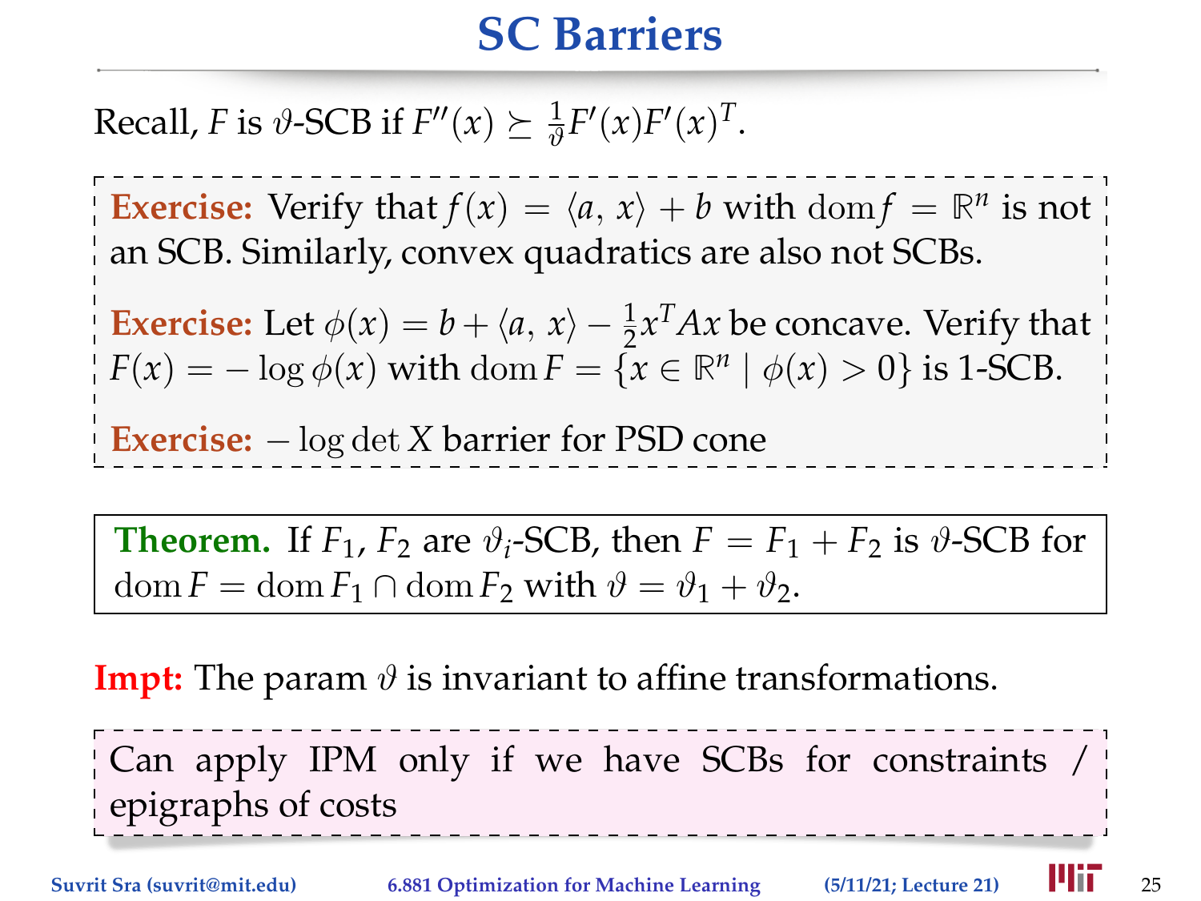# SC Barriers

Recall, $F$ is $\vartheta$-SCB if $F''(x) \succeq \frac{1}{\vartheta} F'(x) F'(x)^T$.

**Exercise:** Verify that $f(x) = \langle a, x \rangle + b$ with $\operatorname{dom} f = \mathbb{R}^n$ is not an SCB. Similarly, convex quadratics are also not SCBs.

**Exercise:** Let $\phi(x) = b + \langle a, x \rangle - \frac{1}{2} x^T A x$ be concave. Verify that $F(x) = -\log \phi(x)$ with $\operatorname{dom} F = \{x \in \mathbb{R}^n \mid \phi(x) > 0\}$ is 1-SCB.

**Exercise:** $-\log \det X$ barrier for PSD cone

**Theorem.** If $F_1, F_2$ are $\vartheta_i$-SCB, then $F = F_1 + F_2$ is $\vartheta$-SCB for $\operatorname{dom} F = \operatorname{dom} F_1 \cap \operatorname{dom} F_2$ with $\vartheta = \vartheta_1 + \vartheta_2$.

**Impt:** The param $\vartheta$ is invariant to affine transformations.

Can apply IPM only if we have SCBs for constraints / epigraphs of costs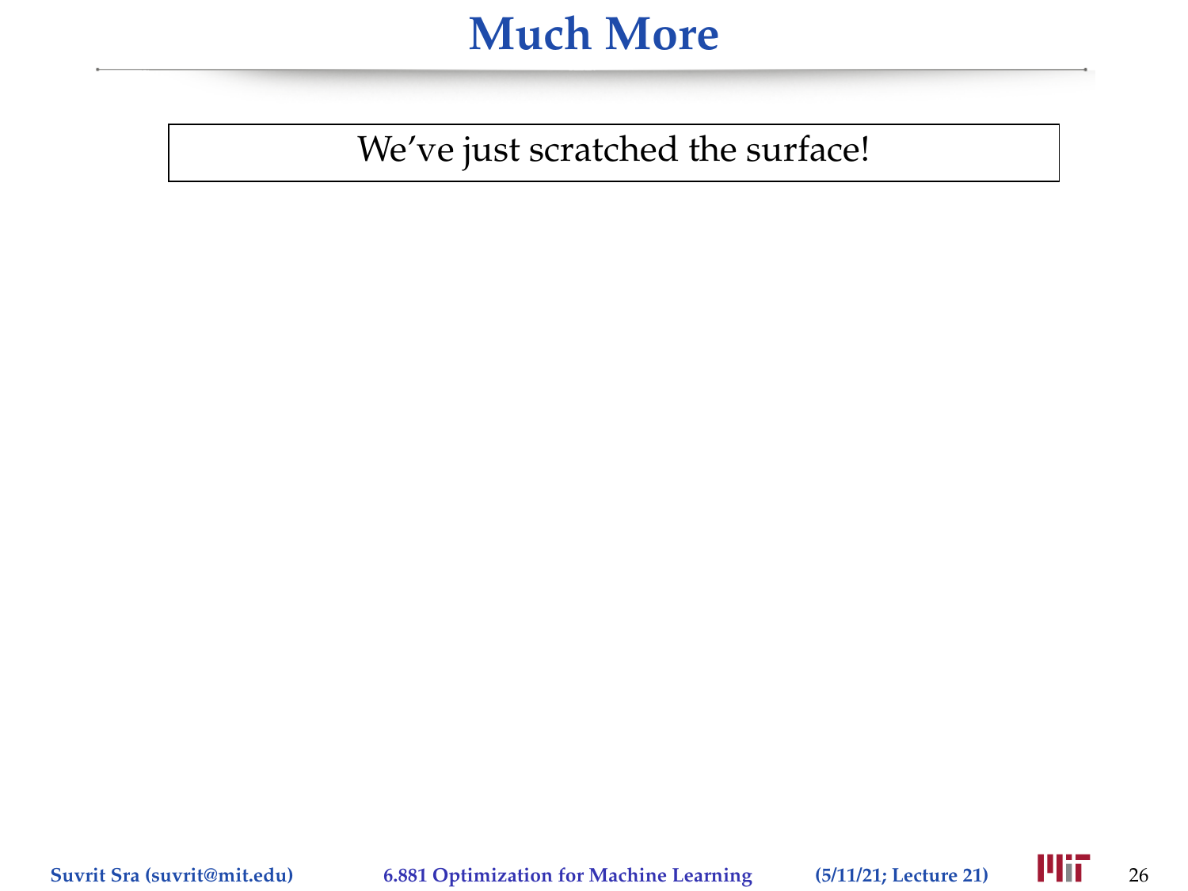# Much More

We've just scratched the surface!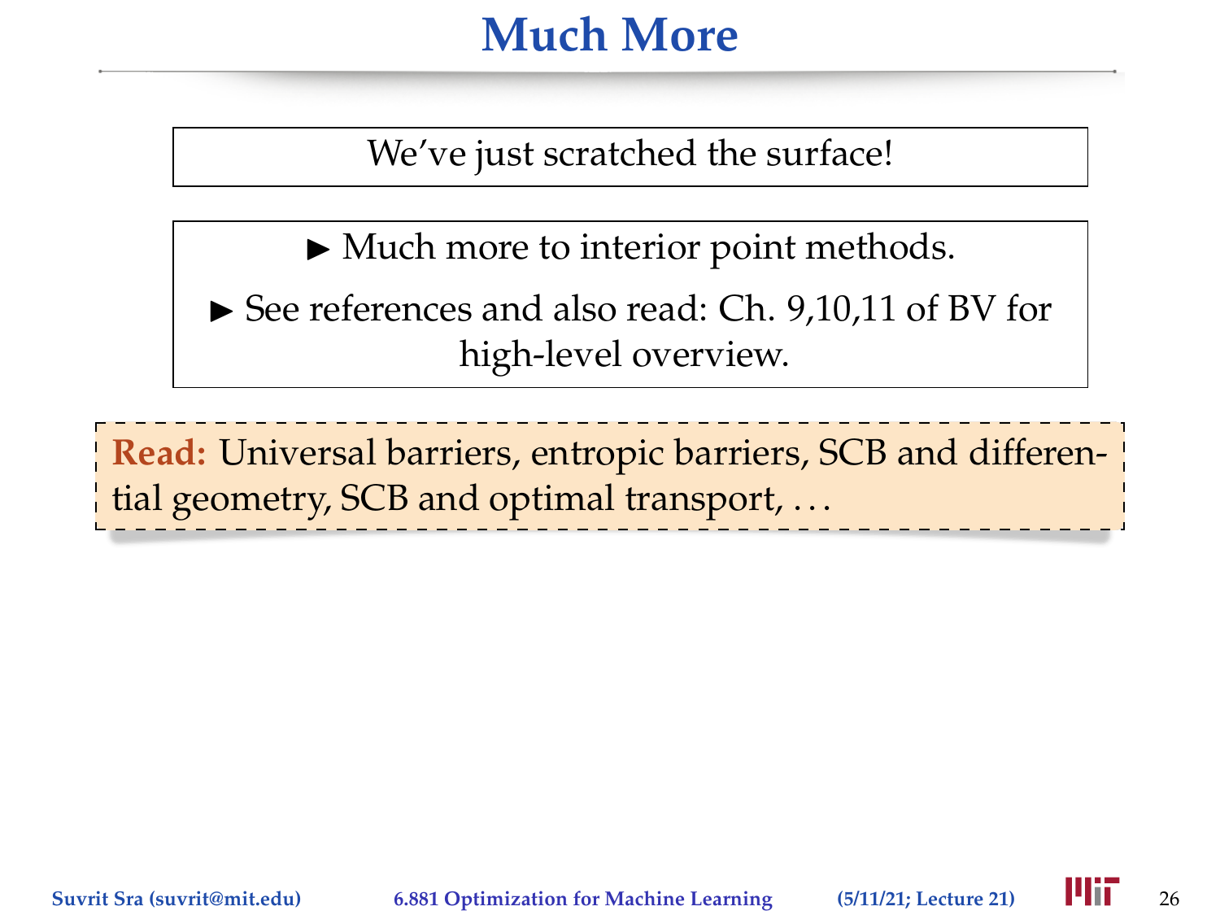# Much More

We've just scratched the surface!

- Much more to interior point methods.
- See references and also read: Ch. 9,10,11 of BV for high-level overview.

**Read:** Universal barriers, entropic barriers, SCB and differential geometry, SCB and optimal transport, ...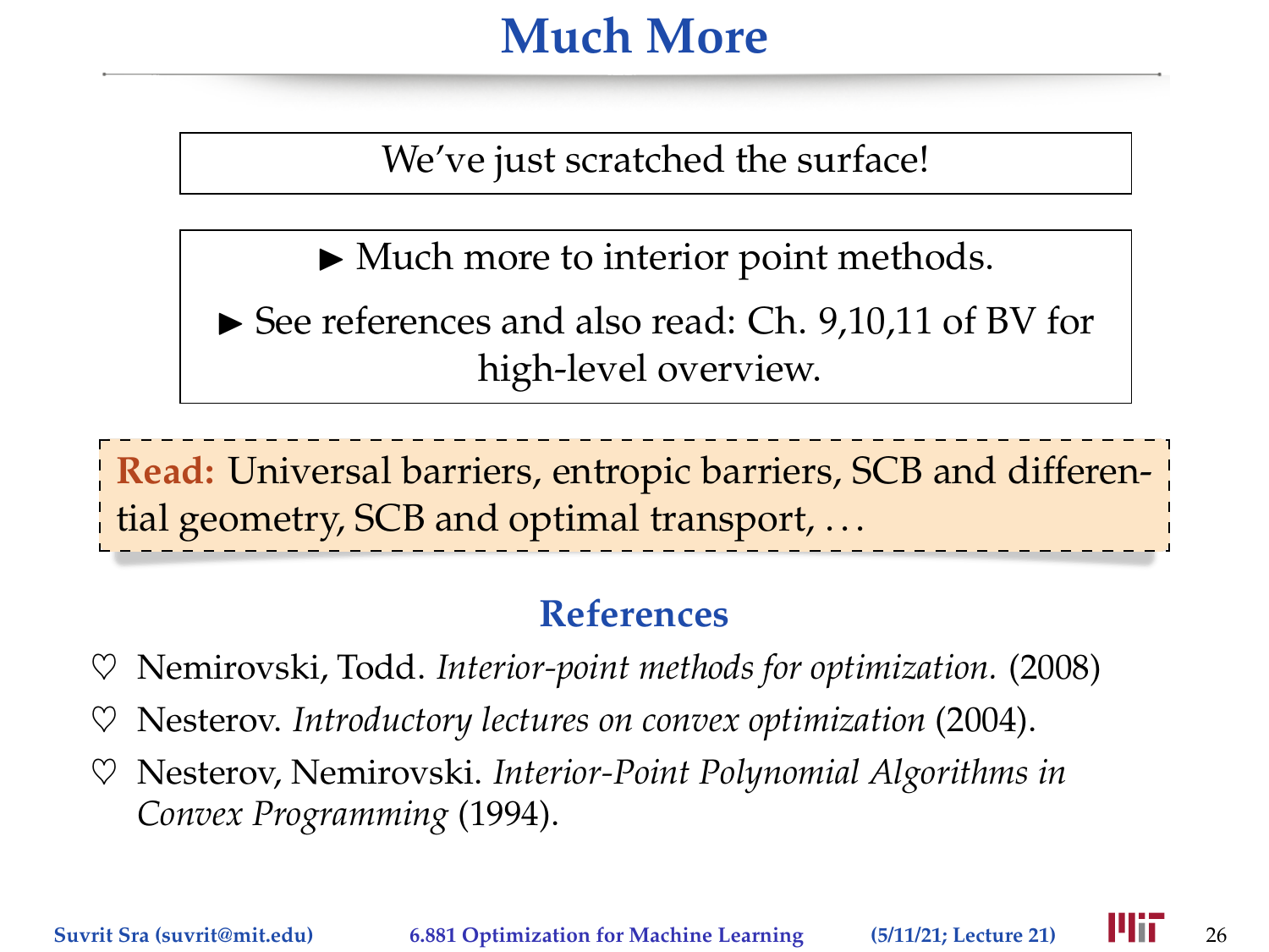# Much More

We've just scratched the surface!

- Much more to interior point methods.
- See references and also read: Ch. 9,10,11 of BV for high-level overview.

**Read:** Universal barriers, entropic barriers, SCB and differential geometry, SCB and optimal transport, ...

## References

♡ Nemirovski, Todd. *Interior-point methods for optimization.* (2008)

♡ Nesterov. *Introductory lectures on convex optimization* (2004).

♡ Nesterov, Nemirovski. *Interior-Point Polynomial Algorithms in Convex Programming* (1994).